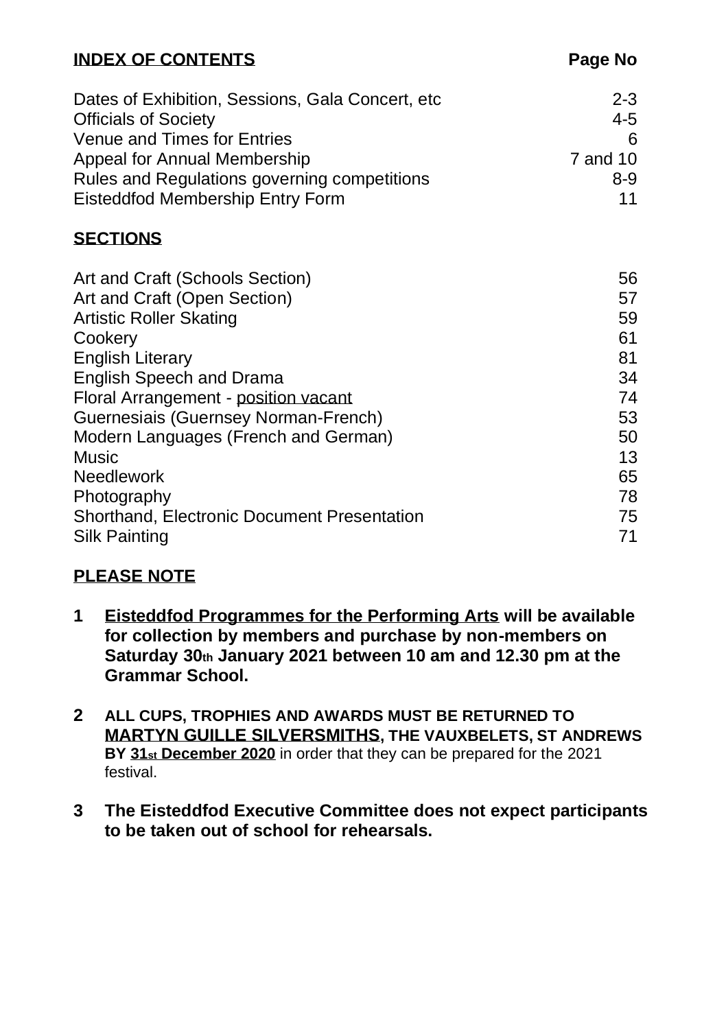| **INDEX OF CONTENTS** | **Page No** |
|---|---|
| Dates of Exhibition, Sessions, Gala Concert, etc | 2-3 |
| Officials of Society | 4-5 |
| Venue and Times for Entries | 6 |
| Appeal for Annual Membership | 7 and 10 |
| Rules and Regulations governing competitions | 8-9 |
| Eisteddfod Membership Entry Form | 11 |

## SECTIONS

| Section | Page |
|---|---|
| Art and Craft (Schools Section) | 56 |
| Art and Craft (Open Section) | 57 |
| Artistic Roller Skating | 59 |
| Cookery | 61 |
| English Literary | 81 |
| English Speech and Drama | 34 |
| Floral Arrangement - position vacant | 74 |
| Guernesiais (Guernsey Norman-French) | 53 |
| Modern Languages (French and German) | 50 |
| Music | 13 |
| Needlework | 65 |
| Photography | 78 |
| Shorthand, Electronic Document Presentation | 75 |
| Silk Painting | 71 |

## PLEASE NOTE

1. **Eisteddfod Programmes for the Performing Arts will be available for collection by members and purchase by non-members on Saturday 30th January 2021 between 10 am and 12.30 pm at the Grammar School.**

2. **ALL CUPS, TROPHIES AND AWARDS MUST BE RETURNED TO MARTYN GUILLE SILVERSMITHS, THE VAUXBELETS, ST ANDREWS BY 31st December 2020** in order that they can be prepared for the 2021 festival.

3. **The Eisteddfod Executive Committee does not expect participants to be taken out of school for rehearsals.**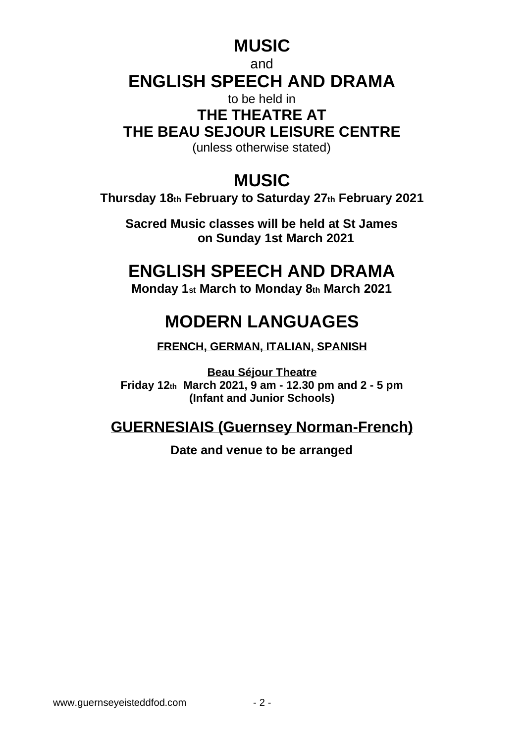# MUSIC

and

# ENGLISH SPEECH AND DRAMA

to be held in

## THE THEATRE AT
## THE BEAU SEJOUR LEISURE CENTRE

(unless otherwise stated)

# MUSIC

**Thursday 18th February to Saturday 27th February 2021**

**Sacred Music classes will be held at St James on Sunday 1st March 2021**

# ENGLISH SPEECH AND DRAMA

**Monday 1st March to Monday 8th March 2021**

# MODERN LANGUAGES

**FRENCH, GERMAN, ITALIAN, SPANISH**

**Beau Séjour Theatre**
**Friday 12th March 2021, 9 am - 12.30 pm and 2 - 5 pm**
**(Infant and Junior Schools)**

## GUERNESIAIS (Guernsey Norman-French)

**Date and venue to be arranged**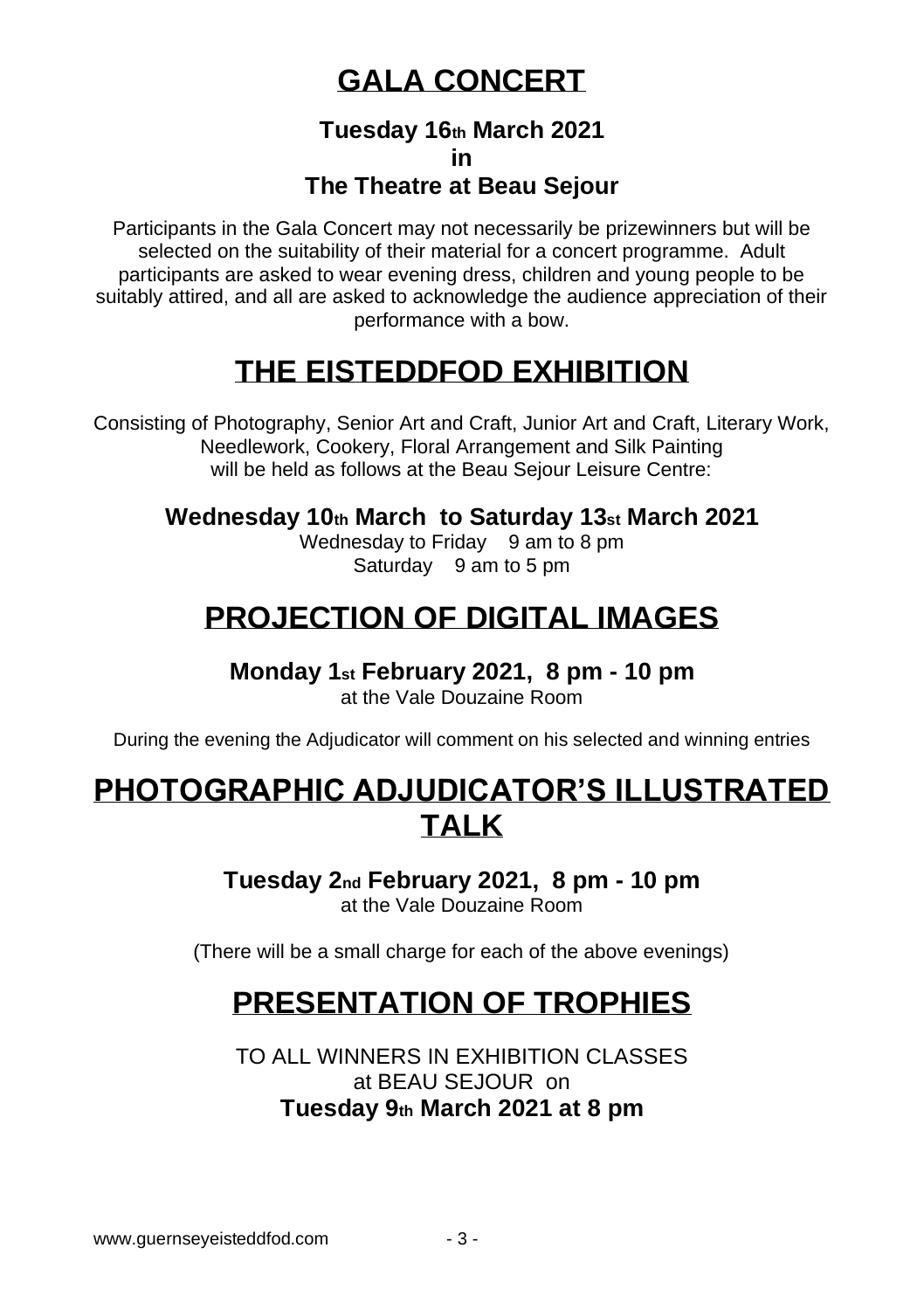# GALA CONCERT

**Tuesday 16th March 2021**
**in**
**The Theatre at Beau Sejour**

Participants in the Gala Concert may not necessarily be prizewinners but will be selected on the suitability of their material for a concert programme. Adult participants are asked to wear evening dress, children and young people to be suitably attired, and all are asked to acknowledge the audience appreciation of their performance with a bow.

# THE EISTEDDFOD EXHIBITION

Consisting of Photography, Senior Art and Craft, Junior Art and Craft, Literary Work, Needlework, Cookery, Floral Arrangement and Silk Painting will be held as follows at the Beau Sejour Leisure Centre:

**Wednesday 10th March to Saturday 13st March 2021**

Wednesday to Friday 9 am to 8 pm
Saturday 9 am to 5 pm

# PROJECTION OF DIGITAL IMAGES

**Monday 1st February 2021, 8 pm - 10 pm**
at the Vale Douzaine Room

During the evening the Adjudicator will comment on his selected and winning entries

# PHOTOGRAPHIC ADJUDICATOR'S ILLUSTRATED TALK

**Tuesday 2nd February 2021, 8 pm - 10 pm**
at the Vale Douzaine Room

(There will be a small charge for each of the above evenings)

# PRESENTATION OF TROPHIES

TO ALL WINNERS IN EXHIBITION CLASSES
at BEAU SEJOUR on
**Tuesday 9th March 2021 at 8 pm**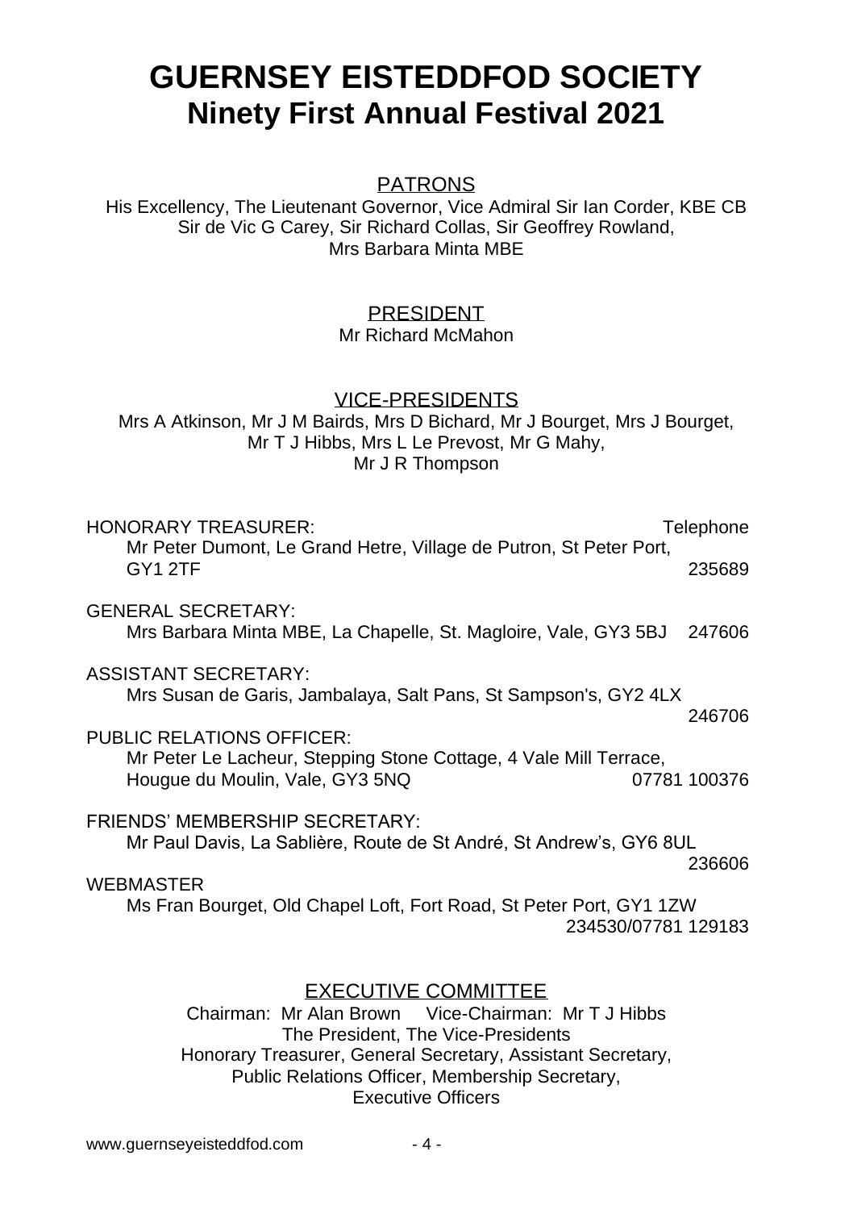# GUERNSEY EISTEDDFOD SOCIETY
## Ninety First Annual Festival 2021

PATRONS

His Excellency, The Lieutenant Governor, Vice Admiral Sir Ian Corder, KBE CB
Sir de Vic G Carey, Sir Richard Collas, Sir Geoffrey Rowland,
Mrs Barbara Minta MBE

PRESIDENT

Mr Richard McMahon

VICE-PRESIDENTS

Mrs A Atkinson, Mr J M Bairds, Mrs D Bichard, Mr J Bourget, Mrs J Bourget,
Mr T J Hibbs, Mrs L Le Prevost, Mr G Mahy,
Mr J R Thompson

HONORARY TREASURER: Telephone
Mr Peter Dumont, Le Grand Hetre, Village de Putron, St Peter Port, GY1 2TF 235689

GENERAL SECRETARY:
Mrs Barbara Minta MBE, La Chapelle, St. Magloire, Vale, GY3 5BJ 247606

ASSISTANT SECRETARY:
Mrs Susan de Garis, Jambalaya, Salt Pans, St Sampson's, GY2 4LX 246706

PUBLIC RELATIONS OFFICER:
Mr Peter Le Lacheur, Stepping Stone Cottage, 4 Vale Mill Terrace, Hougue du Moulin, Vale, GY3 5NQ 07781 100376

FRIENDS' MEMBERSHIP SECRETARY:
Mr Paul Davis, La Sablière, Route de St André, St Andrew's, GY6 8UL 236606

WEBMASTER
Ms Fran Bourget, Old Chapel Loft, Fort Road, St Peter Port, GY1 1ZW 234530/07781 129183

EXECUTIVE COMMITTEE

Chairman: Mr Alan Brown Vice-Chairman: Mr T J Hibbs
The President, The Vice-Presidents
Honorary Treasurer, General Secretary, Assistant Secretary,
Public Relations Officer, Membership Secretary,
Executive Officers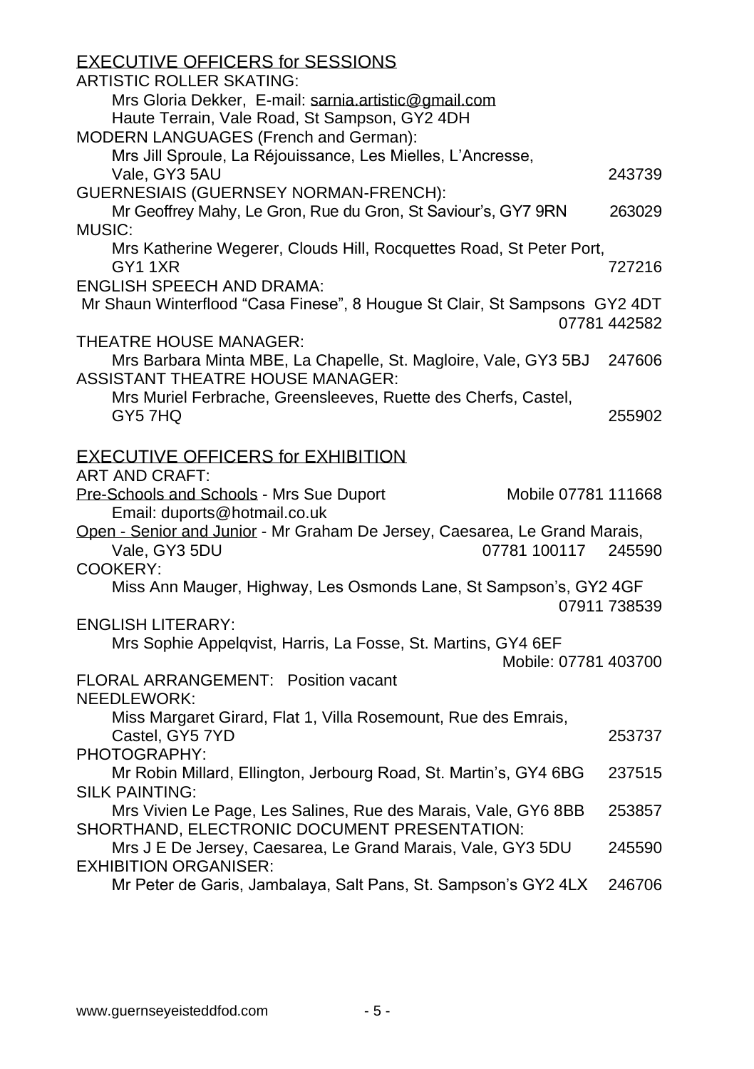## EXECUTIVE OFFICERS for SESSIONS

ARTISTIC ROLLER SKATING:
Mrs Gloria Dekker, E-mail: sarnia.artistic@gmail.com
Haute Terrain, Vale Road, St Sampson, GY2 4DH

MODERN LANGUAGES (French and German):
Mrs Jill Sproule, La Réjouissance, Les Mielles, L'Ancresse, Vale, GY3 5AU 243739

GUERNESIAIS (GUERNSEY NORMAN-FRENCH):
Mr Geoffrey Mahy, Le Gron, Rue du Gron, St Saviour's, GY7 9RN 263029

MUSIC:
Mrs Katherine Wegerer, Clouds Hill, Rocquettes Road, St Peter Port, GY1 1XR 727216

ENGLISH SPEECH AND DRAMA:
Mr Shaun Winterflood "Casa Finese", 8 Hougue St Clair, St Sampsons GY2 4DT 07781 442582

THEATRE HOUSE MANAGER:
Mrs Barbara Minta MBE, La Chapelle, St. Magloire, Vale, GY3 5BJ 247606

ASSISTANT THEATRE HOUSE MANAGER:
Mrs Muriel Ferbrache, Greensleeves, Ruette des Cherfs, Castel, GY5 7HQ 255902

## EXECUTIVE OFFICERS for EXHIBITION

ART AND CRAFT:
Pre-Schools and Schools - Mrs Sue Duport Mobile 07781 111668
Email: duports@hotmail.co.uk
Open - Senior and Junior - Mr Graham De Jersey, Caesarea, Le Grand Marais, Vale, GY3 5DU 07781 100117 245590

COOKERY:
Miss Ann Mauger, Highway, Les Osmonds Lane, St Sampson's, GY2 4GF 07911 738539

ENGLISH LITERARY:
Mrs Sophie Appelqvist, Harris, La Fosse, St. Martins, GY4 6EF Mobile: 07781 403700

FLORAL ARRANGEMENT: Position vacant

NEEDLEWORK:
Miss Margaret Girard, Flat 1, Villa Rosemount, Rue des Emrais, Castel, GY5 7YD 253737

PHOTOGRAPHY:
Mr Robin Millard, Ellington, Jerbourg Road, St. Martin's, GY4 6BG 237515

SILK PAINTING:
Mrs Vivien Le Page, Les Salines, Rue des Marais, Vale, GY6 8BB 253857

SHORTHAND, ELECTRONIC DOCUMENT PRESENTATION:
Mrs J E De Jersey, Caesarea, Le Grand Marais, Vale, GY3 5DU 245590

EXHIBITION ORGANISER:
Mr Peter de Garis, Jambalaya, Salt Pans, St. Sampson's GY2 4LX 246706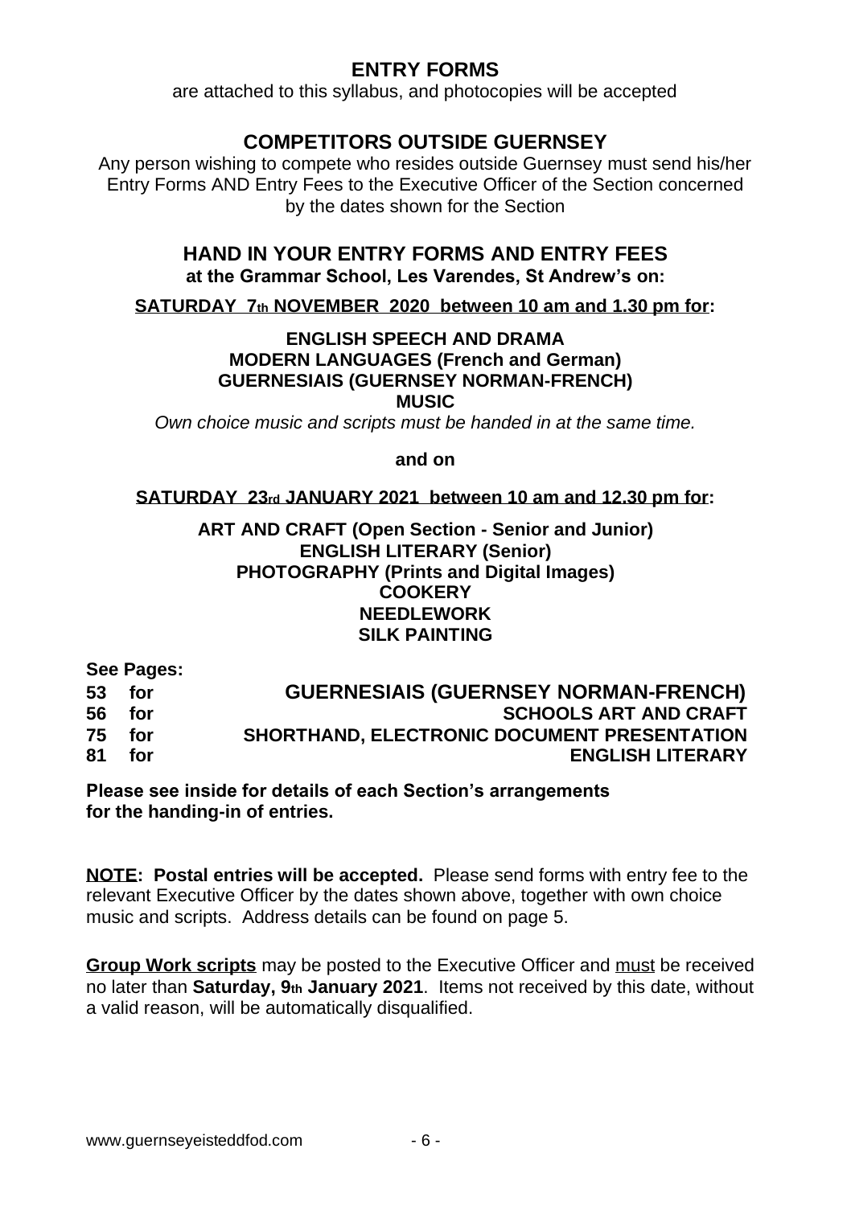## ENTRY FORMS

are attached to this syllabus, and photocopies will be accepted

## COMPETITORS OUTSIDE GUERNSEY

Any person wishing to compete who resides outside Guernsey must send his/her Entry Forms AND Entry Fees to the Executive Officer of the Section concerned by the dates shown for the Section

## HAND IN YOUR ENTRY FORMS AND ENTRY FEES

**at the Grammar School, Les Varendes, St Andrew's on:**

**SATURDAY 7th NOVEMBER 2020 between 10 am and 1.30 pm for:**

**ENGLISH SPEECH AND DRAMA**
**MODERN LANGUAGES (French and German)**
**GUERNESIAIS (GUERNSEY NORMAN-FRENCH)**
**MUSIC**

*Own choice music and scripts must be handed in at the same time.*

**and on**

**SATURDAY 23rd JANUARY 2021 between 10 am and 12.30 pm for:**

**ART AND CRAFT (Open Section - Senior and Junior)**
**ENGLISH LITERARY (Senior)**
**PHOTOGRAPHY (Prints and Digital Images)**
**COOKERY**
**NEEDLEWORK**
**SILK PAINTING**

**See Pages:**

**53 for GUERNESIAIS (GUERNSEY NORMAN-FRENCH)**
**56 for SCHOOLS ART AND CRAFT**
**75 for SHORTHAND, ELECTRONIC DOCUMENT PRESENTATION**
**81 for ENGLISH LITERARY**

**Please see inside for details of each Section's arrangements for the handing-in of entries.**

**NOTE: Postal entries will be accepted.** Please send forms with entry fee to the relevant Executive Officer by the dates shown above, together with own choice music and scripts. Address details can be found on page 5.

**Group Work scripts** may be posted to the Executive Officer and must be received no later than **Saturday, 9th January 2021**. Items not received by this date, without a valid reason, will be automatically disqualified.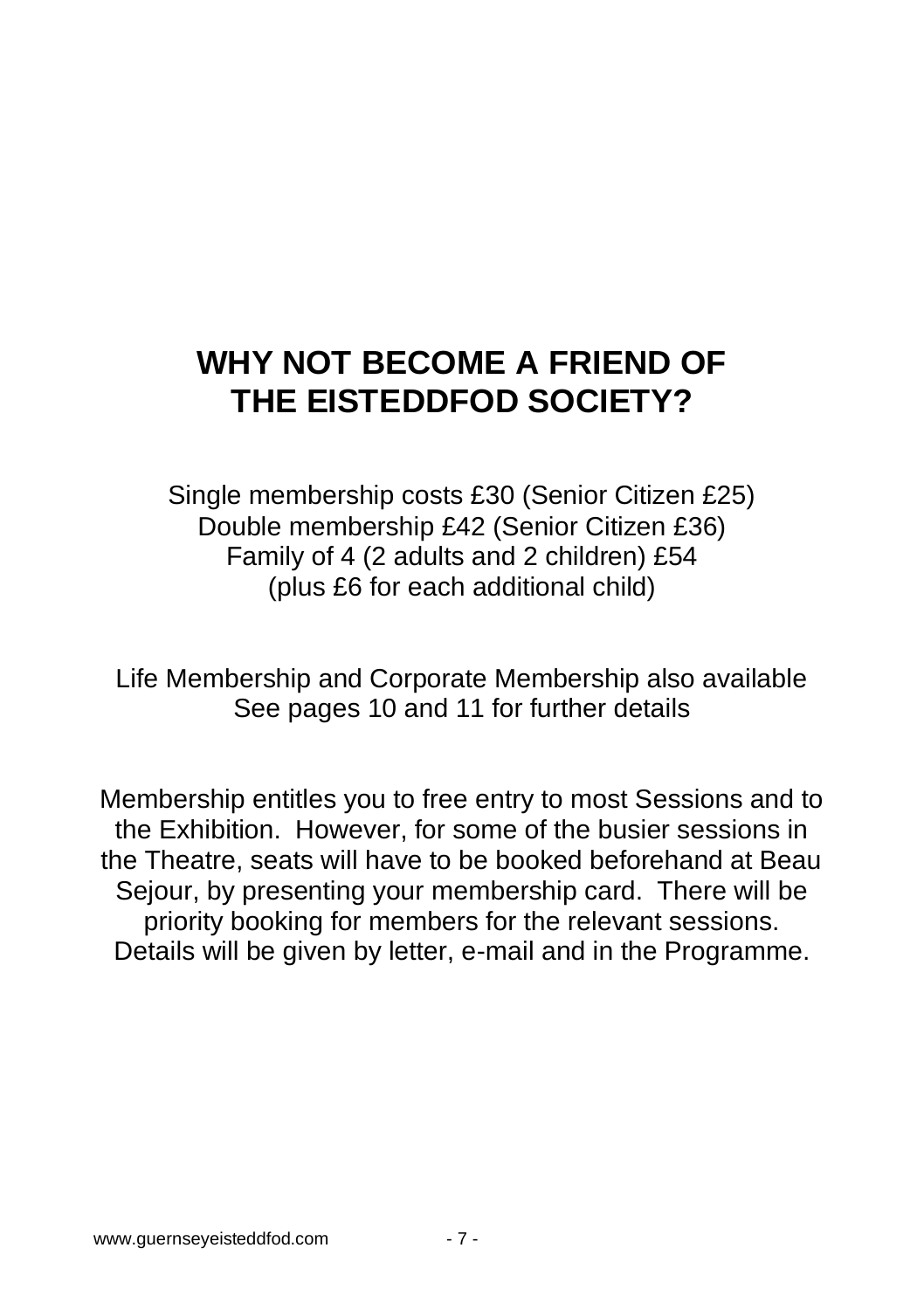# WHY NOT BECOME A FRIEND OF THE EISTEDDFOD SOCIETY?

Single membership costs £30 (Senior Citizen £25)
Double membership £42 (Senior Citizen £36)
Family of 4 (2 adults and 2 children) £54
(plus £6 for each additional child)

Life Membership and Corporate Membership also available
See pages 10 and 11 for further details

Membership entitles you to free entry to most Sessions and to the Exhibition. However, for some of the busier sessions in the Theatre, seats will have to be booked beforehand at Beau Sejour, by presenting your membership card. There will be priority booking for members for the relevant sessions. Details will be given by letter, e-mail and in the Programme.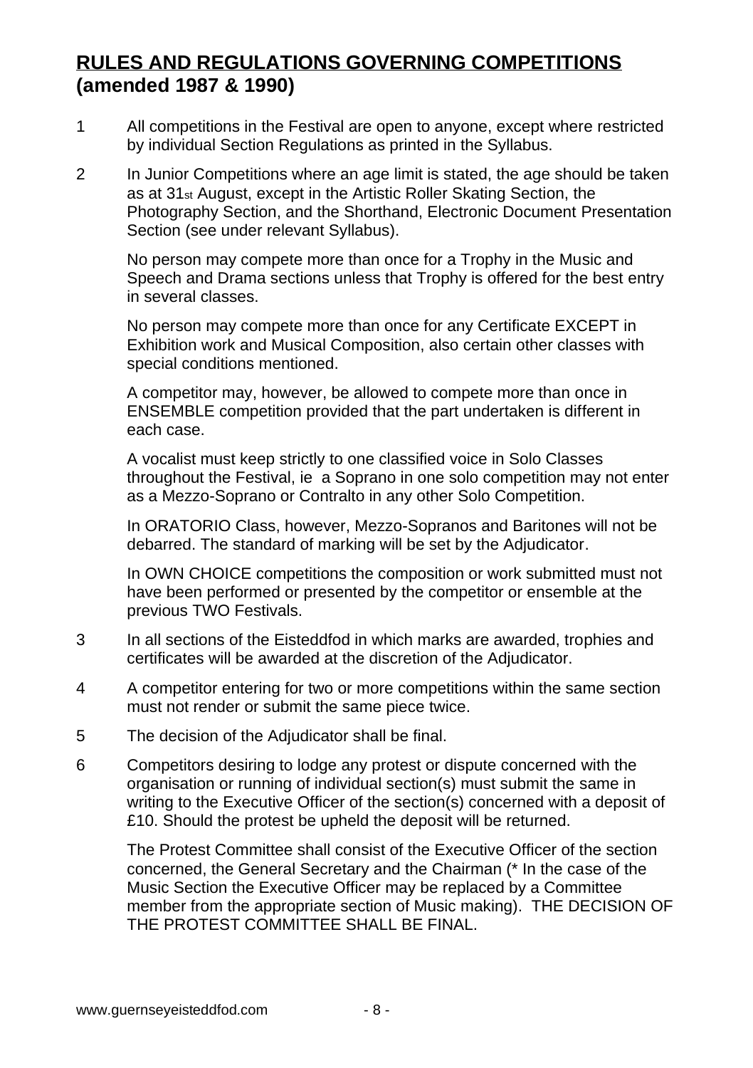## **RULES AND REGULATIONS GOVERNING COMPETITIONS (amended 1987 & 1990)**

1 All competitions in the Festival are open to anyone, except where restricted by individual Section Regulations as printed in the Syllabus.

2 In Junior Competitions where an age limit is stated, the age should be taken as at 31st August, except in the Artistic Roller Skating Section, the Photography Section, and the Shorthand, Electronic Document Presentation Section (see under relevant Syllabus).

   No person may compete more than once for a Trophy in the Music and Speech and Drama sections unless that Trophy is offered for the best entry in several classes.

   No person may compete more than once for any Certificate EXCEPT in Exhibition work and Musical Composition, also certain other classes with special conditions mentioned.

   A competitor may, however, be allowed to compete more than once in ENSEMBLE competition provided that the part undertaken is different in each case.

   A vocalist must keep strictly to one classified voice in Solo Classes throughout the Festival, ie a Soprano in one solo competition may not enter as a Mezzo-Soprano or Contralto in any other Solo Competition.

   In ORATORIO Class, however, Mezzo-Sopranos and Baritones will not be debarred. The standard of marking will be set by the Adjudicator.

   In OWN CHOICE competitions the composition or work submitted must not have been performed or presented by the competitor or ensemble at the previous TWO Festivals.

3 In all sections of the Eisteddfod in which marks are awarded, trophies and certificates will be awarded at the discretion of the Adjudicator.

4 A competitor entering for two or more competitions within the same section must not render or submit the same piece twice.

5 The decision of the Adjudicator shall be final.

6 Competitors desiring to lodge any protest or dispute concerned with the organisation or running of individual section(s) must submit the same in writing to the Executive Officer of the section(s) concerned with a deposit of £10. Should the protest be upheld the deposit will be returned.

   The Protest Committee shall consist of the Executive Officer of the section concerned, the General Secretary and the Chairman (* In the case of the Music Section the Executive Officer may be replaced by a Committee member from the appropriate section of Music making). THE DECISION OF THE PROTEST COMMITTEE SHALL BE FINAL.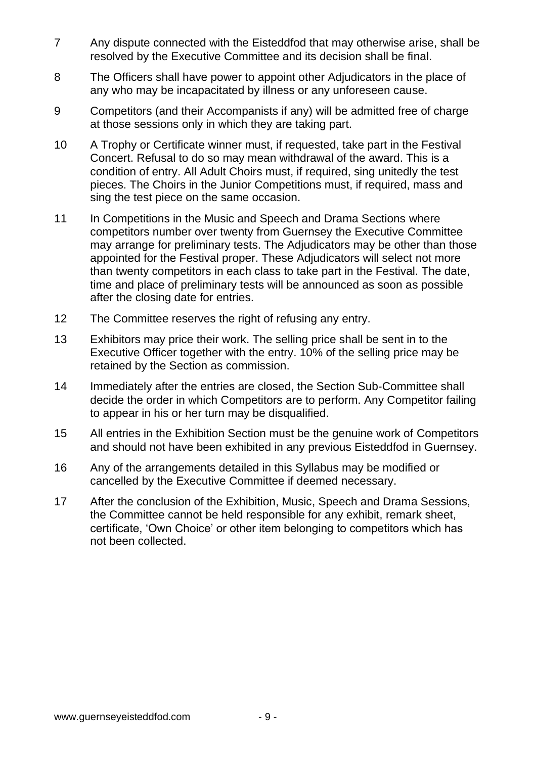7 Any dispute connected with the Eisteddfod that may otherwise arise, shall be resolved by the Executive Committee and its decision shall be final.

8 The Officers shall have power to appoint other Adjudicators in the place of any who may be incapacitated by illness or any unforeseen cause.

9 Competitors (and their Accompanists if any) will be admitted free of charge at those sessions only in which they are taking part.

10 A Trophy or Certificate winner must, if requested, take part in the Festival Concert. Refusal to do so may mean withdrawal of the award. This is a condition of entry. All Adult Choirs must, if required, sing unitedly the test pieces. The Choirs in the Junior Competitions must, if required, mass and sing the test piece on the same occasion.

11 In Competitions in the Music and Speech and Drama Sections where competitors number over twenty from Guernsey the Executive Committee may arrange for preliminary tests. The Adjudicators may be other than those appointed for the Festival proper. These Adjudicators will select not more than twenty competitors in each class to take part in the Festival. The date, time and place of preliminary tests will be announced as soon as possible after the closing date for entries.

12 The Committee reserves the right of refusing any entry.

13 Exhibitors may price their work. The selling price shall be sent in to the Executive Officer together with the entry. 10% of the selling price may be retained by the Section as commission.

14 Immediately after the entries are closed, the Section Sub-Committee shall decide the order in which Competitors are to perform. Any Competitor failing to appear in his or her turn may be disqualified.

15 All entries in the Exhibition Section must be the genuine work of Competitors and should not have been exhibited in any previous Eisteddfod in Guernsey.

16 Any of the arrangements detailed in this Syllabus may be modified or cancelled by the Executive Committee if deemed necessary.

17 After the conclusion of the Exhibition, Music, Speech and Drama Sessions, the Committee cannot be held responsible for any exhibit, remark sheet, certificate, 'Own Choice' or other item belonging to competitors which has not been collected.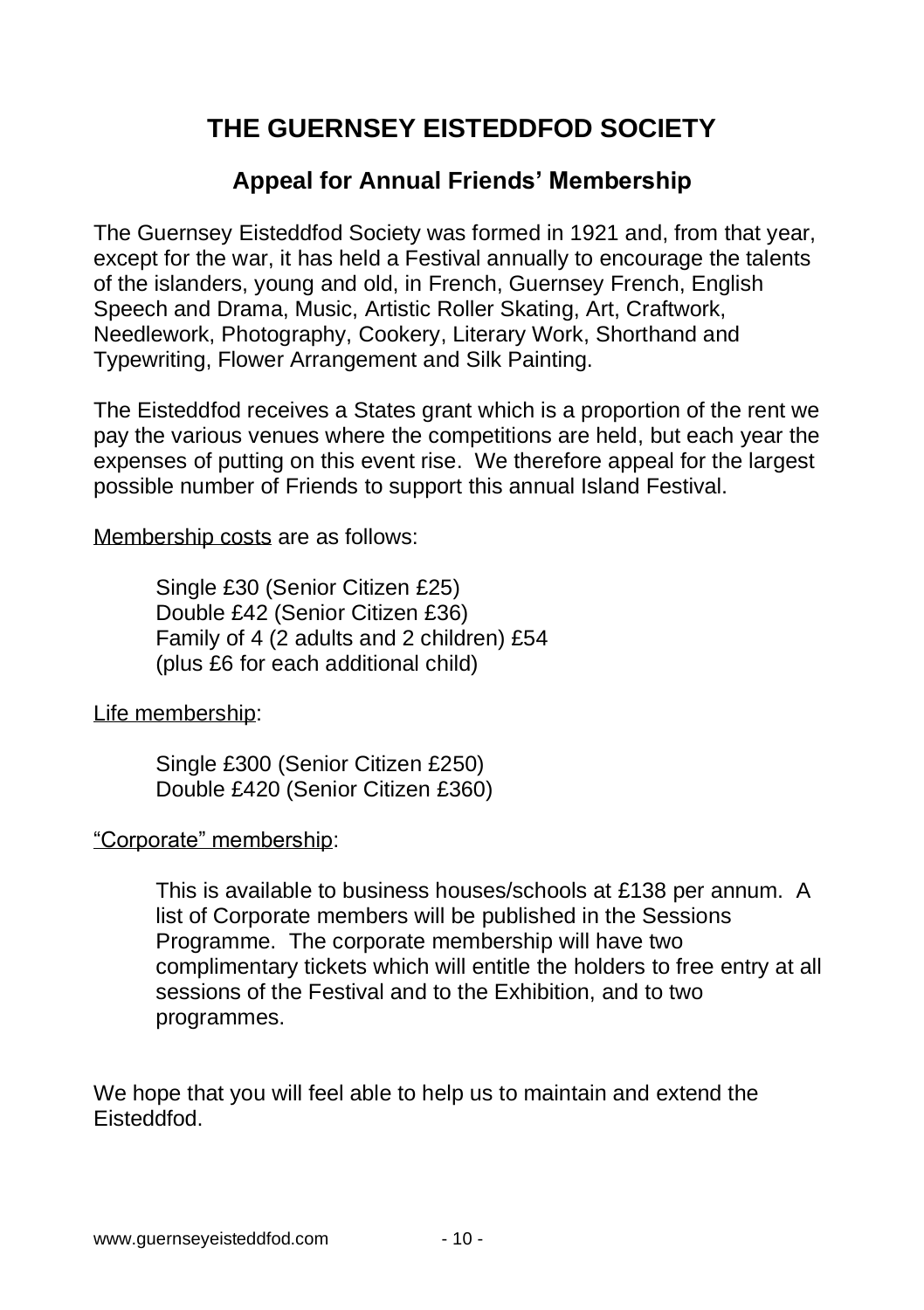# THE GUERNSEY EISTEDDFOD SOCIETY

## Appeal for Annual Friends' Membership

The Guernsey Eisteddfod Society was formed in 1921 and, from that year, except for the war, it has held a Festival annually to encourage the talents of the islanders, young and old, in French, Guernsey French, English Speech and Drama, Music, Artistic Roller Skating, Art, Craftwork, Needlework, Photography, Cookery, Literary Work, Shorthand and Typewriting, Flower Arrangement and Silk Painting.

The Eisteddfod receives a States grant which is a proportion of the rent we pay the various venues where the competitions are held, but each year the expenses of putting on this event rise. We therefore appeal for the largest possible number of Friends to support this annual Island Festival.

Membership costs are as follows:

Single £30 (Senior Citizen £25)
Double £42 (Senior Citizen £36)
Family of 4 (2 adults and 2 children) £54
(plus £6 for each additional child)

Life membership:

Single £300 (Senior Citizen £250)
Double £420 (Senior Citizen £360)

"Corporate" membership:

This is available to business houses/schools at £138 per annum. A list of Corporate members will be published in the Sessions Programme. The corporate membership will have two complimentary tickets which will entitle the holders to free entry at all sessions of the Festival and to the Exhibition, and to two programmes.

We hope that you will feel able to help us to maintain and extend the Eisteddfod.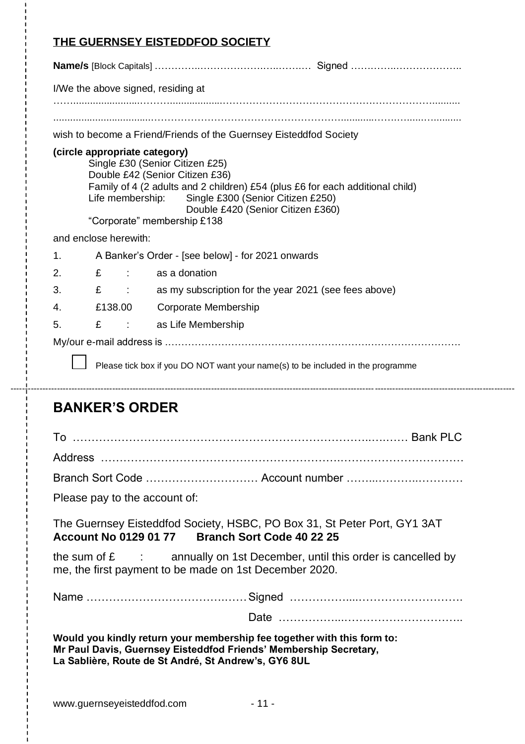## THE GUERNSEY EISTEDDFOD SOCIETY

**Name/s** [Block Capitals] ………………………………………… Signed ……………………………..

I/We the above signed, residing at

……………………………………………………………………………………………………..........

……………………………………………………………………………………………………..........

wish to become a Friend/Friends of the Guernsey Eisteddfod Society

**(circle appropriate category)**

Single £30 (Senior Citizen £25)
Double £42 (Senior Citizen £36)
Family of 4 (2 adults and 2 children) £54 (plus £6 for each additional child)
Life membership: Single £300 (Senior Citizen £250)
Double £420 (Senior Citizen £360)
"Corporate" membership £138

and enclose herewith:

1. A Banker's Order - [see below] - for 2021 onwards
2. £ : as a donation
3. £ : as my subscription for the year 2021 (see fees above)
4. £138.00 Corporate Membership
5. £ : as Life Membership

My/our e-mail address is ……………………………………………………………………………

☐ Please tick box if you DO NOT want your name(s) to be included in the programme

---

## BANKER'S ORDER

To ………………………………………………………………………… Bank PLC

Address ……………………………………………………………………………………

Branch Sort Code ………………………… Account number ………………………

Please pay to the account of:

The Guernsey Eisteddfod Society, HSBC, PO Box 31, St Peter Port, GY1 3AT
**Account No 0129 01 77 Branch Sort Code 40 22 25**

the sum of £ : annually on 1st December, until this order is cancelled by me, the first payment to be made on 1st December 2020.

Name …………………………………… Signed ……………………………………

Date ……………………………………

**Would you kindly return your membership fee together with this form to:
Mr Paul Davis, Guernsey Eisteddfod Friends' Membership Secretary,
La Sablière, Route de St André, St Andrew's, GY6 8UL**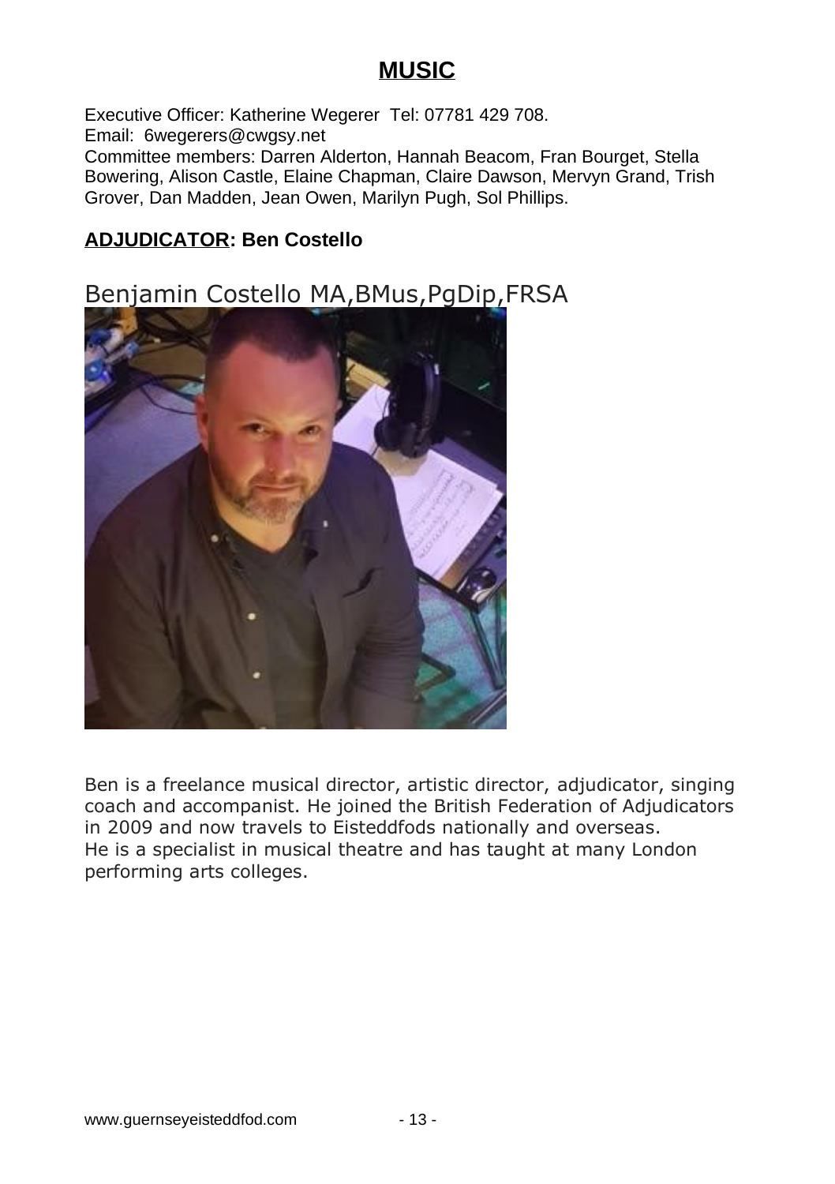# MUSIC

Executive Officer: Katherine Wegerer Tel: 07781 429 708.
Email: 6wegerers@cwgsy.net
Committee members: Darren Alderton, Hannah Beacom, Fran Bourget, Stella Bowering, Alison Castle, Elaine Chapman, Claire Dawson, Mervyn Grand, Trish Grover, Dan Madden, Jean Owen, Marilyn Pugh, Sol Phillips.

**ADJUDICATOR: Ben Costello**

## Benjamin Costello MA,BMus,PgDip,FRSA

Ben is a freelance musical director, artistic director, adjudicator, singing coach and accompanist. He joined the British Federation of Adjudicators in 2009 and now travels to Eisteddfods nationally and overseas.
He is a specialist in musical theatre and has taught at many London performing arts colleges.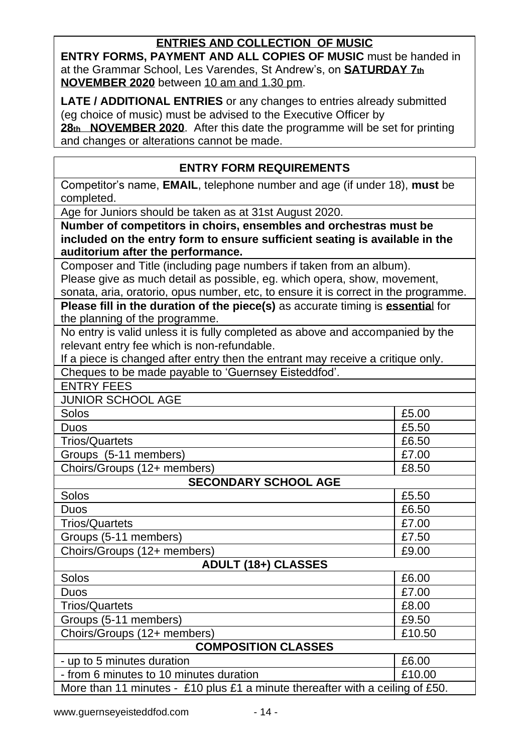## ENTRIES AND COLLECTION OF MUSIC

**ENTRY FORMS, PAYMENT AND ALL COPIES OF MUSIC** must be handed in at the Grammar School, Les Varendes, St Andrew's, on **SATURDAY 7th NOVEMBER 2020** between 10 am and 1.30 pm.

**LATE / ADDITIONAL ENTRIES** or any changes to entries already submitted (eg choice of music) must be advised to the Executive Officer by **28th NOVEMBER 2020**. After this date the programme will be set for printing and changes or alterations cannot be made.

## ENTRY FORM REQUIREMENTS

Competitor's name, **EMAIL**, telephone number and age (if under 18), **must** be completed.

Age for Juniors should be taken as at 31st August 2020.

**Number of competitors in choirs, ensembles and orchestras must be included on the entry form to ensure sufficient seating is available in the auditorium after the performance.**

Composer and Title (including page numbers if taken from an album). Please give as much detail as possible, eg. which opera, show, movement, sonata, aria, oratorio, opus number, etc, to ensure it is correct in the programme.

**Please fill in the duration of the piece(s)** as accurate timing is **essential** for the planning of the programme.

No entry is valid unless it is fully completed as above and accompanied by the relevant entry fee which is non-refundable.

If a piece is changed after entry then the entrant may receive a critique only.

Cheques to be made payable to 'Guernsey Eisteddfod'.

ENTRY FEES

| JUNIOR SCHOOL AGE | |
|---|---|
| Solos | £5.00 |
| Duos | £5.50 |
| Trios/Quartets | £6.50 |
| Groups (5-11 members) | £7.00 |
| Choirs/Groups (12+ members) | £8.50 |
| **SECONDARY SCHOOL AGE** | |
| Solos | £5.50 |
| Duos | £6.50 |
| Trios/Quartets | £7.00 |
| Groups (5-11 members) | £7.50 |
| Choirs/Groups (12+ members) | £9.00 |
| **ADULT (18+) CLASSES** | |
| Solos | £6.00 |
| Duos | £7.00 |
| Trios/Quartets | £8.00 |
| Groups (5-11 members) | £9.50 |
| Choirs/Groups (12+ members) | £10.50 |
| **COMPOSITION CLASSES** | |
| - up to 5 minutes duration | £6.00 |
| - from 6 minutes to 10 minutes duration | £10.00 |

More than 11 minutes - £10 plus £1 a minute thereafter with a ceiling of £50.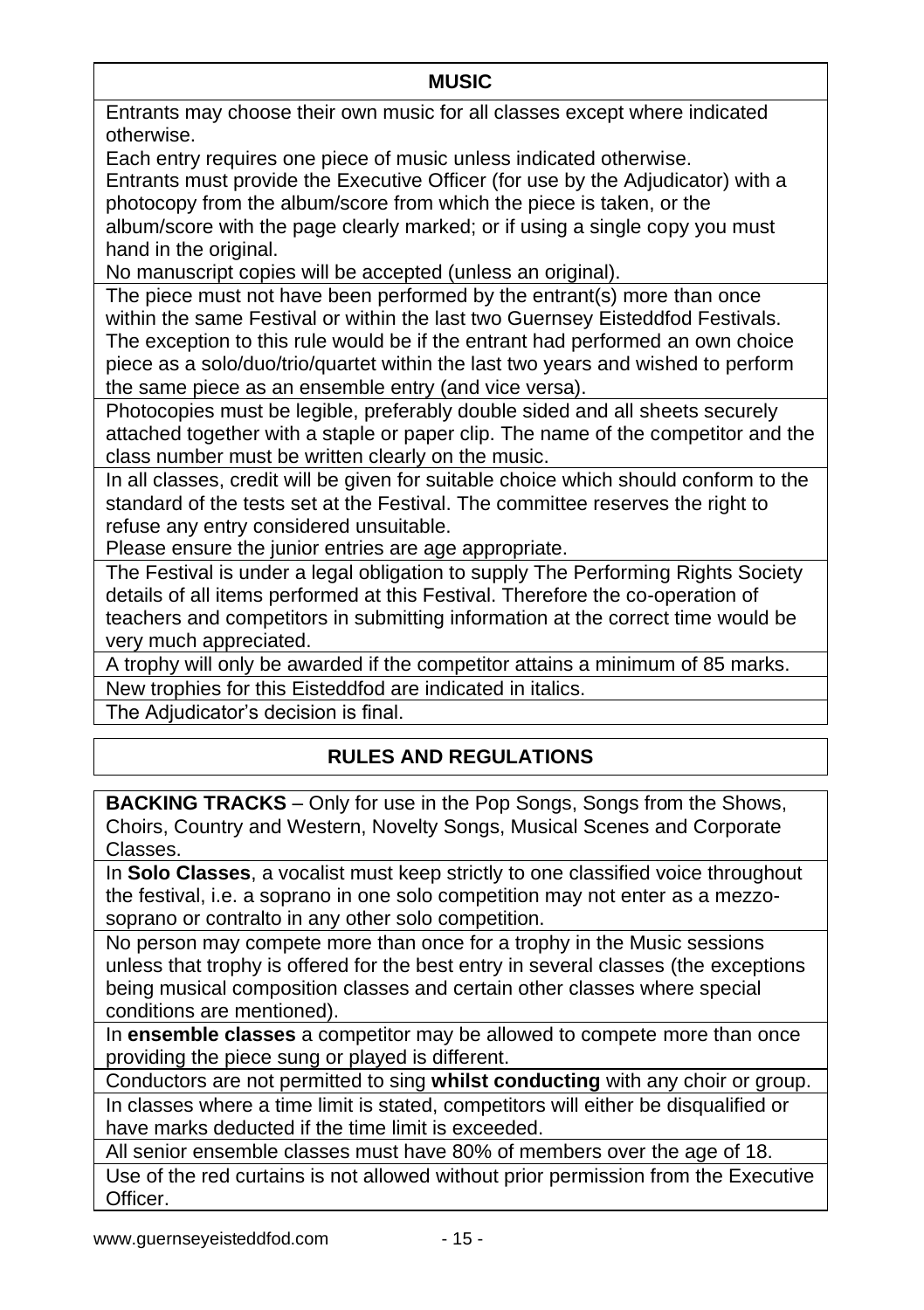## MUSIC

Entrants may choose their own music for all classes except where indicated otherwise.

Each entry requires one piece of music unless indicated otherwise.

Entrants must provide the Executive Officer (for use by the Adjudicator) with a photocopy from the album/score from which the piece is taken, or the album/score with the page clearly marked; or if using a single copy you must hand in the original.

No manuscript copies will be accepted (unless an original).

The piece must not have been performed by the entrant(s) more than once within the same Festival or within the last two Guernsey Eisteddfod Festivals. The exception to this rule would be if the entrant had performed an own choice piece as a solo/duo/trio/quartet within the last two years and wished to perform the same piece as an ensemble entry (and vice versa).

Photocopies must be legible, preferably double sided and all sheets securely attached together with a staple or paper clip. The name of the competitor and the class number must be written clearly on the music.

In all classes, credit will be given for suitable choice which should conform to the standard of the tests set at the Festival. The committee reserves the right to refuse any entry considered unsuitable.

Please ensure the junior entries are age appropriate.

The Festival is under a legal obligation to supply The Performing Rights Society details of all items performed at this Festival. Therefore the co-operation of teachers and competitors in submitting information at the correct time would be very much appreciated.

A trophy will only be awarded if the competitor attains a minimum of 85 marks.

New trophies for this Eisteddfod are indicated in italics.

The Adjudicator's decision is final.

## RULES AND REGULATIONS

**BACKING TRACKS** – Only for use in the Pop Songs, Songs from the Shows, Choirs, Country and Western, Novelty Songs, Musical Scenes and Corporate Classes.

In **Solo Classes**, a vocalist must keep strictly to one classified voice throughout the festival, i.e. a soprano in one solo competition may not enter as a mezzo-soprano or contralto in any other solo competition.

No person may compete more than once for a trophy in the Music sessions unless that trophy is offered for the best entry in several classes (the exceptions being musical composition classes and certain other classes where special conditions are mentioned).

In **ensemble classes** a competitor may be allowed to compete more than once providing the piece sung or played is different.

Conductors are not permitted to sing **whilst conducting** with any choir or group.

In classes where a time limit is stated, competitors will either be disqualified or have marks deducted if the time limit is exceeded.

All senior ensemble classes must have 80% of members over the age of 18.

Use of the red curtains is not allowed without prior permission from the Executive Officer.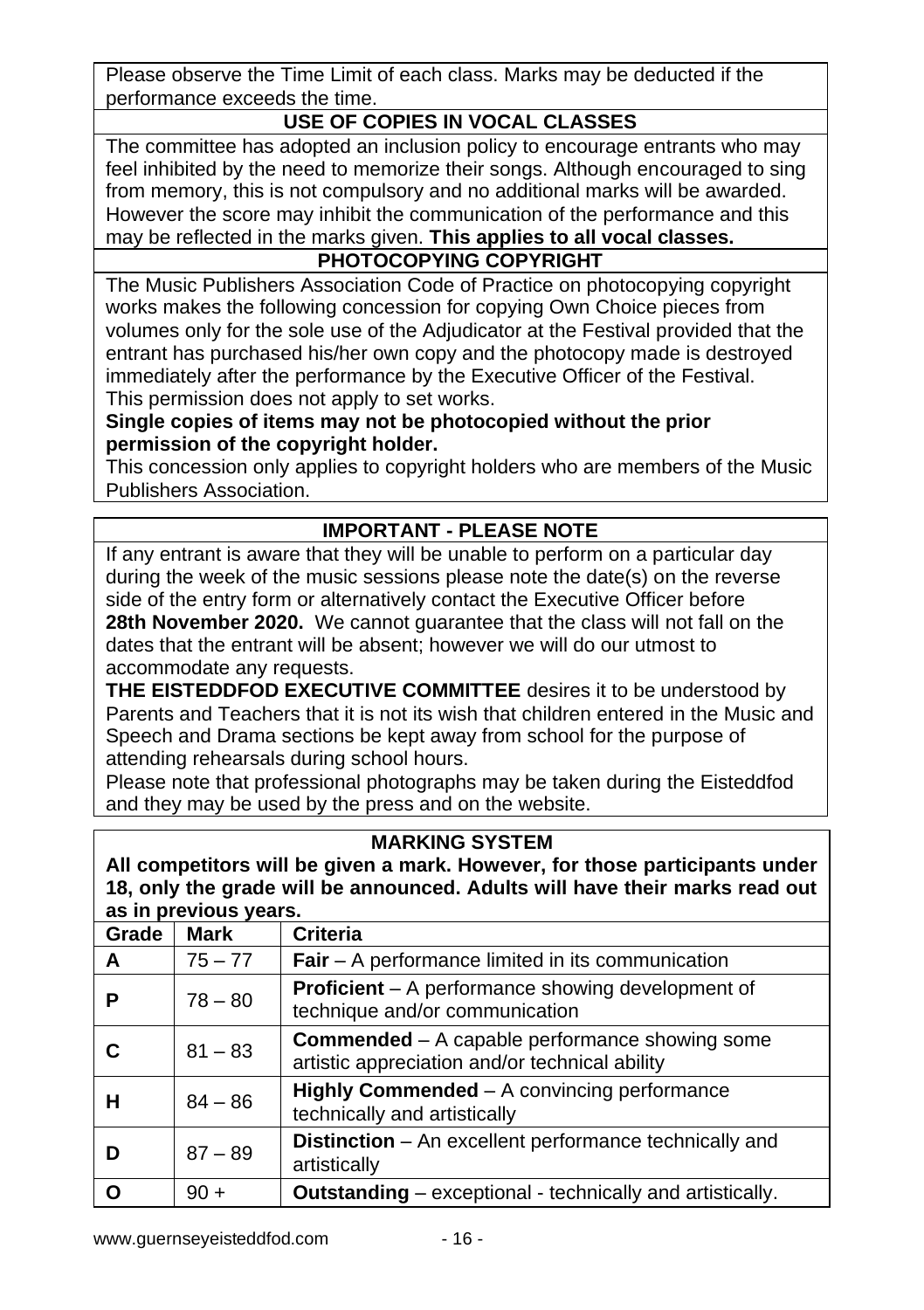Please observe the Time Limit of each class. Marks may be deducted if the performance exceeds the time.

## USE OF COPIES IN VOCAL CLASSES

The committee has adopted an inclusion policy to encourage entrants who may feel inhibited by the need to memorize their songs. Although encouraged to sing from memory, this is not compulsory and no additional marks will be awarded. However the score may inhibit the communication of the performance and this may be reflected in the marks given. **This applies to all vocal classes.**

## PHOTOCOPYING COPYRIGHT

The Music Publishers Association Code of Practice on photocopying copyright works makes the following concession for copying Own Choice pieces from volumes only for the sole use of the Adjudicator at the Festival provided that the entrant has purchased his/her own copy and the photocopy made is destroyed immediately after the performance by the Executive Officer of the Festival. This permission does not apply to set works.

**Single copies of items may not be photocopied without the prior permission of the copyright holder.**

This concession only applies to copyright holders who are members of the Music Publishers Association.

## IMPORTANT - PLEASE NOTE

If any entrant is aware that they will be unable to perform on a particular day during the week of the music sessions please note the date(s) on the reverse side of the entry form or alternatively contact the Executive Officer before **28th November 2020.** We cannot guarantee that the class will not fall on the dates that the entrant will be absent; however we will do our utmost to accommodate any requests.

**THE EISTEDDFOD EXECUTIVE COMMITTEE** desires it to be understood by Parents and Teachers that it is not its wish that children entered in the Music and Speech and Drama sections be kept away from school for the purpose of attending rehearsals during school hours.

Please note that professional photographs may be taken during the Eisteddfod and they may be used by the press and on the website.

## MARKING SYSTEM

**All competitors will be given a mark. However, for those participants under 18, only the grade will be announced. Adults will have their marks read out as in previous years.**

| Grade | Mark | Criteria |
|---|---|---|
| **A** | 75 – 77 | **Fair** – A performance limited in its communication |
| **P** | 78 – 80 | **Proficient** – A performance showing development of technique and/or communication |
| **C** | 81 – 83 | **Commended** – A capable performance showing some artistic appreciation and/or technical ability |
| **H** | 84 – 86 | **Highly Commended** – A convincing performance technically and artistically |
| **D** | 87 – 89 | **Distinction** – An excellent performance technically and artistically |
| **O** | 90 + | **Outstanding** – exceptional - technically and artistically. |

www.guernseyeisteddfod.com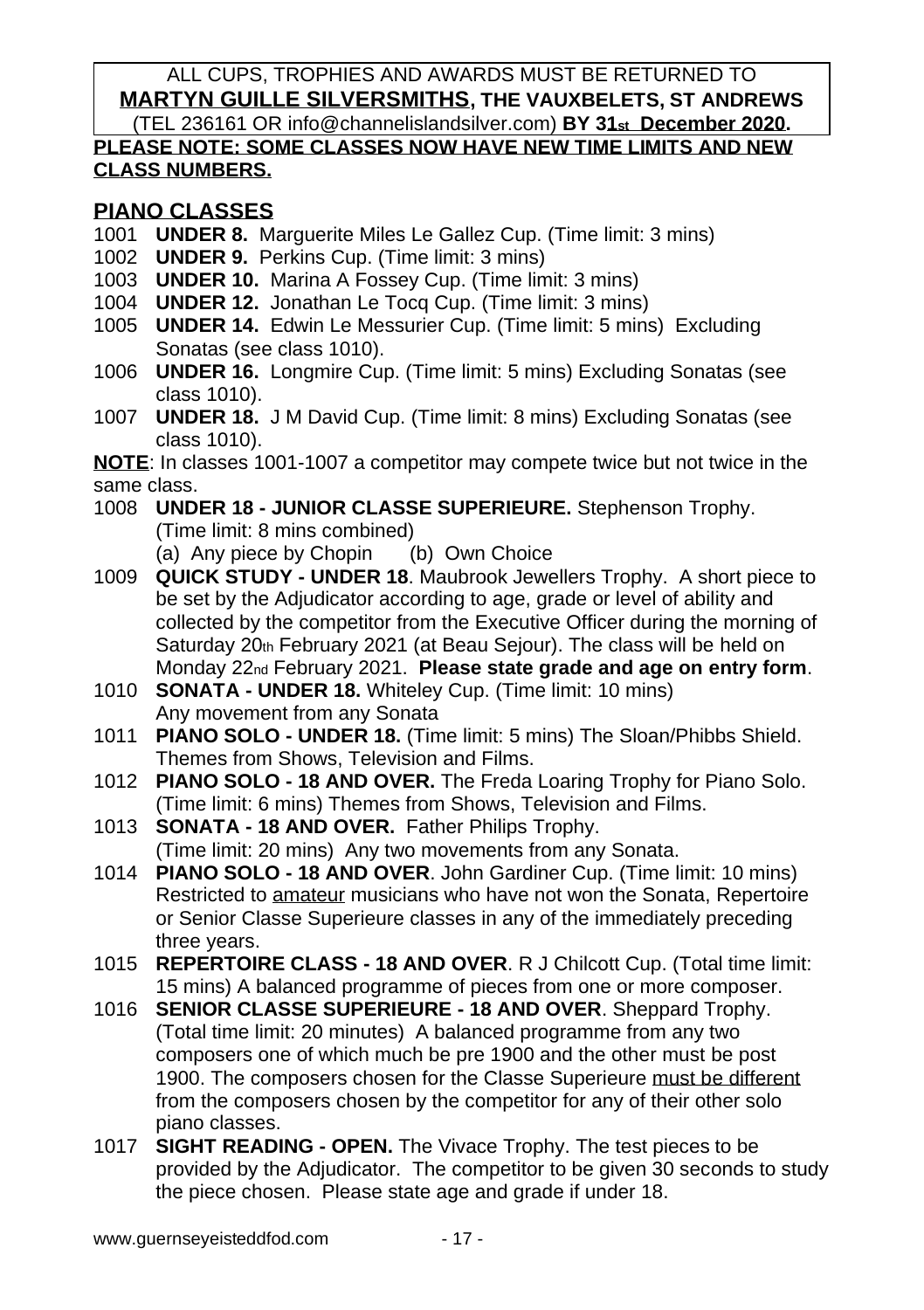ALL CUPS, TROPHIES AND AWARDS MUST BE RETURNED TO
**MARTYN GUILLE SILVERSMITHS, THE VAUXBELETS, ST ANDREWS**
(TEL 236161 OR info@channelislandsilver.com) **BY 31st December 2020.**

**PLEASE NOTE: SOME CLASSES NOW HAVE NEW TIME LIMITS AND NEW CLASS NUMBERS.**

## PIANO CLASSES

1001 **UNDER 8.** Marguerite Miles Le Gallez Cup. (Time limit: 3 mins)

1002 **UNDER 9.** Perkins Cup. (Time limit: 3 mins)

1003 **UNDER 10.** Marina A Fossey Cup. (Time limit: 3 mins)

1004 **UNDER 12.** Jonathan Le Tocq Cup. (Time limit: 3 mins)

1005 **UNDER 14.** Edwin Le Messurier Cup. (Time limit: 5 mins) Excluding Sonatas (see class 1010).

1006 **UNDER 16.** Longmire Cup. (Time limit: 5 mins) Excluding Sonatas (see class 1010).

1007 **UNDER 18.** J M David Cup. (Time limit: 8 mins) Excluding Sonatas (see class 1010).

**NOTE**: In classes 1001-1007 a competitor may compete twice but not twice in the same class.

1008 **UNDER 18 - JUNIOR CLASSE SUPERIEURE.** Stephenson Trophy. (Time limit: 8 mins combined)
(a) Any piece by Chopin (b) Own Choice

1009 **QUICK STUDY - UNDER 18**. Maubrook Jewellers Trophy. A short piece to be set by the Adjudicator according to age, grade or level of ability and collected by the competitor from the Executive Officer during the morning of Saturday 20th February 2021 (at Beau Sejour). The class will be held on Monday 22nd February 2021. **Please state grade and age on entry form**.

1010 **SONATA - UNDER 18.** Whiteley Cup. (Time limit: 10 mins) Any movement from any Sonata

1011 **PIANO SOLO - UNDER 18.** (Time limit: 5 mins) The Sloan/Phibbs Shield. Themes from Shows, Television and Films.

1012 **PIANO SOLO - 18 AND OVER.** The Freda Loaring Trophy for Piano Solo. (Time limit: 6 mins) Themes from Shows, Television and Films.

1013 **SONATA - 18 AND OVER.** Father Philips Trophy. (Time limit: 20 mins) Any two movements from any Sonata.

1014 **PIANO SOLO - 18 AND OVER**. John Gardiner Cup. (Time limit: 10 mins) Restricted to amateur musicians who have not won the Sonata, Repertoire or Senior Classe Superieure classes in any of the immediately preceding three years.

1015 **REPERTOIRE CLASS - 18 AND OVER**. R J Chilcott Cup. (Total time limit: 15 mins) A balanced programme of pieces from one or more composer.

1016 **SENIOR CLASSE SUPERIEURE - 18 AND OVER**. Sheppard Trophy. (Total time limit: 20 minutes) A balanced programme from any two composers one of which much be pre 1900 and the other must be post 1900. The composers chosen for the Classe Superieure must be different from the composers chosen by the competitor for any of their other solo piano classes.

1017 **SIGHT READING - OPEN.** The Vivace Trophy. The test pieces to be provided by the Adjudicator. The competitor to be given 30 seconds to study the piece chosen. Please state age and grade if under 18.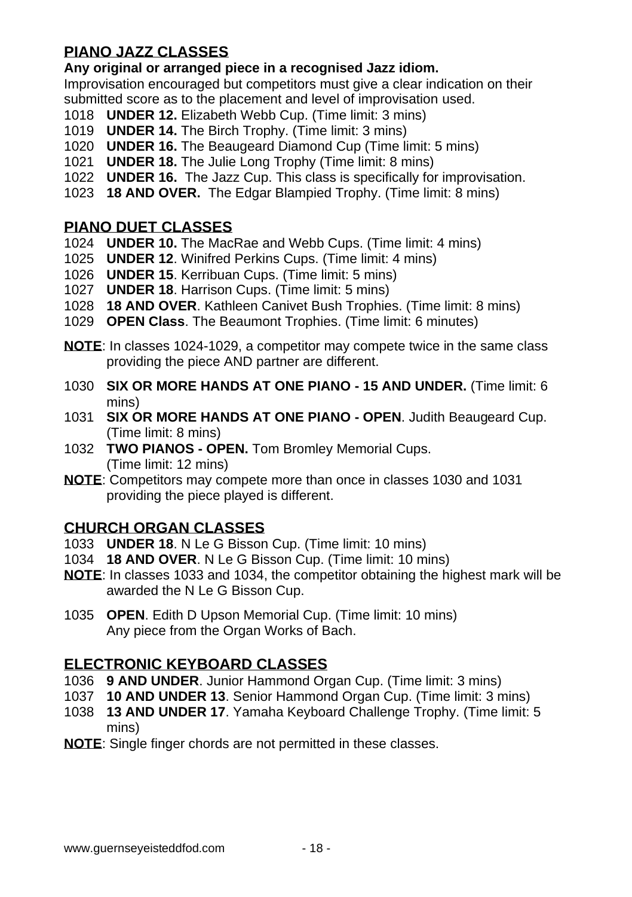## PIANO JAZZ CLASSES

**Any original or arranged piece in a recognised Jazz idiom.**

Improvisation encouraged but competitors must give a clear indication on their submitted score as to the placement and level of improvisation used.

1018 **UNDER 12.** Elizabeth Webb Cup. (Time limit: 3 mins)
1019 **UNDER 14.** The Birch Trophy. (Time limit: 3 mins)
1020 **UNDER 16.** The Beaugeard Diamond Cup (Time limit: 5 mins)
1021 **UNDER 18.** The Julie Long Trophy (Time limit: 8 mins)
1022 **UNDER 16.** The Jazz Cup. This class is specifically for improvisation.
1023 **18 AND OVER.** The Edgar Blampied Trophy. (Time limit: 8 mins)

## PIANO DUET CLASSES

1024 **UNDER 10.** The MacRae and Webb Cups. (Time limit: 4 mins)
1025 **UNDER 12**. Winifred Perkins Cups. (Time limit: 4 mins)
1026 **UNDER 15**. Kerribuan Cups. (Time limit: 5 mins)
1027 **UNDER 18**. Harrison Cups. (Time limit: 5 mins)
1028 **18 AND OVER**. Kathleen Canivet Bush Trophies. (Time limit: 8 mins)
1029 **OPEN Class**. The Beaumont Trophies. (Time limit: 6 minutes)

**NOTE**: In classes 1024-1029, a competitor may compete twice in the same class providing the piece AND partner are different.

1030 **SIX OR MORE HANDS AT ONE PIANO - 15 AND UNDER.** (Time limit: 6 mins)
1031 **SIX OR MORE HANDS AT ONE PIANO - OPEN**. Judith Beaugeard Cup. (Time limit: 8 mins)
1032 **TWO PIANOS - OPEN.** Tom Bromley Memorial Cups. (Time limit: 12 mins)

**NOTE**: Competitors may compete more than once in classes 1030 and 1031 providing the piece played is different.

## CHURCH ORGAN CLASSES

1033 **UNDER 18**. N Le G Bisson Cup. (Time limit: 10 mins)
1034 **18 AND OVER**. N Le G Bisson Cup. (Time limit: 10 mins)

**NOTE**: In classes 1033 and 1034, the competitor obtaining the highest mark will be awarded the N Le G Bisson Cup.

1035 **OPEN**. Edith D Upson Memorial Cup. (Time limit: 10 mins)
Any piece from the Organ Works of Bach.

## ELECTRONIC KEYBOARD CLASSES

1036 **9 AND UNDER**. Junior Hammond Organ Cup. (Time limit: 3 mins)
1037 **10 AND UNDER 13**. Senior Hammond Organ Cup. (Time limit: 3 mins)
1038 **13 AND UNDER 17**. Yamaha Keyboard Challenge Trophy. (Time limit: 5 mins)

**NOTE**: Single finger chords are not permitted in these classes.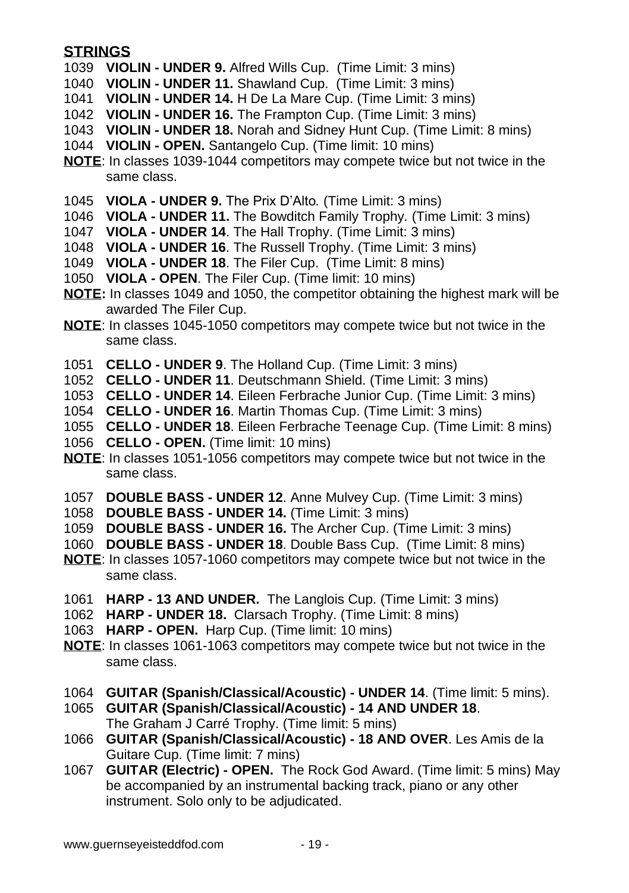## STRINGS

1039 **VIOLIN - UNDER 9.** Alfred Wills Cup. (Time Limit: 3 mins)
1040 **VIOLIN - UNDER 11.** Shawland Cup. (Time Limit: 3 mins)
1041 **VIOLIN - UNDER 14.** H De La Mare Cup. (Time Limit: 3 mins)
1042 **VIOLIN - UNDER 16.** The Frampton Cup. (Time Limit: 3 mins)
1043 **VIOLIN - UNDER 18.** Norah and Sidney Hunt Cup. (Time Limit: 8 mins)
1044 **VIOLIN - OPEN.** Santangelo Cup. (Time limit: 10 mins)

**NOTE**: In classes 1039-1044 competitors may compete twice but not twice in the same class.

1045 **VIOLA - UNDER 9.** The Prix D'Alto. (Time Limit: 3 mins)
1046 **VIOLA - UNDER 11.** The Bowditch Family Trophy. (Time Limit: 3 mins)
1047 **VIOLA - UNDER 14**. The Hall Trophy. (Time Limit: 3 mins)
1048 **VIOLA - UNDER 16**. The Russell Trophy. (Time Limit: 3 mins)
1049 **VIOLA - UNDER 18**. The Filer Cup. (Time Limit: 8 mins)
1050 **VIOLA - OPEN**. The Filer Cup. (Time limit: 10 mins)

**NOTE:** In classes 1049 and 1050, the competitor obtaining the highest mark will be awarded The Filer Cup.

**NOTE**: In classes 1045-1050 competitors may compete twice but not twice in the same class.

1051 **CELLO - UNDER 9**. The Holland Cup. (Time Limit: 3 mins)
1052 **CELLO - UNDER 11**. Deutschmann Shield. (Time Limit: 3 mins)
1053 **CELLO - UNDER 14**. Eileen Ferbrache Junior Cup. (Time Limit: 3 mins)
1054 **CELLO - UNDER 16**. Martin Thomas Cup. (Time Limit: 3 mins)
1055 **CELLO - UNDER 18**. Eileen Ferbrache Teenage Cup. (Time Limit: 8 mins)
1056 **CELLO - OPEN.** (Time limit: 10 mins)

**NOTE**: In classes 1051-1056 competitors may compete twice but not twice in the same class.

1057 **DOUBLE BASS - UNDER 12**. Anne Mulvey Cup. (Time Limit: 3 mins)
1058 **DOUBLE BASS - UNDER 14.** (Time Limit: 3 mins)
1059 **DOUBLE BASS - UNDER 16.** The Archer Cup. (Time Limit: 3 mins)
1060 **DOUBLE BASS - UNDER 18**. Double Bass Cup. (Time Limit: 8 mins)

**NOTE**: In classes 1057-1060 competitors may compete twice but not twice in the same class.

1061 **HARP - 13 AND UNDER.** The Langlois Cup. (Time Limit: 3 mins)
1062 **HARP - UNDER 18.** Clarsach Trophy. (Time Limit: 8 mins)
1063 **HARP - OPEN.** Harp Cup. (Time limit: 10 mins)

**NOTE**: In classes 1061-1063 competitors may compete twice but not twice in the same class.

1064 **GUITAR (Spanish/Classical/Acoustic) - UNDER 14**. (Time limit: 5 mins).
1065 **GUITAR (Spanish/Classical/Acoustic) - 14 AND UNDER 18**. The Graham J Carré Trophy. (Time limit: 5 mins)
1066 **GUITAR (Spanish/Classical/Acoustic) - 18 AND OVER**. Les Amis de la Guitare Cup. (Time limit: 7 mins)
1067 **GUITAR (Electric) - OPEN.** The Rock God Award. (Time limit: 5 mins) May be accompanied by an instrumental backing track, piano or any other instrument. Solo only to be adjudicated.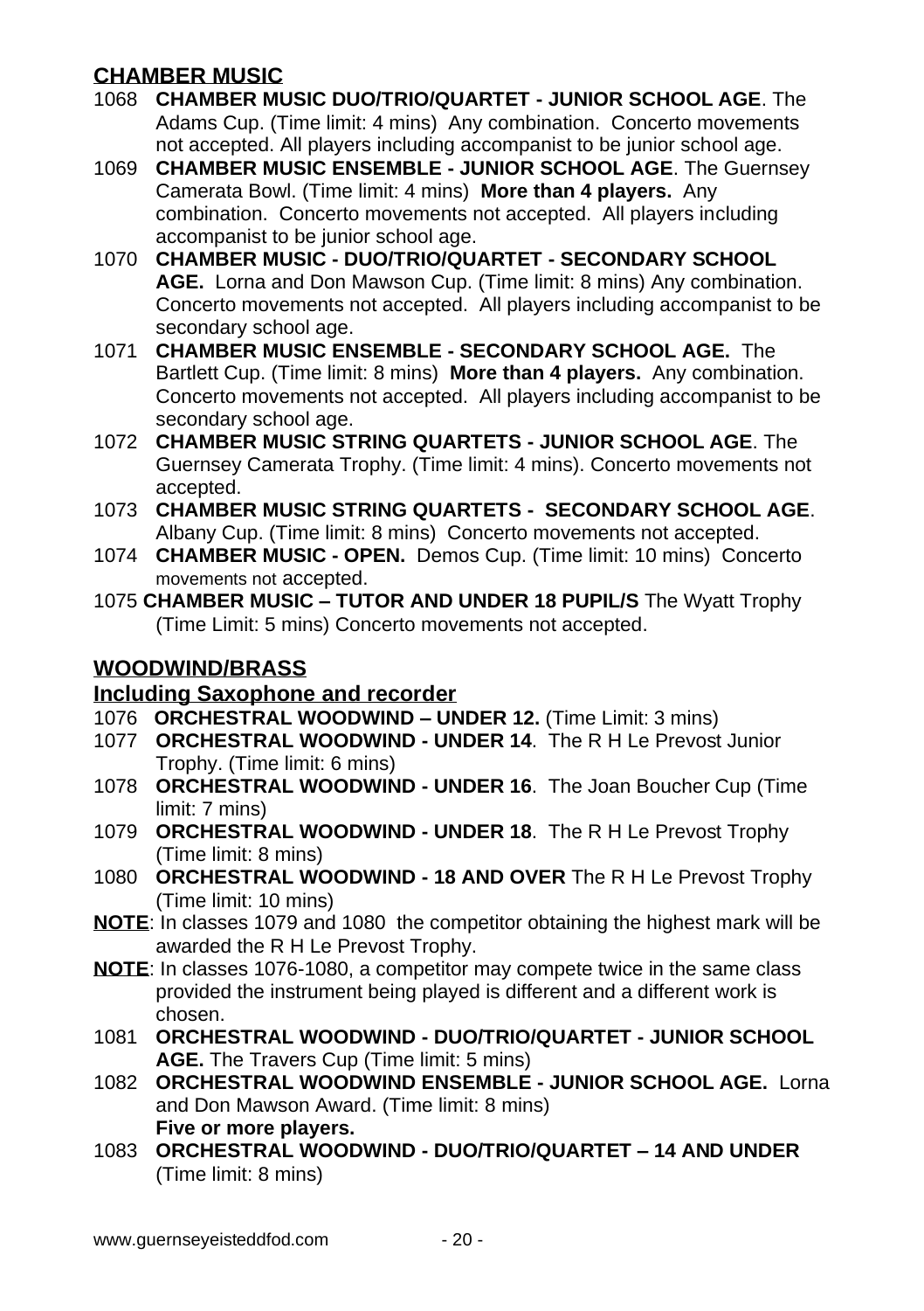## CHAMBER MUSIC

1068 **CHAMBER MUSIC DUO/TRIO/QUARTET - JUNIOR SCHOOL AGE**. The Adams Cup. (Time limit: 4 mins) Any combination. Concerto movements not accepted. All players including accompanist to be junior school age.

1069 **CHAMBER MUSIC ENSEMBLE - JUNIOR SCHOOL AGE**. The Guernsey Camerata Bowl. (Time limit: 4 mins) **More than 4 players.** Any combination. Concerto movements not accepted. All players including accompanist to be junior school age.

1070 **CHAMBER MUSIC - DUO/TRIO/QUARTET - SECONDARY SCHOOL AGE.** Lorna and Don Mawson Cup. (Time limit: 8 mins) Any combination. Concerto movements not accepted. All players including accompanist to be secondary school age.

1071 **CHAMBER MUSIC ENSEMBLE - SECONDARY SCHOOL AGE.** The Bartlett Cup. (Time limit: 8 mins) **More than 4 players.** Any combination. Concerto movements not accepted. All players including accompanist to be secondary school age.

1072 **CHAMBER MUSIC STRING QUARTETS - JUNIOR SCHOOL AGE**. The Guernsey Camerata Trophy. (Time limit: 4 mins). Concerto movements not accepted.

1073 **CHAMBER MUSIC STRING QUARTETS - SECONDARY SCHOOL AGE**. Albany Cup. (Time limit: 8 mins) Concerto movements not accepted.

1074 **CHAMBER MUSIC - OPEN.** Demos Cup. (Time limit: 10 mins) Concerto movements not accepted.

1075 **CHAMBER MUSIC – TUTOR AND UNDER 18 PUPIL/S** The Wyatt Trophy (Time Limit: 5 mins) Concerto movements not accepted.

## WOODWIND/BRASS

### Including Saxophone and recorder

1076 **ORCHESTRAL WOODWIND – UNDER 12.** (Time Limit: 3 mins)

1077 **ORCHESTRAL WOODWIND - UNDER 14**. The R H Le Prevost Junior Trophy. (Time limit: 6 mins)

1078 **ORCHESTRAL WOODWIND - UNDER 16**. The Joan Boucher Cup (Time limit: 7 mins)

1079 **ORCHESTRAL WOODWIND - UNDER 18**. The R H Le Prevost Trophy (Time limit: 8 mins)

1080 **ORCHESTRAL WOODWIND - 18 AND OVER** The R H Le Prevost Trophy (Time limit: 10 mins)

**NOTE**: In classes 1079 and 1080 the competitor obtaining the highest mark will be awarded the R H Le Prevost Trophy.

**NOTE**: In classes 1076-1080, a competitor may compete twice in the same class provided the instrument being played is different and a different work is chosen.

1081 **ORCHESTRAL WOODWIND - DUO/TRIO/QUARTET - JUNIOR SCHOOL AGE.** The Travers Cup (Time limit: 5 mins)

1082 **ORCHESTRAL WOODWIND ENSEMBLE - JUNIOR SCHOOL AGE.** Lorna and Don Mawson Award. (Time limit: 8 mins) **Five or more players.**

1083 **ORCHESTRAL WOODWIND - DUO/TRIO/QUARTET – 14 AND UNDER** (Time limit: 8 mins)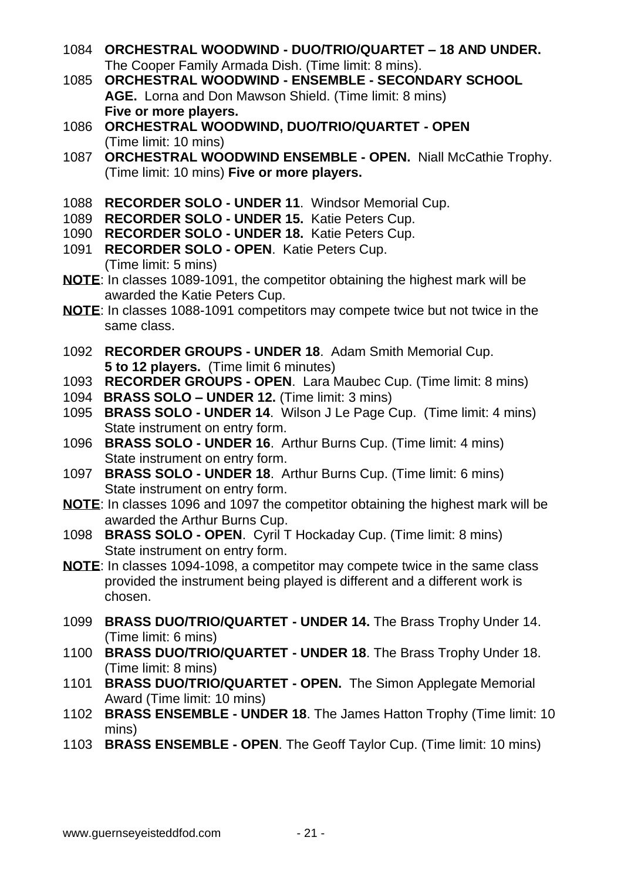1084 **ORCHESTRAL WOODWIND - DUO/TRIO/QUARTET – 18 AND UNDER.** The Cooper Family Armada Dish. (Time limit: 8 mins).

1085 **ORCHESTRAL WOODWIND - ENSEMBLE - SECONDARY SCHOOL AGE.** Lorna and Don Mawson Shield. (Time limit: 8 mins) **Five or more players.**

1086 **ORCHESTRAL WOODWIND, DUO/TRIO/QUARTET - OPEN** (Time limit: 10 mins)

1087 **ORCHESTRAL WOODWIND ENSEMBLE - OPEN.** Niall McCathie Trophy. (Time limit: 10 mins) **Five or more players.**

1088 **RECORDER SOLO - UNDER 11**. Windsor Memorial Cup.

1089 **RECORDER SOLO - UNDER 15.** Katie Peters Cup.

1090 **RECORDER SOLO - UNDER 18.** Katie Peters Cup.

1091 **RECORDER SOLO - OPEN**. Katie Peters Cup. (Time limit: 5 mins)

**NOTE**: In classes 1089-1091, the competitor obtaining the highest mark will be awarded the Katie Peters Cup.

**NOTE**: In classes 1088-1091 competitors may compete twice but not twice in the same class.

1092 **RECORDER GROUPS - UNDER 18**. Adam Smith Memorial Cup. **5 to 12 players.** (Time limit 6 minutes)

1093 **RECORDER GROUPS - OPEN**. Lara Maubec Cup. (Time limit: 8 mins)

1094 **BRASS SOLO – UNDER 12.** (Time limit: 3 mins)

1095 **BRASS SOLO - UNDER 14**. Wilson J Le Page Cup. (Time limit: 4 mins) State instrument on entry form.

1096 **BRASS SOLO - UNDER 16**. Arthur Burns Cup. (Time limit: 4 mins) State instrument on entry form.

1097 **BRASS SOLO - UNDER 18**. Arthur Burns Cup. (Time limit: 6 mins) State instrument on entry form.

**NOTE**: In classes 1096 and 1097 the competitor obtaining the highest mark will be awarded the Arthur Burns Cup.

1098 **BRASS SOLO - OPEN**. Cyril T Hockaday Cup. (Time limit: 8 mins) State instrument on entry form.

**NOTE**: In classes 1094-1098, a competitor may compete twice in the same class provided the instrument being played is different and a different work is chosen.

1099 **BRASS DUO/TRIO/QUARTET - UNDER 14.** The Brass Trophy Under 14. (Time limit: 6 mins)

1100 **BRASS DUO/TRIO/QUARTET - UNDER 18**. The Brass Trophy Under 18. (Time limit: 8 mins)

1101 **BRASS DUO/TRIO/QUARTET - OPEN.** The Simon Applegate Memorial Award (Time limit: 10 mins)

1102 **BRASS ENSEMBLE - UNDER 18**. The James Hatton Trophy (Time limit: 10 mins)

1103 **BRASS ENSEMBLE - OPEN**. The Geoff Taylor Cup. (Time limit: 10 mins)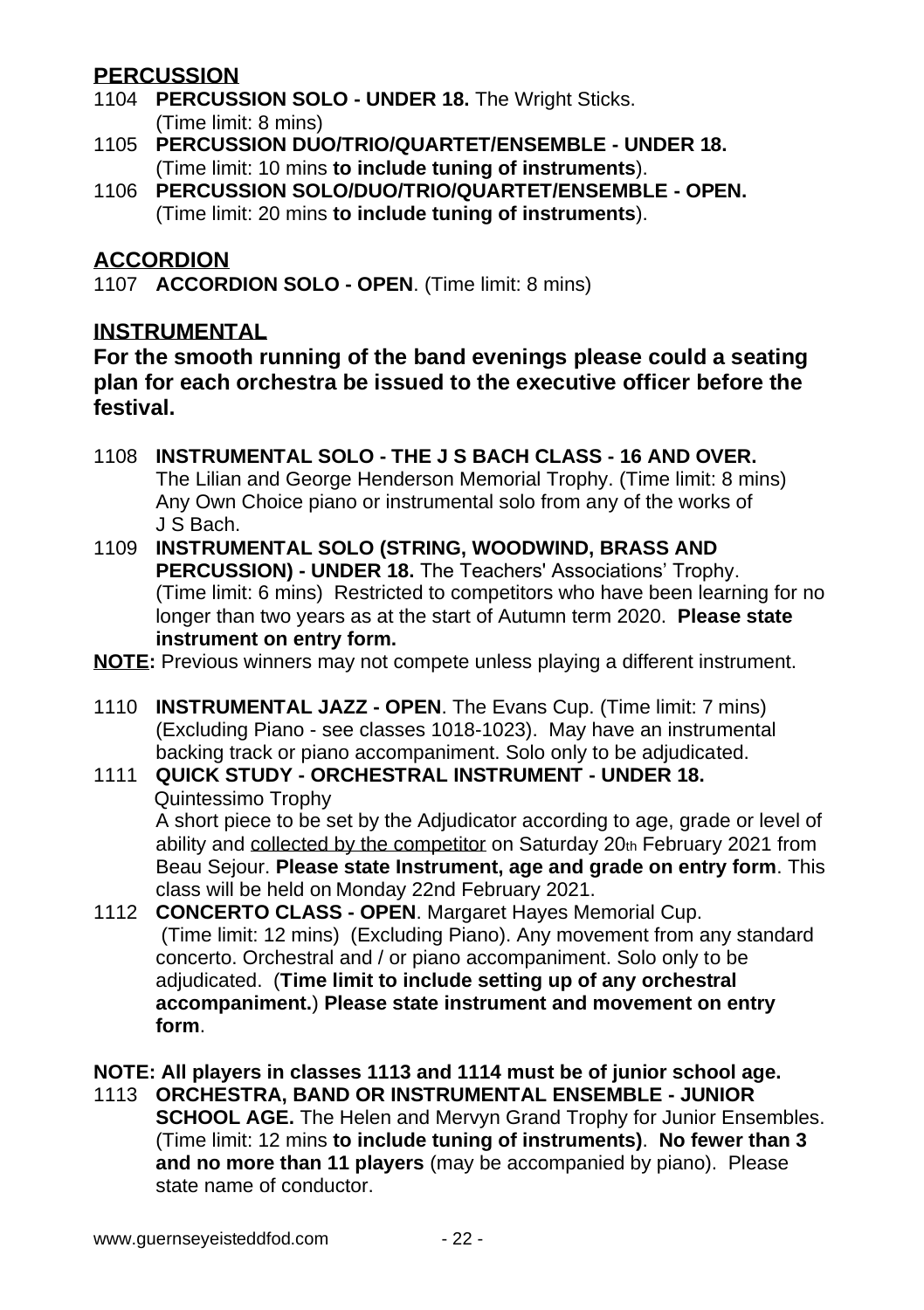## PERCUSSION

1104 **PERCUSSION SOLO - UNDER 18.** The Wright Sticks.
(Time limit: 8 mins)

1105 **PERCUSSION DUO/TRIO/QUARTET/ENSEMBLE - UNDER 18.**
(Time limit: 10 mins **to include tuning of instruments**).

1106 **PERCUSSION SOLO/DUO/TRIO/QUARTET/ENSEMBLE - OPEN.**
(Time limit: 20 mins **to include tuning of instruments**).

## ACCORDION

1107 **ACCORDION SOLO - OPEN**. (Time limit: 8 mins)

## INSTRUMENTAL

**For the smooth running of the band evenings please could a seating plan for each orchestra be issued to the executive officer before the festival.**

1108 **INSTRUMENTAL SOLO - THE J S BACH CLASS - 16 AND OVER.**
The Lilian and George Henderson Memorial Trophy. (Time limit: 8 mins)
Any Own Choice piano or instrumental solo from any of the works of J S Bach.

1109 **INSTRUMENTAL SOLO (STRING, WOODWIND, BRASS AND PERCUSSION) - UNDER 18.** The Teachers' Associations' Trophy.
(Time limit: 6 mins) Restricted to competitors who have been learning for no longer than two years as at the start of Autumn term 2020. **Please state instrument on entry form.**

**NOTE:** Previous winners may not compete unless playing a different instrument.

1110 **INSTRUMENTAL JAZZ - OPEN**. The Evans Cup. (Time limit: 7 mins)
(Excluding Piano - see classes 1018-1023). May have an instrumental backing track or piano accompaniment. Solo only to be adjudicated.

1111 **QUICK STUDY - ORCHESTRAL INSTRUMENT - UNDER 18.**
Quintessimo Trophy
A short piece to be set by the Adjudicator according to age, grade or level of ability and collected by the competitor on Saturday 20th February 2021 from Beau Sejour. **Please state Instrument, age and grade on entry form**. This class will be held on Monday 22nd February 2021.

1112 **CONCERTO CLASS - OPEN**. Margaret Hayes Memorial Cup.
(Time limit: 12 mins) (Excluding Piano). Any movement from any standard concerto. Orchestral and / or piano accompaniment. Solo only to be adjudicated. (**Time limit to include setting up of any orchestral accompaniment.**) **Please state instrument and movement on entry form**.

**NOTE: All players in classes 1113 and 1114 must be of junior school age.**

1113 **ORCHESTRA, BAND OR INSTRUMENTAL ENSEMBLE - JUNIOR SCHOOL AGE.** The Helen and Mervyn Grand Trophy for Junior Ensembles.
(Time limit: 12 mins **to include tuning of instruments)**. **No fewer than 3 and no more than 11 players** (may be accompanied by piano). Please state name of conductor.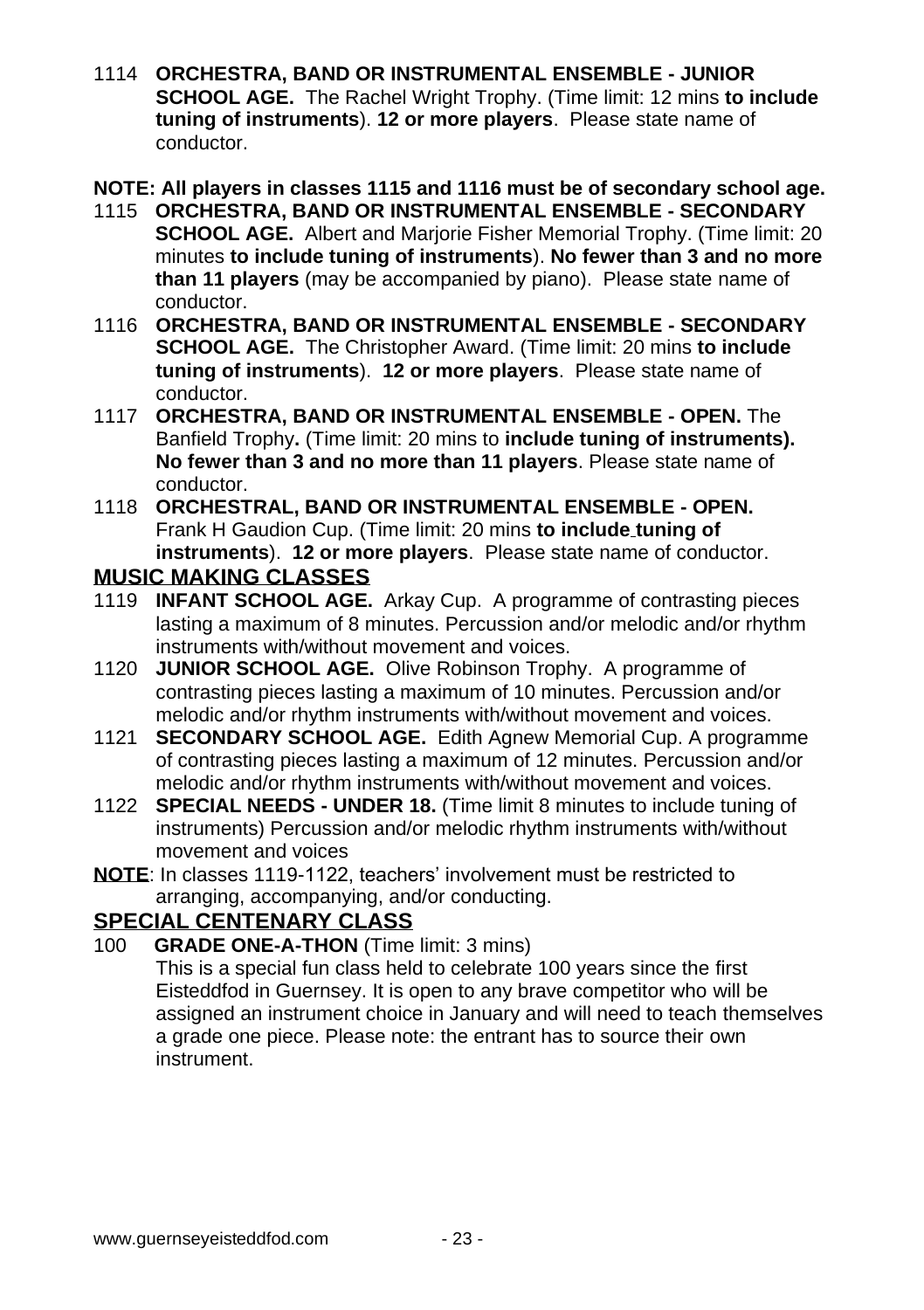1114 **ORCHESTRA, BAND OR INSTRUMENTAL ENSEMBLE - JUNIOR SCHOOL AGE.** The Rachel Wright Trophy. (Time limit: 12 mins **to include tuning of instruments**). **12 or more players**. Please state name of conductor.

**NOTE: All players in classes 1115 and 1116 must be of secondary school age.**

1115 **ORCHESTRA, BAND OR INSTRUMENTAL ENSEMBLE - SECONDARY SCHOOL AGE.** Albert and Marjorie Fisher Memorial Trophy. (Time limit: 20 minutes **to include tuning of instruments**). **No fewer than 3 and no more than 11 players** (may be accompanied by piano). Please state name of conductor.

1116 **ORCHESTRA, BAND OR INSTRUMENTAL ENSEMBLE - SECONDARY SCHOOL AGE.** The Christopher Award. (Time limit: 20 mins **to include tuning of instruments**). **12 or more players**. Please state name of conductor.

1117 **ORCHESTRA, BAND OR INSTRUMENTAL ENSEMBLE - OPEN.** The Banfield Trophy**.** (Time limit: 20 mins to **include tuning of instruments). No fewer than 3 and no more than 11 players**. Please state name of conductor.

1118 **ORCHESTRAL, BAND OR INSTRUMENTAL ENSEMBLE - OPEN.** Frank H Gaudion Cup. (Time limit: 20 mins **to include tuning of instruments**). **12 or more players**. Please state name of conductor.

## MUSIC MAKING CLASSES

1119 **INFANT SCHOOL AGE.** Arkay Cup. A programme of contrasting pieces lasting a maximum of 8 minutes. Percussion and/or melodic and/or rhythm instruments with/without movement and voices.

1120 **JUNIOR SCHOOL AGE.** Olive Robinson Trophy. A programme of contrasting pieces lasting a maximum of 10 minutes. Percussion and/or melodic and/or rhythm instruments with/without movement and voices.

1121 **SECONDARY SCHOOL AGE.** Edith Agnew Memorial Cup. A programme of contrasting pieces lasting a maximum of 12 minutes. Percussion and/or melodic and/or rhythm instruments with/without movement and voices.

1122 **SPECIAL NEEDS - UNDER 18.** (Time limit 8 minutes to include tuning of instruments) Percussion and/or melodic rhythm instruments with/without movement and voices

**NOTE**: In classes 1119-1122, teachers' involvement must be restricted to arranging, accompanying, and/or conducting.

## SPECIAL CENTENARY CLASS

100 **GRADE ONE-A-THON** (Time limit: 3 mins)
This is a special fun class held to celebrate 100 years since the first Eisteddfod in Guernsey. It is open to any brave competitor who will be assigned an instrument choice in January and will need to teach themselves a grade one piece. Please note: the entrant has to source their own instrument.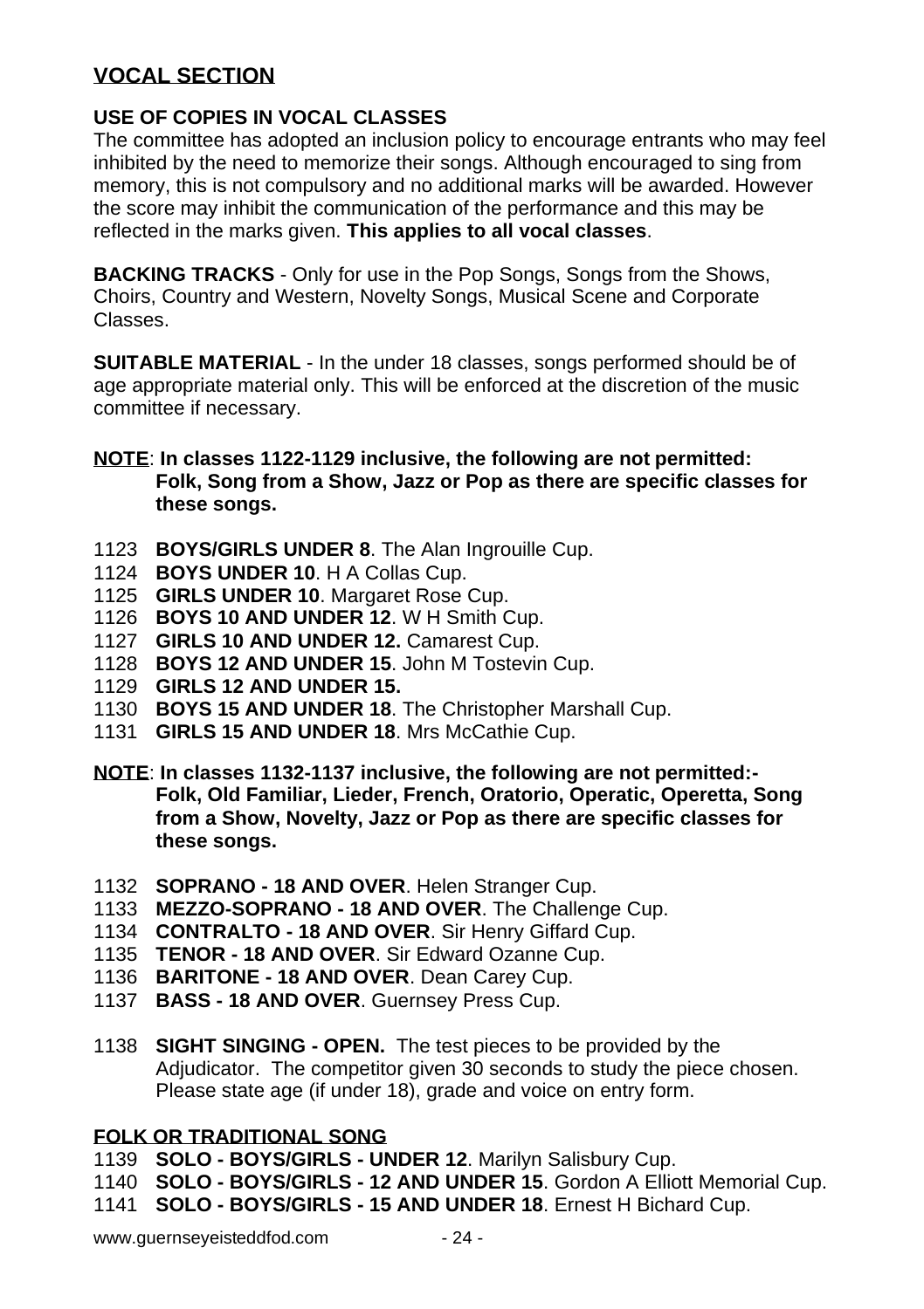## VOCAL SECTION

**USE OF COPIES IN VOCAL CLASSES**
The committee has adopted an inclusion policy to encourage entrants who may feel inhibited by the need to memorize their songs. Although encouraged to sing from memory, this is not compulsory and no additional marks will be awarded. However the score may inhibit the communication of the performance and this may be reflected in the marks given. **This applies to all vocal classes**.

**BACKING TRACKS** - Only for use in the Pop Songs, Songs from the Shows, Choirs, Country and Western, Novelty Songs, Musical Scene and Corporate Classes.

**SUITABLE MATERIAL** - In the under 18 classes, songs performed should be of age appropriate material only. This will be enforced at the discretion of the music committee if necessary.

**NOTE**: **In classes 1122-1129 inclusive, the following are not permitted: Folk, Song from a Show, Jazz or Pop as there are specific classes for these songs.**

1123 **BOYS/GIRLS UNDER 8**. The Alan Ingrouille Cup.
1124 **BOYS UNDER 10**. H A Collas Cup.
1125 **GIRLS UNDER 10**. Margaret Rose Cup.
1126 **BOYS 10 AND UNDER 12**. W H Smith Cup.
1127 **GIRLS 10 AND UNDER 12.** Camarest Cup.
1128 **BOYS 12 AND UNDER 15**. John M Tostevin Cup.
1129 **GIRLS 12 AND UNDER 15.**
1130 **BOYS 15 AND UNDER 18**. The Christopher Marshall Cup.
1131 **GIRLS 15 AND UNDER 18**. Mrs McCathie Cup.

**NOTE**: **In classes 1132-1137 inclusive, the following are not permitted:- Folk, Old Familiar, Lieder, French, Oratorio, Operatic, Operetta, Song from a Show, Novelty, Jazz or Pop as there are specific classes for these songs.**

1132 **SOPRANO - 18 AND OVER**. Helen Stranger Cup.
1133 **MEZZO-SOPRANO - 18 AND OVER**. The Challenge Cup.
1134 **CONTRALTO - 18 AND OVER**. Sir Henry Giffard Cup.
1135 **TENOR - 18 AND OVER**. Sir Edward Ozanne Cup.
1136 **BARITONE - 18 AND OVER**. Dean Carey Cup.
1137 **BASS - 18 AND OVER**. Guernsey Press Cup.

1138 **SIGHT SINGING - OPEN.** The test pieces to be provided by the Adjudicator. The competitor given 30 seconds to study the piece chosen. Please state age (if under 18), grade and voice on entry form.

**FOLK OR TRADITIONAL SONG**

1139 **SOLO - BOYS/GIRLS - UNDER 12**. Marilyn Salisbury Cup.
1140 **SOLO - BOYS/GIRLS - 12 AND UNDER 15**. Gordon A Elliott Memorial Cup.
1141 **SOLO - BOYS/GIRLS - 15 AND UNDER 18**. Ernest H Bichard Cup.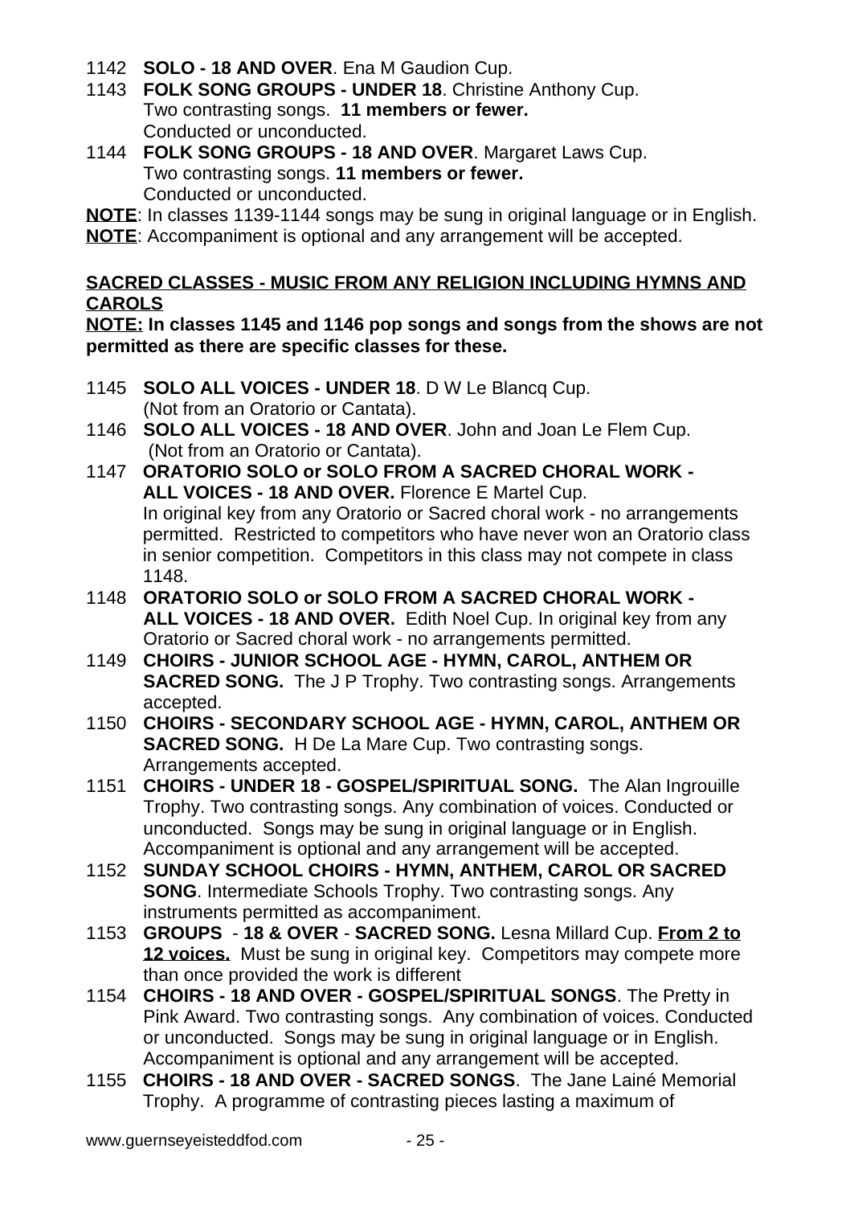1142 **SOLO - 18 AND OVER**. Ena M Gaudion Cup.

1143 **FOLK SONG GROUPS - UNDER 18**. Christine Anthony Cup.
Two contrasting songs. **11 members or fewer.**
Conducted or unconducted.

1144 **FOLK SONG GROUPS - 18 AND OVER**. Margaret Laws Cup.
Two contrasting songs. **11 members or fewer.**
Conducted or unconducted.

**NOTE**: In classes 1139-1144 songs may be sung in original language or in English.
**NOTE**: Accompaniment is optional and any arrangement will be accepted.

## SACRED CLASSES - MUSIC FROM ANY RELIGION INCLUDING HYMNS AND CAROLS

**NOTE: In classes 1145 and 1146 pop songs and songs from the shows are not permitted as there are specific classes for these.**

1145 **SOLO ALL VOICES - UNDER 18**. D W Le Blancq Cup.
(Not from an Oratorio or Cantata).

1146 **SOLO ALL VOICES - 18 AND OVER**. John and Joan Le Flem Cup.
(Not from an Oratorio or Cantata).

1147 **ORATORIO SOLO or SOLO FROM A SACRED CHORAL WORK - ALL VOICES - 18 AND OVER.** Florence E Martel Cup.
In original key from any Oratorio or Sacred choral work - no arrangements permitted. Restricted to competitors who have never won an Oratorio class in senior competition. Competitors in this class may not compete in class 1148.

1148 **ORATORIO SOLO or SOLO FROM A SACRED CHORAL WORK - ALL VOICES - 18 AND OVER.** Edith Noel Cup. In original key from any Oratorio or Sacred choral work - no arrangements permitted.

1149 **CHOIRS - JUNIOR SCHOOL AGE - HYMN, CAROL, ANTHEM OR SACRED SONG.** The J P Trophy. Two contrasting songs. Arrangements accepted.

1150 **CHOIRS - SECONDARY SCHOOL AGE - HYMN, CAROL, ANTHEM OR SACRED SONG.** H De La Mare Cup. Two contrasting songs. Arrangements accepted.

1151 **CHOIRS - UNDER 18 - GOSPEL/SPIRITUAL SONG.** The Alan Ingrouille Trophy. Two contrasting songs. Any combination of voices. Conducted or unconducted. Songs may be sung in original language or in English. Accompaniment is optional and any arrangement will be accepted.

1152 **SUNDAY SCHOOL CHOIRS - HYMN, ANTHEM, CAROL OR SACRED SONG**. Intermediate Schools Trophy. Two contrasting songs. Any instruments permitted as accompaniment.

1153 **GROUPS - 18 & OVER - SACRED SONG.** Lesna Millard Cup. **From 2 to 12 voices.** Must be sung in original key. Competitors may compete more than once provided the work is different

1154 **CHOIRS - 18 AND OVER - GOSPEL/SPIRITUAL SONGS**. The Pretty in Pink Award. Two contrasting songs. Any combination of voices. Conducted or unconducted. Songs may be sung in original language or in English. Accompaniment is optional and any arrangement will be accepted.

1155 **CHOIRS - 18 AND OVER - SACRED SONGS**. The Jane Lainé Memorial Trophy. A programme of contrasting pieces lasting a maximum of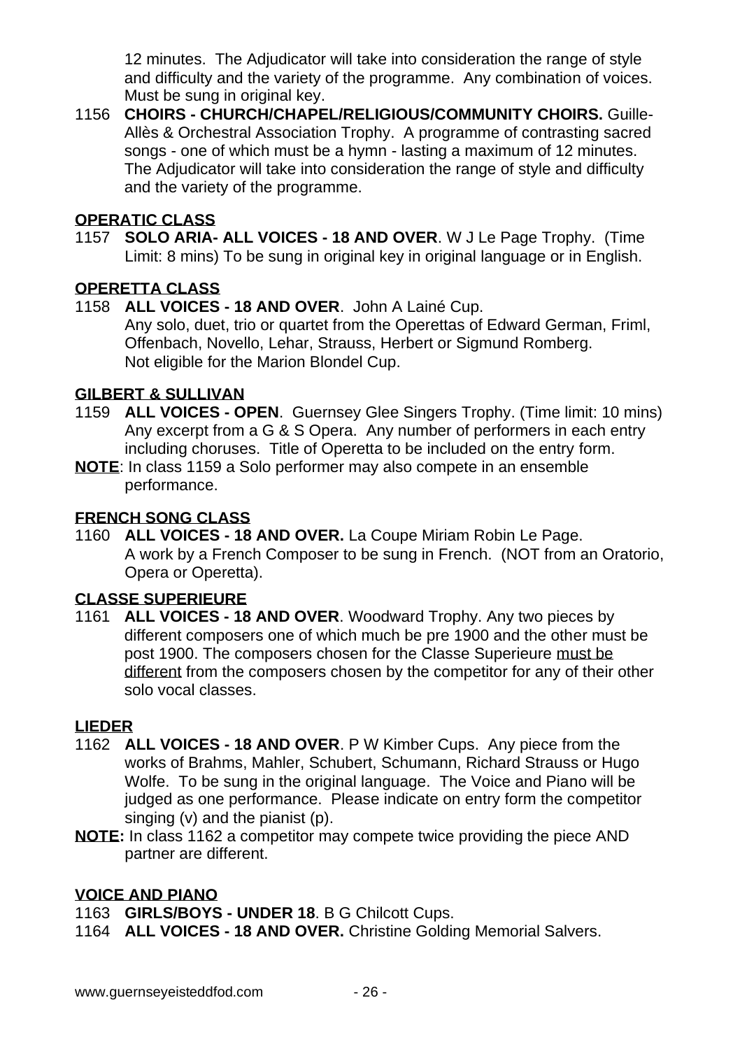12 minutes.  The Adjudicator will take into consideration the range of style and difficulty and the variety of the programme.  Any combination of voices.  Must be sung in original key.

1156 **CHOIRS - CHURCH/CHAPEL/RELIGIOUS/COMMUNITY CHOIRS.** Guille-Allès & Orchestral Association Trophy.  A programme of contrasting sacred songs - one of which must be a hymn - lasting a maximum of 12 minutes.  The Adjudicator will take into consideration the range of style and difficulty and the variety of the programme.

**OPERATIC CLASS**

1157 **SOLO ARIA- ALL VOICES - 18 AND OVER**. W J Le Page Trophy.  (Time Limit: 8 mins) To be sung in original key in original language or in English.

**OPERETTA CLASS**

1158 **ALL VOICES - 18 AND OVER**.  John A Lainé Cup.
Any solo, duet, trio or quartet from the Operettas of Edward German, Friml, Offenbach, Novello, Lehar, Strauss, Herbert or Sigmund Romberg.
Not eligible for the Marion Blondel Cup.

**GILBERT & SULLIVAN**

1159 **ALL VOICES - OPEN**.  Guernsey Glee Singers Trophy. (Time limit: 10 mins) Any excerpt from a G & S Opera.  Any number of performers in each entry including choruses.  Title of Operetta to be included on the entry form.

**NOTE**: In class 1159 a Solo performer may also compete in an ensemble performance.

**FRENCH SONG CLASS**

1160 **ALL VOICES - 18 AND OVER.** La Coupe Miriam Robin Le Page.
A work by a French Composer to be sung in French.  (NOT from an Oratorio, Opera or Operetta).

**CLASSE SUPERIEURE**

1161 **ALL VOICES - 18 AND OVER**. Woodward Trophy. Any two pieces by different composers one of which much be pre 1900 and the other must be post 1900. The composers chosen for the Classe Superieure must be different from the composers chosen by the competitor for any of their other solo vocal classes.

**LIEDER**

1162 **ALL VOICES - 18 AND OVER**. P W Kimber Cups.  Any piece from the works of Brahms, Mahler, Schubert, Schumann, Richard Strauss or Hugo Wolfe.  To be sung in the original language.  The Voice and Piano will be judged as one performance.  Please indicate on entry form the competitor singing (v) and the pianist (p).

**NOTE:** In class 1162 a competitor may compete twice providing the piece AND partner are different.

**VOICE AND PIANO**

1163 **GIRLS/BOYS - UNDER 18**. B G Chilcott Cups.

1164 **ALL VOICES - 18 AND OVER.** Christine Golding Memorial Salvers.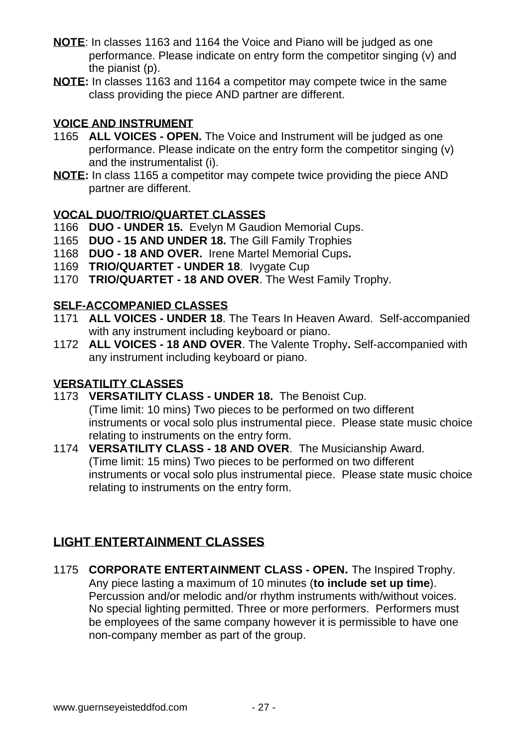**NOTE**: In classes 1163 and 1164 the Voice and Piano will be judged as one performance. Please indicate on entry form the competitor singing (v) and the pianist (p).

**NOTE:** In classes 1163 and 1164 a competitor may compete twice in the same class providing the piece AND partner are different.

**VOICE AND INSTRUMENT**

1165 **ALL VOICES - OPEN.** The Voice and Instrument will be judged as one performance. Please indicate on the entry form the competitor singing (v) and the instrumentalist (i).

**NOTE:** In class 1165 a competitor may compete twice providing the piece AND partner are different.

**VOCAL DUO/TRIO/QUARTET CLASSES**

1166 **DUO - UNDER 15.** Evelyn M Gaudion Memorial Cups.
1165 **DUO - 15 AND UNDER 18.** The Gill Family Trophies
1168 **DUO - 18 AND OVER.** Irene Martel Memorial Cups**.**
1169 **TRIO/QUARTET - UNDER 18**. Ivygate Cup
1170 **TRIO/QUARTET - 18 AND OVER**. The West Family Trophy.

**SELF-ACCOMPANIED CLASSES**

1171 **ALL VOICES - UNDER 18**. The Tears In Heaven Award. Self-accompanied with any instrument including keyboard or piano.
1172 **ALL VOICES - 18 AND OVER**. The Valente Trophy**.** Self-accompanied with any instrument including keyboard or piano.

**VERSATILITY CLASSES**

1173 **VERSATILITY CLASS - UNDER 18.** The Benoist Cup.
(Time limit: 10 mins) Two pieces to be performed on two different instruments or vocal solo plus instrumental piece. Please state music choice relating to instruments on the entry form.

1174 **VERSATILITY CLASS - 18 AND OVER**. The Musicianship Award.
(Time limit: 15 mins) Two pieces to be performed on two different instruments or vocal solo plus instrumental piece. Please state music choice relating to instruments on the entry form.

## LIGHT ENTERTAINMENT CLASSES

1175 **CORPORATE ENTERTAINMENT CLASS - OPEN.** The Inspired Trophy. Any piece lasting a maximum of 10 minutes (**to include set up time**). Percussion and/or melodic and/or rhythm instruments with/without voices. No special lighting permitted. Three or more performers. Performers must be employees of the same company however it is permissible to have one non-company member as part of the group.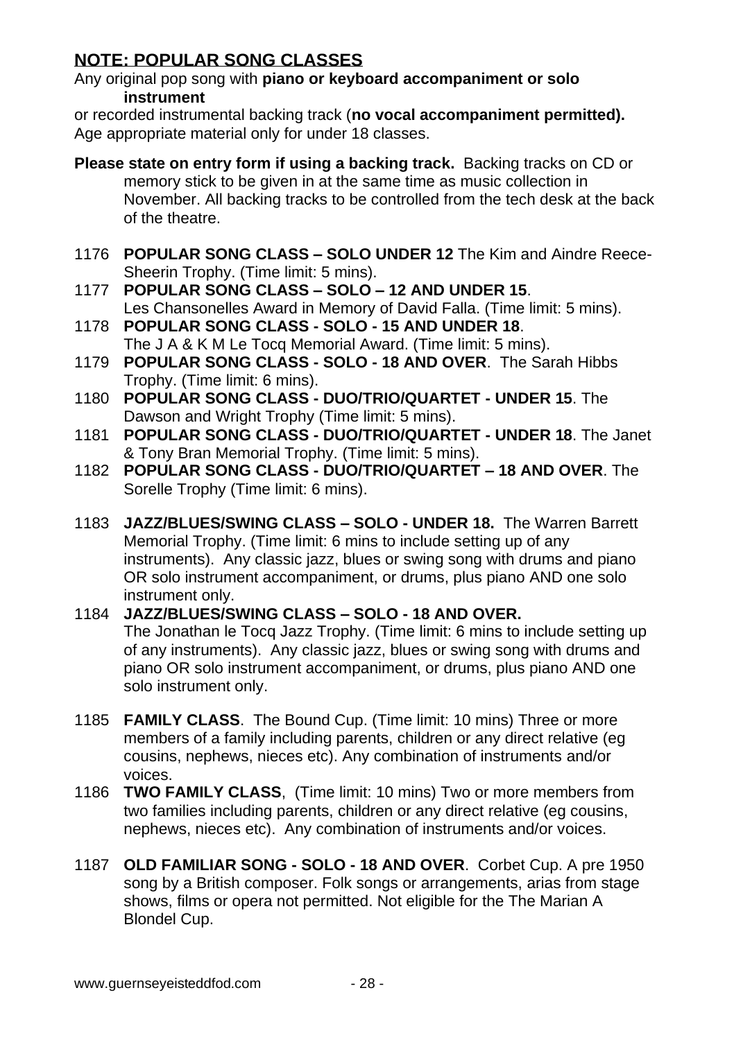## NOTE: POPULAR SONG CLASSES

Any original pop song with **piano or keyboard accompaniment or solo instrument** or recorded instrumental backing track (**no vocal accompaniment permitted).** Age appropriate material only for under 18 classes.

**Please state on entry form if using a backing track.** Backing tracks on CD or memory stick to be given in at the same time as music collection in November. All backing tracks to be controlled from the tech desk at the back of the theatre.

1176 **POPULAR SONG CLASS – SOLO UNDER 12** The Kim and Aindre Reece-Sheerin Trophy. (Time limit: 5 mins).

1177 **POPULAR SONG CLASS – SOLO – 12 AND UNDER 15**. Les Chansonelles Award in Memory of David Falla. (Time limit: 5 mins).

1178 **POPULAR SONG CLASS - SOLO - 15 AND UNDER 18**. The J A & K M Le Tocq Memorial Award. (Time limit: 5 mins).

1179 **POPULAR SONG CLASS - SOLO - 18 AND OVER**. The Sarah Hibbs Trophy. (Time limit: 6 mins).

1180 **POPULAR SONG CLASS - DUO/TRIO/QUARTET - UNDER 15**. The Dawson and Wright Trophy (Time limit: 5 mins).

1181 **POPULAR SONG CLASS - DUO/TRIO/QUARTET - UNDER 18**. The Janet & Tony Bran Memorial Trophy. (Time limit: 5 mins).

1182 **POPULAR SONG CLASS - DUO/TRIO/QUARTET – 18 AND OVER**. The Sorelle Trophy (Time limit: 6 mins).

1183 **JAZZ/BLUES/SWING CLASS – SOLO - UNDER 18.** The Warren Barrett Memorial Trophy. (Time limit: 6 mins to include setting up of any instruments). Any classic jazz, blues or swing song with drums and piano OR solo instrument accompaniment, or drums, plus piano AND one solo instrument only.

1184 **JAZZ/BLUES/SWING CLASS – SOLO - 18 AND OVER.** The Jonathan le Tocq Jazz Trophy. (Time limit: 6 mins to include setting up of any instruments). Any classic jazz, blues or swing song with drums and piano OR solo instrument accompaniment, or drums, plus piano AND one solo instrument only.

1185 **FAMILY CLASS**. The Bound Cup. (Time limit: 10 mins) Three or more members of a family including parents, children or any direct relative (eg cousins, nephews, nieces etc). Any combination of instruments and/or voices.

1186 **TWO FAMILY CLASS**, (Time limit: 10 mins) Two or more members from two families including parents, children or any direct relative (eg cousins, nephews, nieces etc). Any combination of instruments and/or voices.

1187 **OLD FAMILIAR SONG - SOLO - 18 AND OVER**. Corbet Cup. A pre 1950 song by a British composer. Folk songs or arrangements, arias from stage shows, films or opera not permitted. Not eligible for the The Marian A Blondel Cup.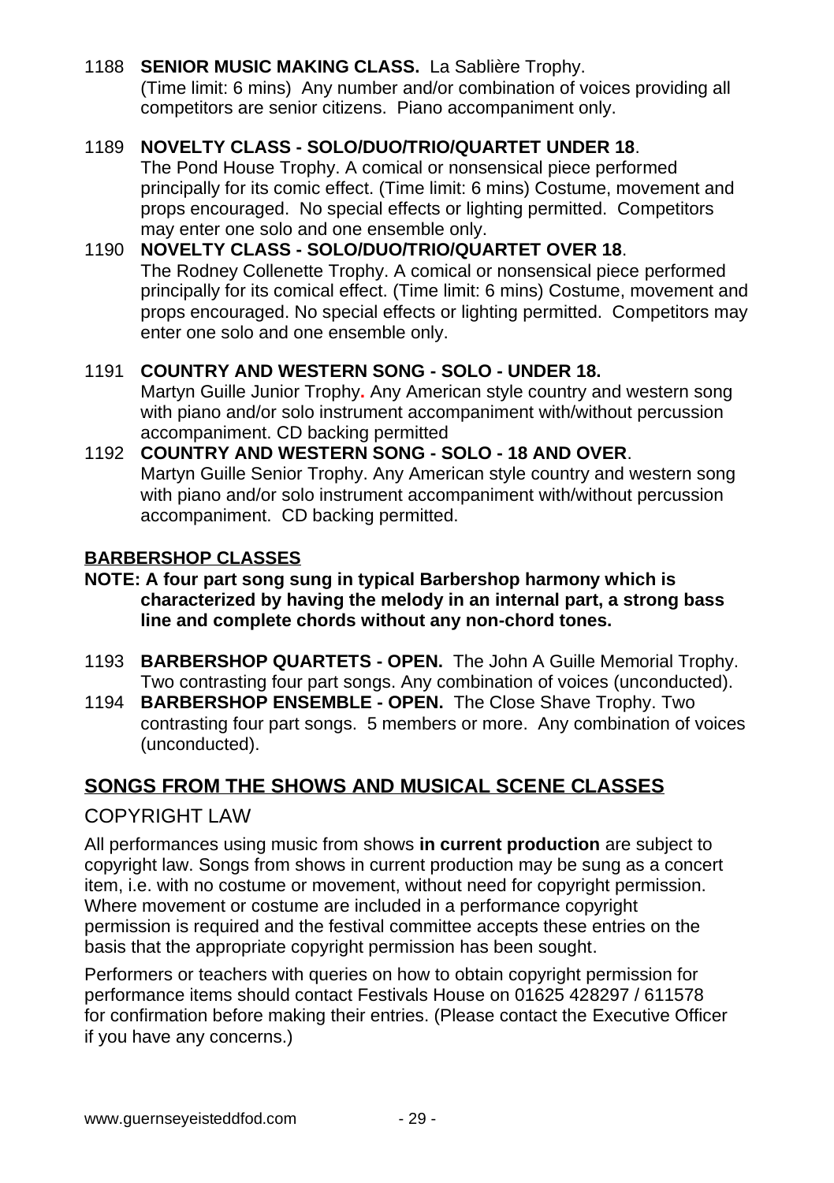1188 **SENIOR MUSIC MAKING CLASS.** La Sablière Trophy.
(Time limit: 6 mins) Any number and/or combination of voices providing all competitors are senior citizens. Piano accompaniment only.

1189 **NOVELTY CLASS - SOLO/DUO/TRIO/QUARTET UNDER 18**.
The Pond House Trophy. A comical or nonsensical piece performed principally for its comic effect. (Time limit: 6 mins) Costume, movement and props encouraged. No special effects or lighting permitted. Competitors may enter one solo and one ensemble only.

1190 **NOVELTY CLASS - SOLO/DUO/TRIO/QUARTET OVER 18**.
The Rodney Collenette Trophy. A comical or nonsensical piece performed principally for its comical effect. (Time limit: 6 mins) Costume, movement and props encouraged. No special effects or lighting permitted. Competitors may enter one solo and one ensemble only.

1191 **COUNTRY AND WESTERN SONG - SOLO - UNDER 18.**
Martyn Guille Junior Trophy**.** Any American style country and western song with piano and/or solo instrument accompaniment with/without percussion accompaniment. CD backing permitted

1192 **COUNTRY AND WESTERN SONG - SOLO - 18 AND OVER**.
Martyn Guille Senior Trophy. Any American style country and western song with piano and/or solo instrument accompaniment with/without percussion accompaniment. CD backing permitted.

**BARBERSHOP CLASSES**

**NOTE: A four part song sung in typical Barbershop harmony which is characterized by having the melody in an internal part, a strong bass line and complete chords without any non-chord tones.**

1193 **BARBERSHOP QUARTETS - OPEN.** The John A Guille Memorial Trophy. Two contrasting four part songs. Any combination of voices (unconducted).

1194 **BARBERSHOP ENSEMBLE - OPEN.** The Close Shave Trophy. Two contrasting four part songs. 5 members or more. Any combination of voices (unconducted).

## SONGS FROM THE SHOWS AND MUSICAL SCENE CLASSES

### COPYRIGHT LAW

All performances using music from shows **in current production** are subject to copyright law. Songs from shows in current production may be sung as a concert item, i.e. with no costume or movement, without need for copyright permission. Where movement or costume are included in a performance copyright permission is required and the festival committee accepts these entries on the basis that the appropriate copyright permission has been sought.

Performers or teachers with queries on how to obtain copyright permission for performance items should contact Festivals House on 01625 428297 / 611578 for confirmation before making their entries. (Please contact the Executive Officer if you have any concerns.)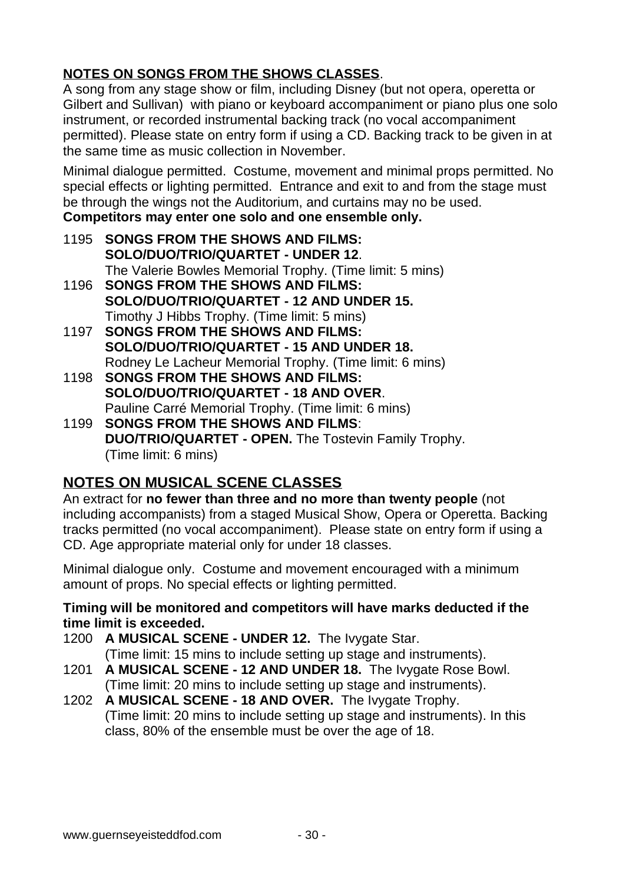## NOTES ON SONGS FROM THE SHOWS CLASSES.

A song from any stage show or film, including Disney (but not opera, operetta or Gilbert and Sullivan) with piano or keyboard accompaniment or piano plus one solo instrument, or recorded instrumental backing track (no vocal accompaniment permitted). Please state on entry form if using a CD. Backing track to be given in at the same time as music collection in November.

Minimal dialogue permitted. Costume, movement and minimal props permitted. No special effects or lighting permitted. Entrance and exit to and from the stage must be through the wings not the Auditorium, and curtains may no be used.
**Competitors may enter one solo and one ensemble only.**

1195 **SONGS FROM THE SHOWS AND FILMS: SOLO/DUO/TRIO/QUARTET - UNDER 12**.
The Valerie Bowles Memorial Trophy. (Time limit: 5 mins)

1196 **SONGS FROM THE SHOWS AND FILMS: SOLO/DUO/TRIO/QUARTET - 12 AND UNDER 15.**
Timothy J Hibbs Trophy. (Time limit: 5 mins)

1197 **SONGS FROM THE SHOWS AND FILMS: SOLO/DUO/TRIO/QUARTET - 15 AND UNDER 18.**
Rodney Le Lacheur Memorial Trophy. (Time limit: 6 mins)

1198 **SONGS FROM THE SHOWS AND FILMS: SOLO/DUO/TRIO/QUARTET - 18 AND OVER**.
Pauline Carré Memorial Trophy. (Time limit: 6 mins)

1199 **SONGS FROM THE SHOWS AND FILMS**: **DUO/TRIO/QUARTET - OPEN.** The Tostevin Family Trophy.
(Time limit: 6 mins)

## NOTES ON MUSICAL SCENE CLASSES

An extract for **no fewer than three and no more than twenty people** (not including accompanists) from a staged Musical Show, Opera or Operetta. Backing tracks permitted (no vocal accompaniment). Please state on entry form if using a CD. Age appropriate material only for under 18 classes.

Minimal dialogue only. Costume and movement encouraged with a minimum amount of props. No special effects or lighting permitted.

**Timing will be monitored and competitors will have marks deducted if the time limit is exceeded.**

1200 **A MUSICAL SCENE - UNDER 12.** The Ivygate Star.
(Time limit: 15 mins to include setting up stage and instruments).

1201 **A MUSICAL SCENE - 12 AND UNDER 18.** The Ivygate Rose Bowl.
(Time limit: 20 mins to include setting up stage and instruments).

1202 **A MUSICAL SCENE - 18 AND OVER.** The Ivygate Trophy.
(Time limit: 20 mins to include setting up stage and instruments). In this class, 80% of the ensemble must be over the age of 18.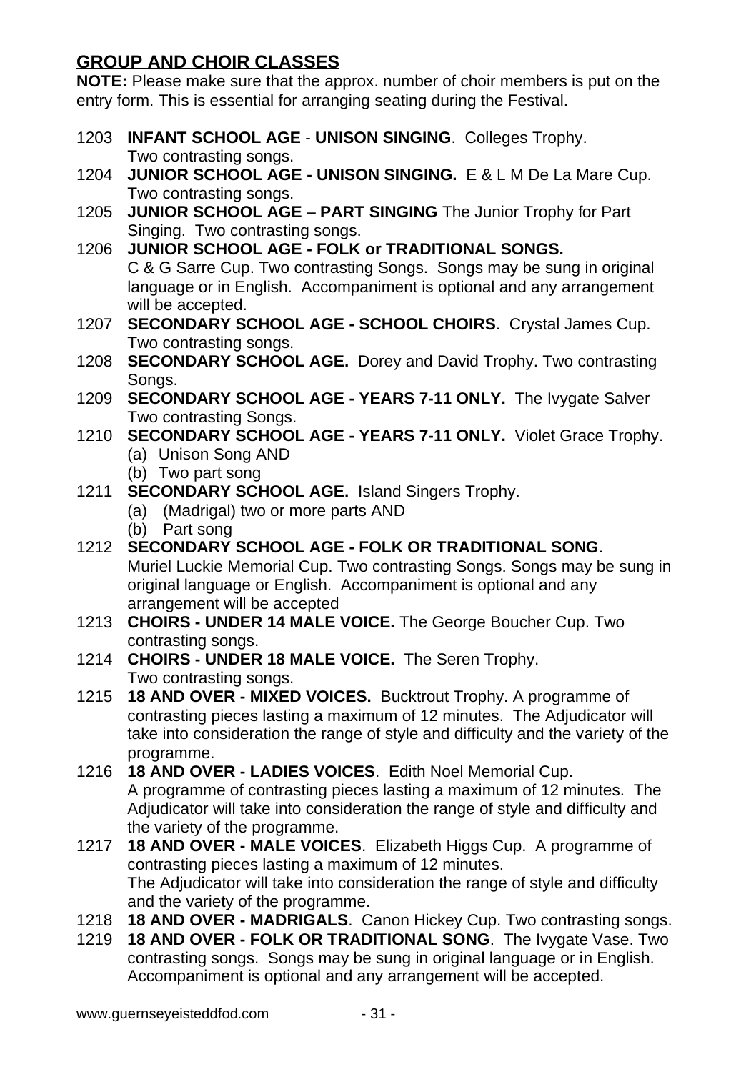## GROUP AND CHOIR CLASSES

**NOTE:** Please make sure that the approx. number of choir members is put on the entry form. This is essential for arranging seating during the Festival.

1203 **INFANT SCHOOL AGE** - **UNISON SINGING**. Colleges Trophy. Two contrasting songs.

1204 **JUNIOR SCHOOL AGE - UNISON SINGING.** E & L M De La Mare Cup. Two contrasting songs.

1205 **JUNIOR SCHOOL AGE** – **PART SINGING** The Junior Trophy for Part Singing. Two contrasting songs.

1206 **JUNIOR SCHOOL AGE - FOLK or TRADITIONAL SONGS.** C & G Sarre Cup. Two contrasting Songs. Songs may be sung in original language or in English. Accompaniment is optional and any arrangement will be accepted.

1207 **SECONDARY SCHOOL AGE - SCHOOL CHOIRS**. Crystal James Cup. Two contrasting songs.

1208 **SECONDARY SCHOOL AGE.** Dorey and David Trophy. Two contrasting Songs.

1209 **SECONDARY SCHOOL AGE - YEARS 7-11 ONLY.** The Ivygate Salver Two contrasting Songs.

1210 **SECONDARY SCHOOL AGE - YEARS 7-11 ONLY.** Violet Grace Trophy.
- (a) Unison Song AND
- (b) Two part song

1211 **SECONDARY SCHOOL AGE.** Island Singers Trophy.
- (a) (Madrigal) two or more parts AND
- (b) Part song

1212 **SECONDARY SCHOOL AGE - FOLK OR TRADITIONAL SONG**. Muriel Luckie Memorial Cup. Two contrasting Songs. Songs may be sung in original language or English. Accompaniment is optional and any arrangement will be accepted

1213 **CHOIRS - UNDER 14 MALE VOICE.** The George Boucher Cup. Two contrasting songs.

1214 **CHOIRS - UNDER 18 MALE VOICE.** The Seren Trophy. Two contrasting songs.

1215 **18 AND OVER - MIXED VOICES.** Bucktrout Trophy. A programme of contrasting pieces lasting a maximum of 12 minutes. The Adjudicator will take into consideration the range of style and difficulty and the variety of the programme.

1216 **18 AND OVER - LADIES VOICES**. Edith Noel Memorial Cup. A programme of contrasting pieces lasting a maximum of 12 minutes. The Adjudicator will take into consideration the range of style and difficulty and the variety of the programme.

1217 **18 AND OVER - MALE VOICES**. Elizabeth Higgs Cup. A programme of contrasting pieces lasting a maximum of 12 minutes. The Adjudicator will take into consideration the range of style and difficulty and the variety of the programme.

1218 **18 AND OVER - MADRIGALS**. Canon Hickey Cup. Two contrasting songs.

1219 **18 AND OVER - FOLK OR TRADITIONAL SONG**. The Ivygate Vase. Two contrasting songs. Songs may be sung in original language or in English. Accompaniment is optional and any arrangement will be accepted.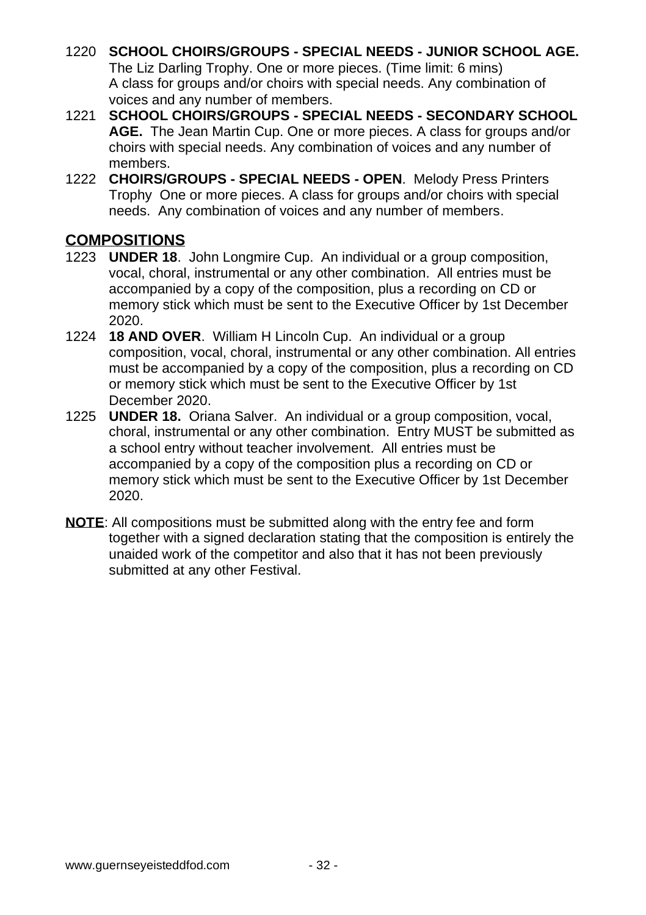1220 **SCHOOL CHOIRS/GROUPS - SPECIAL NEEDS - JUNIOR SCHOOL AGE.** The Liz Darling Trophy. One or more pieces. (Time limit: 6 mins) A class for groups and/or choirs with special needs. Any combination of voices and any number of members.

1221 **SCHOOL CHOIRS/GROUPS - SPECIAL NEEDS - SECONDARY SCHOOL AGE.** The Jean Martin Cup. One or more pieces. A class for groups and/or choirs with special needs. Any combination of voices and any number of members.

1222 **CHOIRS/GROUPS - SPECIAL NEEDS - OPEN**. Melody Press Printers Trophy One or more pieces. A class for groups and/or choirs with special needs. Any combination of voices and any number of members.

## COMPOSITIONS

1223 **UNDER 18**. John Longmire Cup. An individual or a group composition, vocal, choral, instrumental or any other combination. All entries must be accompanied by a copy of the composition, plus a recording on CD or memory stick which must be sent to the Executive Officer by 1st December 2020.

1224 **18 AND OVER**. William H Lincoln Cup. An individual or a group composition, vocal, choral, instrumental or any other combination. All entries must be accompanied by a copy of the composition, plus a recording on CD or memory stick which must be sent to the Executive Officer by 1st December 2020.

1225 **UNDER 18.** Oriana Salver. An individual or a group composition, vocal, choral, instrumental or any other combination. Entry MUST be submitted as a school entry without teacher involvement. All entries must be accompanied by a copy of the composition plus a recording on CD or memory stick which must be sent to the Executive Officer by 1st December 2020.

**NOTE**: All compositions must be submitted along with the entry fee and form together with a signed declaration stating that the composition is entirely the unaided work of the competitor and also that it has not been previously submitted at any other Festival.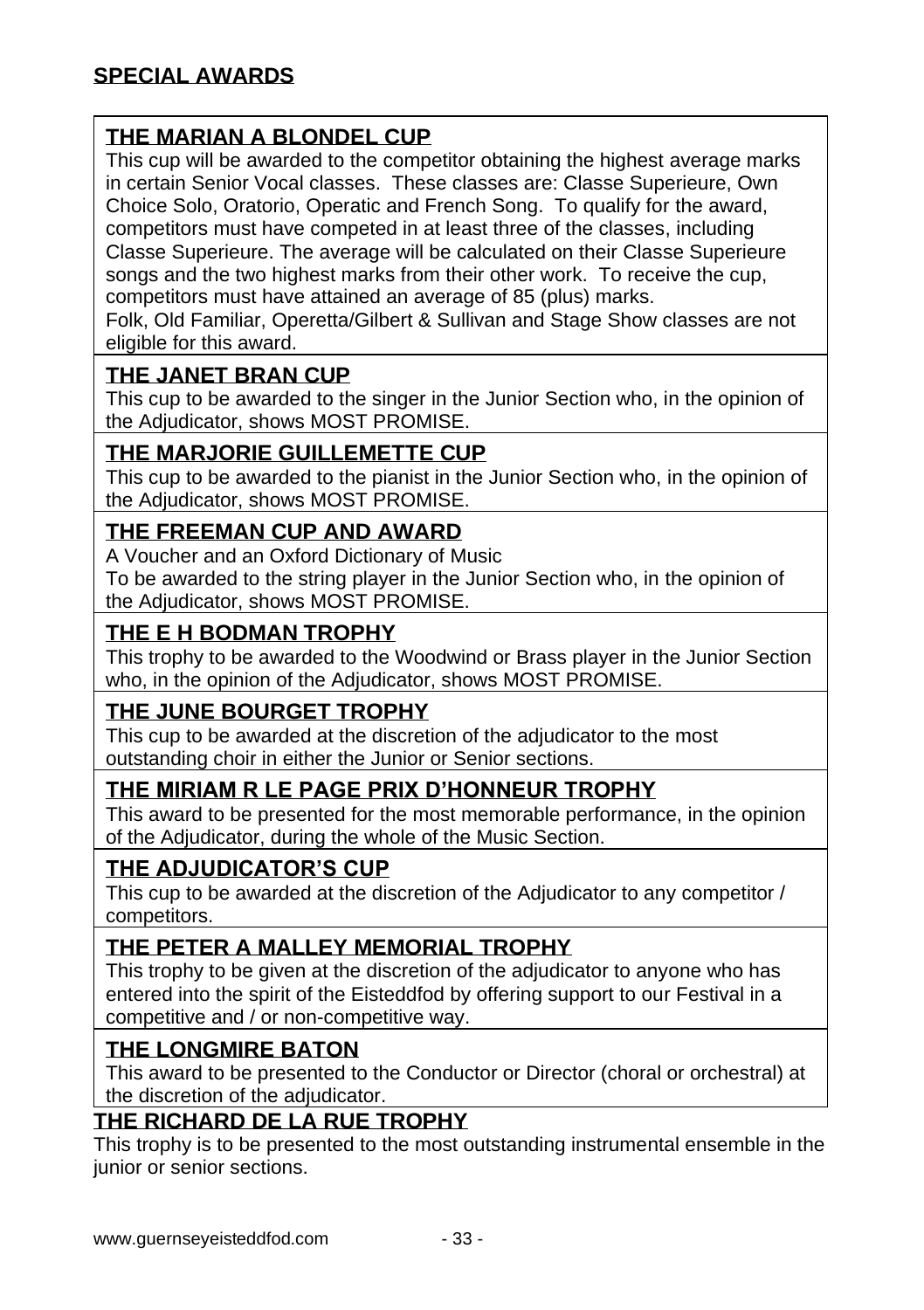## SPECIAL AWARDS

### THE MARIAN A BLONDEL CUP

This cup will be awarded to the competitor obtaining the highest average marks in certain Senior Vocal classes. These classes are: Classe Superieure, Own Choice Solo, Oratorio, Operatic and French Song. To qualify for the award, competitors must have competed in at least three of the classes, including Classe Superieure. The average will be calculated on their Classe Superieure songs and the two highest marks from their other work. To receive the cup, competitors must have attained an average of 85 (plus) marks.

Folk, Old Familiar, Operetta/Gilbert & Sullivan and Stage Show classes are not eligible for this award.

### THE JANET BRAN CUP

This cup to be awarded to the singer in the Junior Section who, in the opinion of the Adjudicator, shows MOST PROMISE.

### THE MARJORIE GUILLEMETTE CUP

This cup to be awarded to the pianist in the Junior Section who, in the opinion of the Adjudicator, shows MOST PROMISE.

### THE FREEMAN CUP AND AWARD

A Voucher and an Oxford Dictionary of Music

To be awarded to the string player in the Junior Section who, in the opinion of the Adjudicator, shows MOST PROMISE.

### THE E H BODMAN TROPHY

This trophy to be awarded to the Woodwind or Brass player in the Junior Section who, in the opinion of the Adjudicator, shows MOST PROMISE.

### THE JUNE BOURGET TROPHY

This cup to be awarded at the discretion of the adjudicator to the most outstanding choir in either the Junior or Senior sections.

### THE MIRIAM R LE PAGE PRIX D'HONNEUR TROPHY

This award to be presented for the most memorable performance, in the opinion of the Adjudicator, during the whole of the Music Section.

### THE ADJUDICATOR'S CUP

This cup to be awarded at the discretion of the Adjudicator to any competitor / competitors.

### THE PETER A MALLEY MEMORIAL TROPHY

This trophy to be given at the discretion of the adjudicator to anyone who has entered into the spirit of the Eisteddfod by offering support to our Festival in a competitive and / or non-competitive way.

### THE LONGMIRE BATON

This award to be presented to the Conductor or Director (choral or orchestral) at the discretion of the adjudicator.

### THE RICHARD DE LA RUE TROPHY

This trophy is to be presented to the most outstanding instrumental ensemble in the junior or senior sections.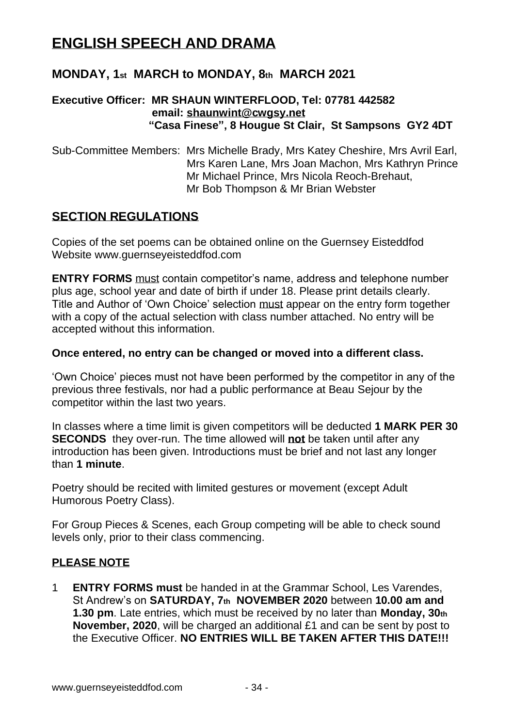# ENGLISH SPEECH AND DRAMA

## MONDAY, 1st MARCH to MONDAY, 8th MARCH 2021

**Executive Officer: MR SHAUN WINTERFLOOD, Tel: 07781 442582**
**email: shaunwint@cwgsy.net**
**"Casa Finese", 8 Hougue St Clair, St Sampsons GY2 4DT**

Sub-Committee Members: Mrs Michelle Brady, Mrs Katey Cheshire, Mrs Avril Earl, Mrs Karen Lane, Mrs Joan Machon, Mrs Kathryn Prince Mr Michael Prince, Mrs Nicola Reoch-Brehaut, Mr Bob Thompson & Mr Brian Webster

## SECTION REGULATIONS

Copies of the set poems can be obtained online on the Guernsey Eisteddfod Website www.guernseyeisteddfod.com

**ENTRY FORMS** must contain competitor's name, address and telephone number plus age, school year and date of birth if under 18. Please print details clearly. Title and Author of 'Own Choice' selection must appear on the entry form together with a copy of the actual selection with class number attached. No entry will be accepted without this information.

**Once entered, no entry can be changed or moved into a different class.**

'Own Choice' pieces must not have been performed by the competitor in any of the previous three festivals, nor had a public performance at Beau Sejour by the competitor within the last two years.

In classes where a time limit is given competitors will be deducted **1 MARK PER 30 SECONDS** they over-run. The time allowed will **not** be taken until after any introduction has been given. Introductions must be brief and not last any longer than **1 minute**.

Poetry should be recited with limited gestures or movement (except Adult Humorous Poetry Class).

For Group Pieces & Scenes, each Group competing will be able to check sound levels only, prior to their class commencing.

## PLEASE NOTE

1 **ENTRY FORMS must** be handed in at the Grammar School, Les Varendes, St Andrew's on **SATURDAY, 7th NOVEMBER 2020** between **10.00 am and 1.30 pm**. Late entries, which must be received by no later than **Monday, 30th November, 2020**, will be charged an additional £1 and can be sent by post to the Executive Officer. **NO ENTRIES WILL BE TAKEN AFTER THIS DATE!!!**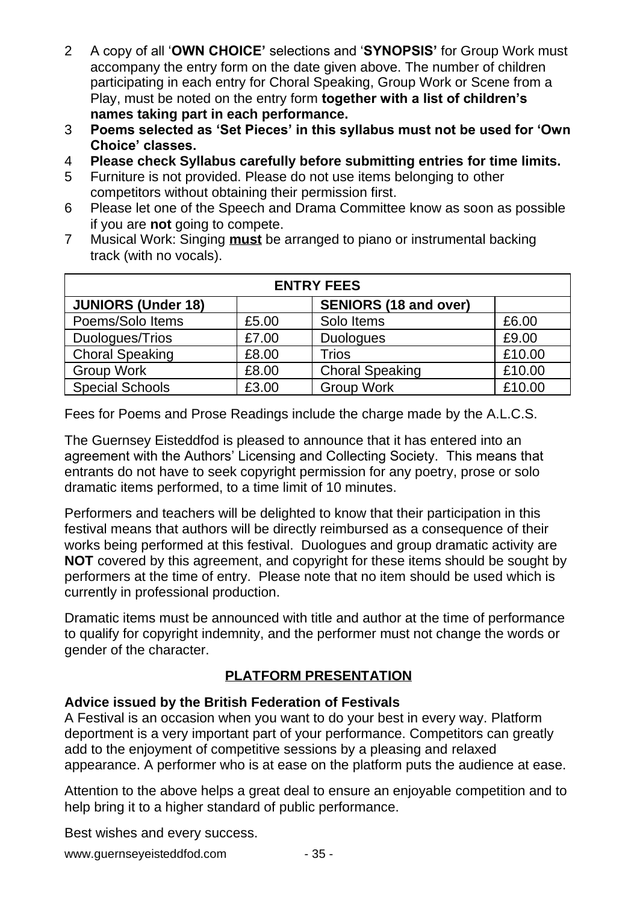2. A copy of all '**OWN CHOICE'** selections and '**SYNOPSIS'** for Group Work must accompany the entry form on the date given above. The number of children participating in each entry for Choral Speaking, Group Work or Scene from a Play, must be noted on the entry form **together with a list of children's names taking part in each performance.**
3. **Poems selected as 'Set Pieces' in this syllabus must not be used for 'Own Choice' classes.**
4. **Please check Syllabus carefully before submitting entries for time limits.**
5. Furniture is not provided. Please do not use items belonging to other competitors without obtaining their permission first.
6. Please let one of the Speech and Drama Committee know as soon as possible if you are **not** going to compete.
7. Musical Work: Singing **must** be arranged to piano or instrumental backing track (with no vocals).

| **ENTRY FEES** | | | |
|---|---|---|---|
| **JUNIORS (Under 18)** | | **SENIORS (18 and over)** | |
| Poems/Solo Items | £5.00 | Solo Items | £6.00 |
| Duologues/Trios | £7.00 | Duologues | £9.00 |
| Choral Speaking | £8.00 | Trios | £10.00 |
| Group Work | £8.00 | Choral Speaking | £10.00 |
| Special Schools | £3.00 | Group Work | £10.00 |

Fees for Poems and Prose Readings include the charge made by the A.L.C.S.

The Guernsey Eisteddfod is pleased to announce that it has entered into an agreement with the Authors' Licensing and Collecting Society. This means that entrants do not have to seek copyright permission for any poetry, prose or solo dramatic items performed, to a time limit of 10 minutes.

Performers and teachers will be delighted to know that their participation in this festival means that authors will be directly reimbursed as a consequence of their works being performed at this festival. Duologues and group dramatic activity are **NOT** covered by this agreement, and copyright for these items should be sought by performers at the time of entry. Please note that no item should be used which is currently in professional production.

Dramatic items must be announced with title and author at the time of performance to qualify for copyright indemnity, and the performer must not change the words or gender of the character.

## PLATFORM PRESENTATION

**Advice issued by the British Federation of Festivals**
A Festival is an occasion when you want to do your best in every way. Platform deportment is a very important part of your performance. Competitors can greatly add to the enjoyment of competitive sessions by a pleasing and relaxed appearance. A performer who is at ease on the platform puts the audience at ease.

Attention to the above helps a great deal to ensure an enjoyable competition and to help bring it to a higher standard of public performance.

Best wishes and every success.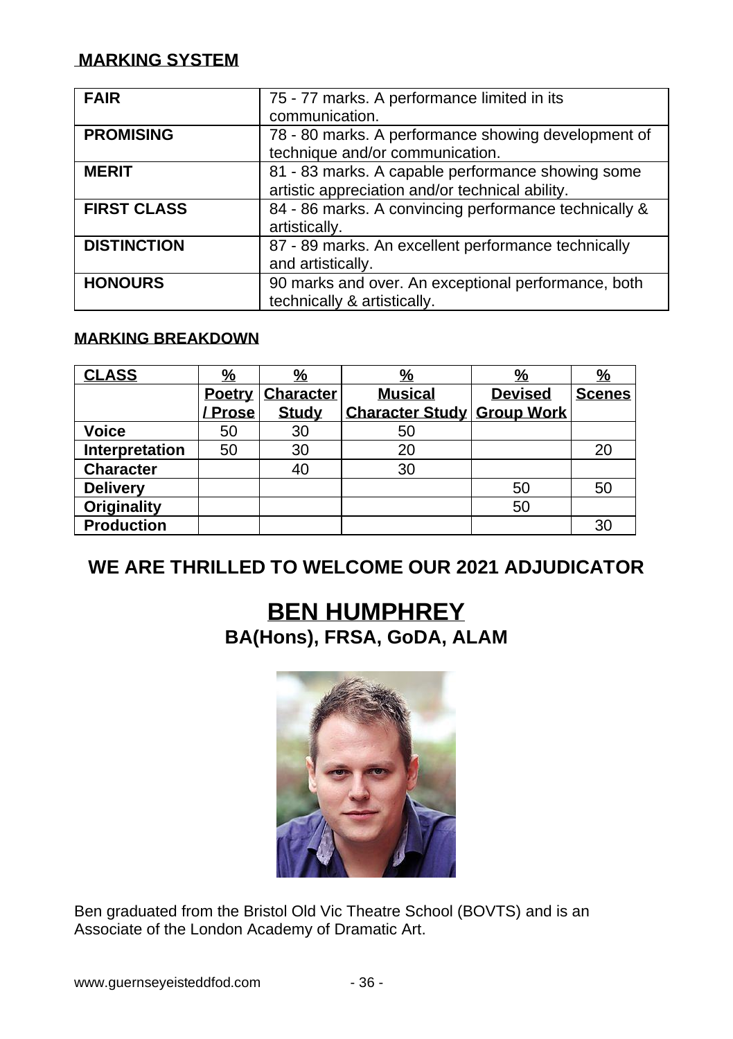## MARKING SYSTEM

| | |
|---|---|
| **FAIR** | 75 - 77 marks. A performance limited in its communication. |
| **PROMISING** | 78 - 80 marks. A performance showing development of technique and/or communication. |
| **MERIT** | 81 - 83 marks. A capable performance showing some artistic appreciation and/or technical ability. |
| **FIRST CLASS** | 84 - 86 marks. A convincing performance technically & artistically. |
| **DISTINCTION** | 87 - 89 marks. An excellent performance technically and artistically. |
| **HONOURS** | 90 marks and over. An exceptional performance, both technically & artistically. |

### MARKING BREAKDOWN

| **CLASS** | **%** | **%** | **%** | **%** | **%** |
|---|---|---|---|---|---|
| | **Poetry / Prose** | **Character Study** | **Musical Character Study** | **Devised Group Work** | **Scenes** |
| **Voice** | 50 | 30 | 50 | | |
| **Interpretation** | 50 | 30 | 20 | | 20 |
| **Character** | | 40 | 30 | | |
| **Delivery** | | | | 50 | 50 |
| **Originality** | | | | 50 | |
| **Production** | | | | | 30 |

## WE ARE THRILLED TO WELCOME OUR 2021 ADJUDICATOR

# BEN HUMPHREY

### BA(Hons), FRSA, GoDA, ALAM

Ben graduated from the Bristol Old Vic Theatre School (BOVTS) and is an Associate of the London Academy of Dramatic Art.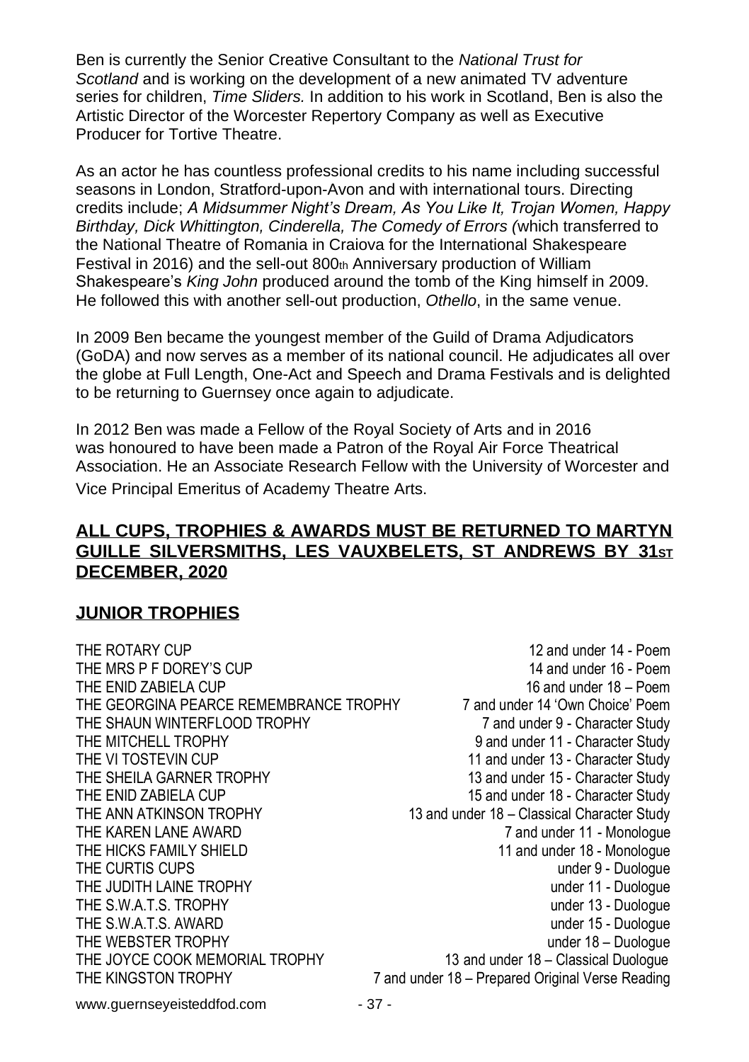Ben is currently the Senior Creative Consultant to the *National Trust for Scotland* and is working on the development of a new animated TV adventure series for children, *Time Sliders.* In addition to his work in Scotland, Ben is also the Artistic Director of the Worcester Repertory Company as well as Executive Producer for Tortive Theatre.

As an actor he has countless professional credits to his name including successful seasons in London, Stratford-upon-Avon and with international tours. Directing credits include; *A Midsummer Night's Dream, As You Like It, Trojan Women, Happy Birthday, Dick Whittington, Cinderella, The Comedy of Errors (*which transferred to the National Theatre of Romania in Craiova for the International Shakespeare Festival in 2016) and the sell-out 800th Anniversary production of William Shakespeare's *King John* produced around the tomb of the King himself in 2009. He followed this with another sell-out production, *Othello*, in the same venue.

In 2009 Ben became the youngest member of the Guild of Drama Adjudicators (GoDA) and now serves as a member of its national council. He adjudicates all over the globe at Full Length, One-Act and Speech and Drama Festivals and is delighted to be returning to Guernsey once again to adjudicate.

In 2012 Ben was made a Fellow of the Royal Society of Arts and in 2016 was honoured to have been made a Patron of the Royal Air Force Theatrical Association. He an Associate Research Fellow with the University of Worcester and Vice Principal Emeritus of Academy Theatre Arts.

## ALL CUPS, TROPHIES & AWARDS MUST BE RETURNED TO MARTYN GUILLE SILVERSMITHS, LES VAUXBELETS, ST ANDREWS BY 31ST DECEMBER, 2020

## JUNIOR TROPHIES

| | |
|---|---|
| THE ROTARY CUP | 12 and under 14 - Poem |
| THE MRS P F DOREY'S CUP | 14 and under 16 - Poem |
| THE ENID ZABIELA CUP | 16 and under 18 – Poem |
| THE GEORGINA PEARCE REMEMBRANCE TROPHY | 7 and under 14 'Own Choice' Poem |
| THE SHAUN WINTERFLOOD TROPHY | 7 and under 9 - Character Study |
| THE MITCHELL TROPHY | 9 and under 11 - Character Study |
| THE VI TOSTEVIN CUP | 11 and under 13 - Character Study |
| THE SHEILA GARNER TROPHY | 13 and under 15 - Character Study |
| THE ENID ZABIELA CUP | 15 and under 18 - Character Study |
| THE ANN ATKINSON TROPHY | 13 and under 18 – Classical Character Study |
| THE KAREN LANE AWARD | 7 and under 11 - Monologue |
| THE HICKS FAMILY SHIELD | 11 and under 18 - Monologue |
| THE CURTIS CUPS | under 9 - Duologue |
| THE JUDITH LAINE TROPHY | under 11 - Duologue |
| THE S.W.A.T.S. TROPHY | under 13 - Duologue |
| THE S.W.A.T.S. AWARD | under 15 - Duologue |
| THE WEBSTER TROPHY | under 18 – Duologue |
| THE JOYCE COOK MEMORIAL TROPHY | 13 and under 18 – Classical Duologue |
| THE KINGSTON TROPHY | 7 and under 18 – Prepared Original Verse Reading |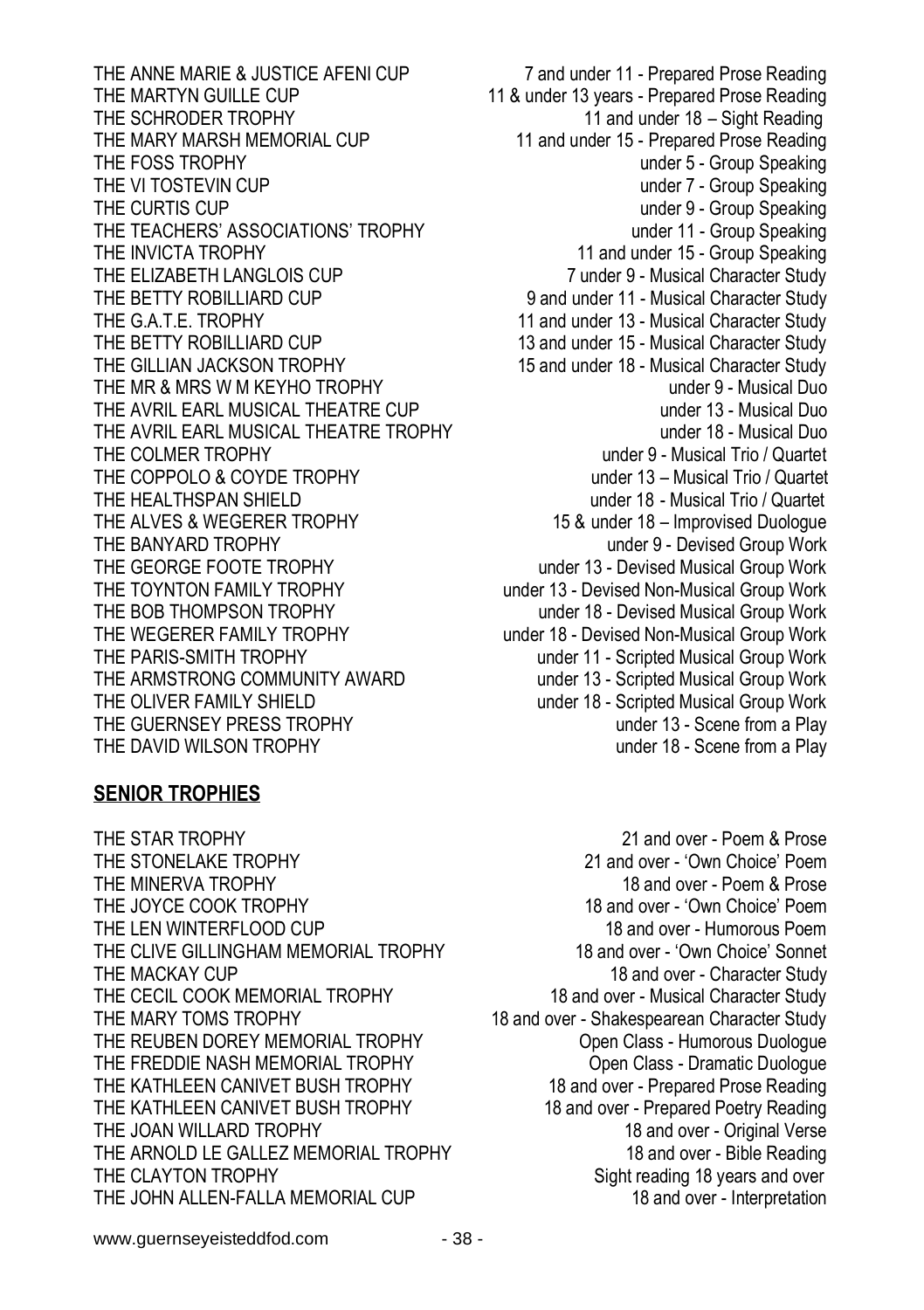| | |
|---|---|
| THE ANNE MARIE & JUSTICE AFENI CUP | 7 and under 11 - Prepared Prose Reading |
| THE MARTYN GUILLE CUP | 11 & under 13 years - Prepared Prose Reading |
| THE SCHRODER TROPHY | 11 and under 18 – Sight Reading |
| THE MARY MARSH MEMORIAL CUP | 11 and under 15 - Prepared Prose Reading |
| THE FOSS TROPHY | under 5 - Group Speaking |
| THE VI TOSTEVIN CUP | under 7 - Group Speaking |
| THE CURTIS CUP | under 9 - Group Speaking |
| THE TEACHERS' ASSOCIATIONS' TROPHY | under 11 - Group Speaking |
| THE INVICTA TROPHY | 11 and under 15 - Group Speaking |
| THE ELIZABETH LANGLOIS CUP | 7 under 9 - Musical Character Study |
| THE BETTY ROBILLIARD CUP | 9 and under 11 - Musical Character Study |
| THE G.A.T.E. TROPHY | 11 and under 13 - Musical Character Study |
| THE BETTY ROBILLIARD CUP | 13 and under 15 - Musical Character Study |
| THE GILLIAN JACKSON TROPHY | 15 and under 18 - Musical Character Study |
| THE MR & MRS W M KEYHO TROPHY | under 9 - Musical Duo |
| THE AVRIL EARL MUSICAL THEATRE CUP | under 13 - Musical Duo |
| THE AVRIL EARL MUSICAL THEATRE TROPHY | under 18 - Musical Duo |
| THE COLMER TROPHY | under 9 - Musical Trio / Quartet |
| THE COPPOLO & COYDE TROPHY | under 13 – Musical Trio / Quartet |
| THE HEALTHSPAN SHIELD | under 18 - Musical Trio / Quartet |
| THE ALVES & WEGERER TROPHY | 15 & under 18 – Improvised Duologue |
| THE BANYARD TROPHY | under 9 - Devised Group Work |
| THE GEORGE FOOTE TROPHY | under 13 - Devised Musical Group Work |
| THE TOYNTON FAMILY TROPHY | under 13 - Devised Non-Musical Group Work |
| THE BOB THOMPSON TROPHY | under 18 - Devised Musical Group Work |
| THE WEGERER FAMILY TROPHY | under 18 - Devised Non-Musical Group Work |
| THE PARIS-SMITH TROPHY | under 11 - Scripted Musical Group Work |
| THE ARMSTRONG COMMUNITY AWARD | under 13 - Scripted Musical Group Work |
| THE OLIVER FAMILY SHIELD | under 18 - Scripted Musical Group Work |
| THE GUERNSEY PRESS TROPHY | under 13 - Scene from a Play |
| THE DAVID WILSON TROPHY | under 18 - Scene from a Play |

## SENIOR TROPHIES

| | |
|---|---|
| THE STAR TROPHY | 21 and over - Poem & Prose |
| THE STONELAKE TROPHY | 21 and over - 'Own Choice' Poem |
| THE MINERVA TROPHY | 18 and over - Poem & Prose |
| THE JOYCE COOK TROPHY | 18 and over - 'Own Choice' Poem |
| THE LEN WINTERFLOOD CUP | 18 and over - Humorous Poem |
| THE CLIVE GILLINGHAM MEMORIAL TROPHY | 18 and over - 'Own Choice' Sonnet |
| THE MACKAY CUP | 18 and over - Character Study |
| THE CECIL COOK MEMORIAL TROPHY | 18 and over - Musical Character Study |
| THE MARY TOMS TROPHY | 18 and over - Shakespearean Character Study |
| THE REUBEN DOREY MEMORIAL TROPHY | Open Class - Humorous Duologue |
| THE FREDDIE NASH MEMORIAL TROPHY | Open Class - Dramatic Duologue |
| THE KATHLEEN CANIVET BUSH TROPHY | 18 and over - Prepared Prose Reading |
| THE KATHLEEN CANIVET BUSH TROPHY | 18 and over - Prepared Poetry Reading |
| THE JOAN WILLARD TROPHY | 18 and over - Original Verse |
| THE ARNOLD LE GALLEZ MEMORIAL TROPHY | 18 and over - Bible Reading |
| THE CLAYTON TROPHY | Sight reading 18 years and over |
| THE JOHN ALLEN-FALLA MEMORIAL CUP | 18 and over - Interpretation |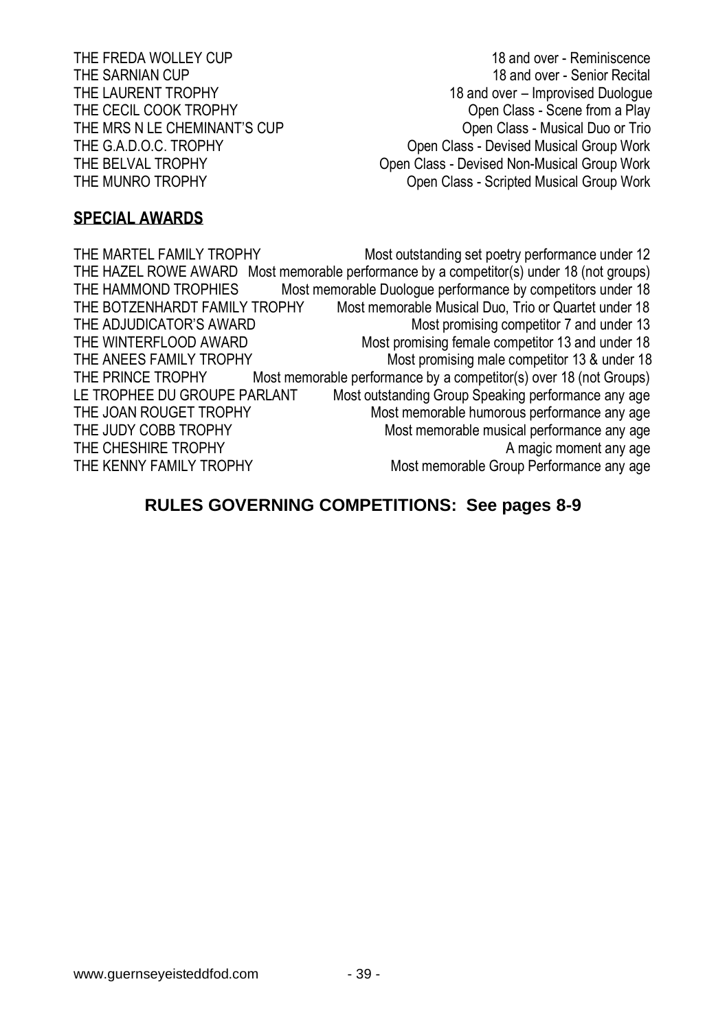| | |
|---|---|
| THE FREDA WOLLEY CUP | 18 and over - Reminiscence |
| THE SARNIAN CUP | 18 and over - Senior Recital |
| THE LAURENT TROPHY | 18 and over – Improvised Duologue |
| THE CECIL COOK TROPHY | Open Class - Scene from a Play |
| THE MRS N LE CHEMINANT'S CUP | Open Class - Musical Duo or Trio |
| THE G.A.D.O.C. TROPHY | Open Class - Devised Musical Group Work |
| THE BELVAL TROPHY | Open Class - Devised Non-Musical Group Work |
| THE MUNRO TROPHY | Open Class - Scripted Musical Group Work |

## SPECIAL AWARDS

| | |
|---|---|
| THE MARTEL FAMILY TROPHY | Most outstanding set poetry performance under 12 |
| THE HAZEL ROWE AWARD | Most memorable performance by a competitor(s) under 18 (not groups) |
| THE HAMMOND TROPHIES | Most memorable Duologue performance by competitors under 18 |
| THE BOTZENHARDT FAMILY TROPHY | Most memorable Musical Duo, Trio or Quartet under 18 |
| THE ADJUDICATOR'S AWARD | Most promising competitor 7 and under 13 |
| THE WINTERFLOOD AWARD | Most promising female competitor 13 and under 18 |
| THE ANEES FAMILY TROPHY | Most promising male competitor 13 & under 18 |
| THE PRINCE TROPHY | Most memorable performance by a competitor(s) over 18 (not Groups) |
| LE TROPHEE DU GROUPE PARLANT | Most outstanding Group Speaking performance any age |
| THE JOAN ROUGET TROPHY | Most memorable humorous performance any age |
| THE JUDY COBB TROPHY | Most memorable musical performance any age |
| THE CHESHIRE TROPHY | A magic moment any age |
| THE KENNY FAMILY TROPHY | Most memorable Group Performance any age |

## RULES GOVERNING COMPETITIONS: See pages 8-9

www.guernseyeisteddfod.com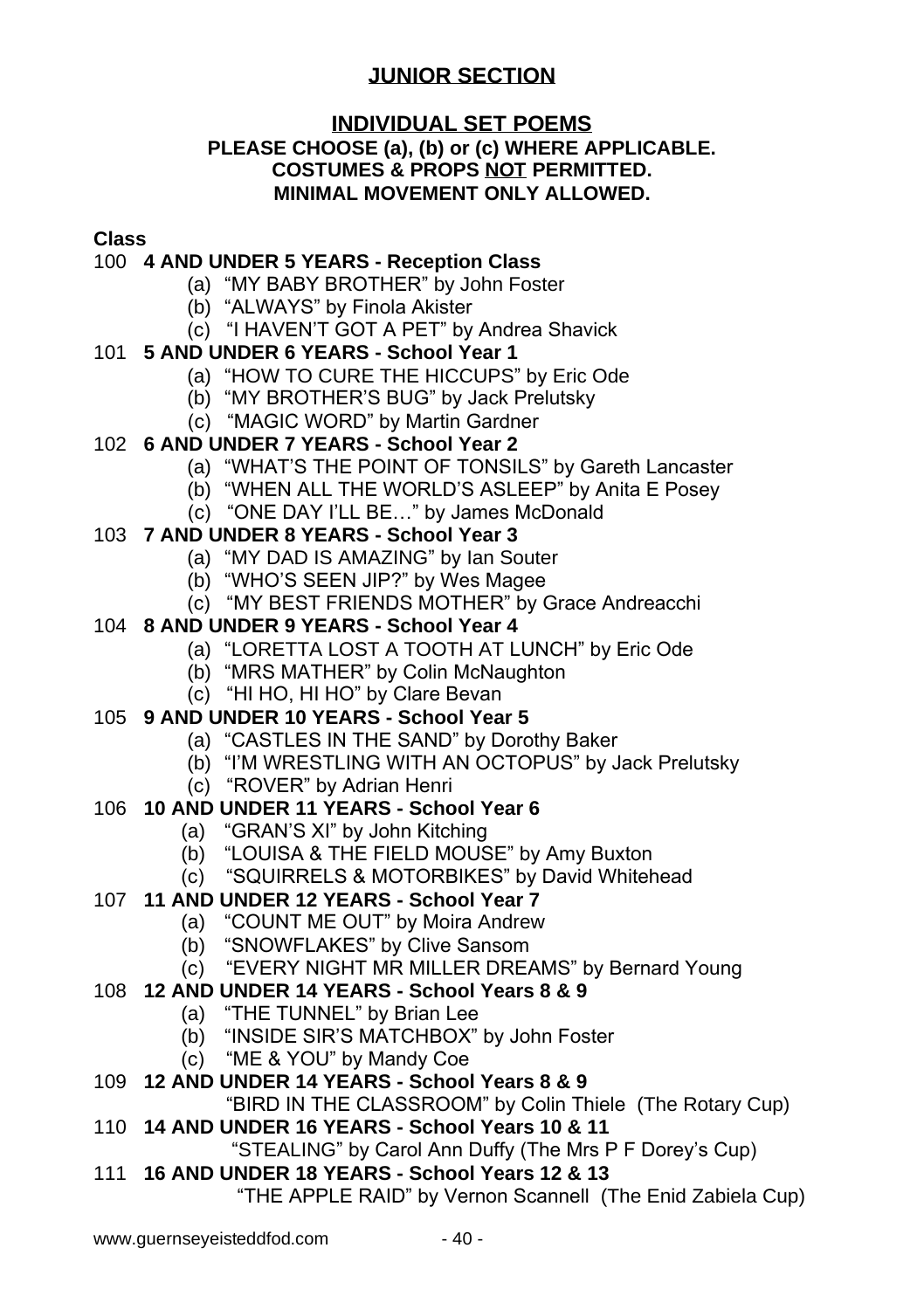# JUNIOR SECTION

## INDIVIDUAL SET POEMS

**PLEASE CHOOSE (a), (b) or (c) WHERE APPLICABLE.**
**COSTUMES & PROPS NOT PERMITTED.**
**MINIMAL MOVEMENT ONLY ALLOWED.**

**Class**

100 **4 AND UNDER 5 YEARS - Reception Class**
- (a) "MY BABY BROTHER" by John Foster
- (b) "ALWAYS" by Finola Akister
- (c) "I HAVEN'T GOT A PET" by Andrea Shavick

101 **5 AND UNDER 6 YEARS - School Year 1**
- (a) "HOW TO CURE THE HICCUPS" by Eric Ode
- (b) "MY BROTHER'S BUG" by Jack Prelutsky
- (c) "MAGIC WORD" by Martin Gardner

102 **6 AND UNDER 7 YEARS - School Year 2**
- (a) "WHAT'S THE POINT OF TONSILS" by Gareth Lancaster
- (b) "WHEN ALL THE WORLD'S ASLEEP" by Anita E Posey
- (c) "ONE DAY I'LL BE…" by James McDonald

103 **7 AND UNDER 8 YEARS - School Year 3**
- (a) "MY DAD IS AMAZING" by Ian Souter
- (b) "WHO'S SEEN JIP?" by Wes Magee
- (c) "MY BEST FRIENDS MOTHER" by Grace Andreacchi

104 **8 AND UNDER 9 YEARS - School Year 4**
- (a) "LORETTA LOST A TOOTH AT LUNCH" by Eric Ode
- (b) "MRS MATHER" by Colin McNaughton
- (c) "HI HO, HI HO" by Clare Bevan

105 **9 AND UNDER 10 YEARS - School Year 5**
- (a) "CASTLES IN THE SAND" by Dorothy Baker
- (b) "I'M WRESTLING WITH AN OCTOPUS" by Jack Prelutsky
- (c) "ROVER" by Adrian Henri

106 **10 AND UNDER 11 YEARS - School Year 6**
- (a) "GRAN'S XI" by John Kitching
- (b) "LOUISA & THE FIELD MOUSE" by Amy Buxton
- (c) "SQUIRRELS & MOTORBIKES" by David Whitehead

107 **11 AND UNDER 12 YEARS - School Year 7**
- (a) "COUNT ME OUT" by Moira Andrew
- (b) "SNOWFLAKES" by Clive Sansom
- (c) "EVERY NIGHT MR MILLER DREAMS" by Bernard Young

108 **12 AND UNDER 14 YEARS - School Years 8 & 9**
- (a) "THE TUNNEL" by Brian Lee
- (b) "INSIDE SIR'S MATCHBOX" by John Foster
- (c) "ME & YOU" by Mandy Coe

109 **12 AND UNDER 14 YEARS - School Years 8 & 9**
"BIRD IN THE CLASSROOM" by Colin Thiele (The Rotary Cup)

110 **14 AND UNDER 16 YEARS - School Years 10 & 11**
"STEALING" by Carol Ann Duffy (The Mrs P F Dorey's Cup)

111 **16 AND UNDER 18 YEARS - School Years 12 & 13**
"THE APPLE RAID" by Vernon Scannell (The Enid Zabiela Cup)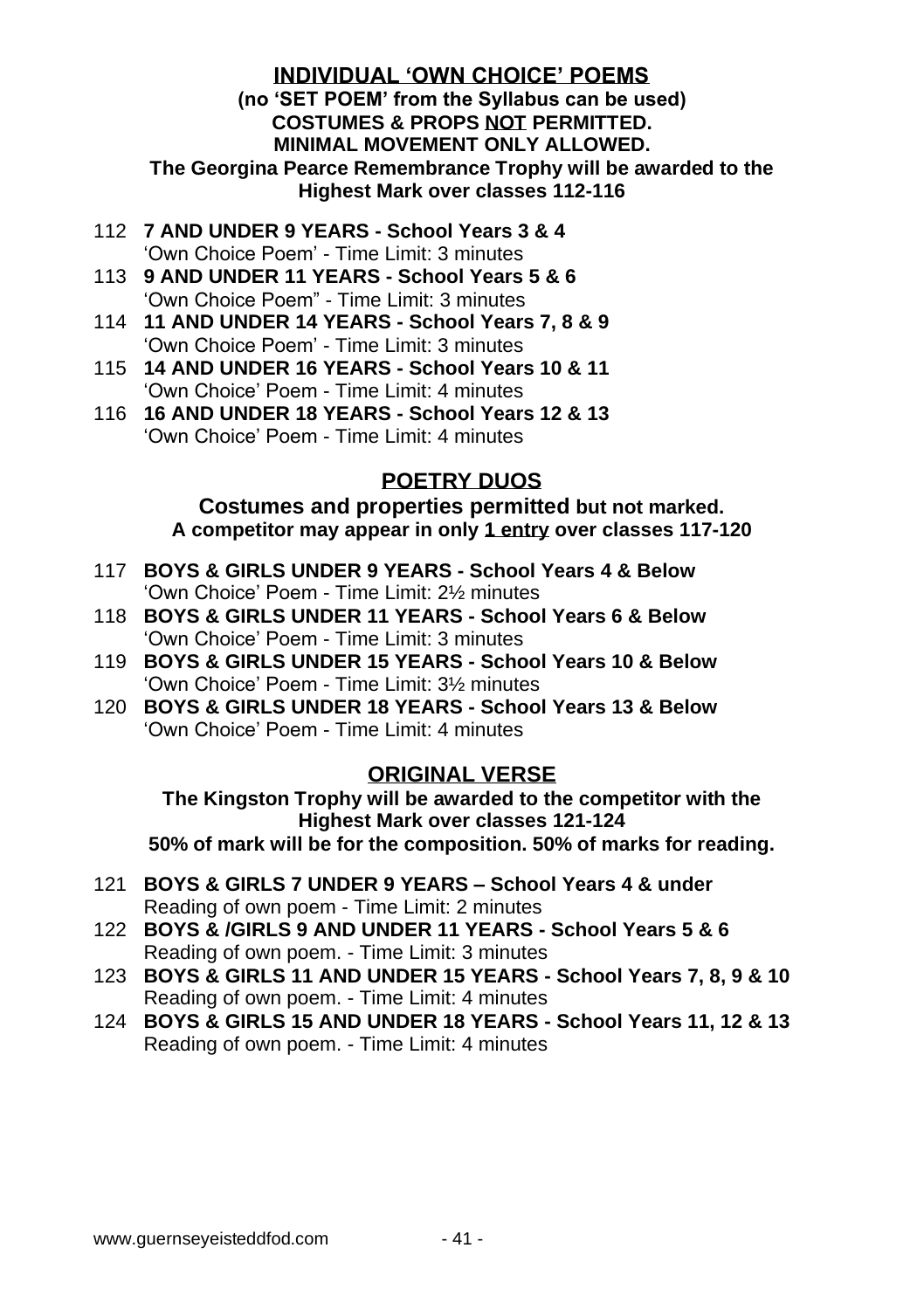## INDIVIDUAL 'OWN CHOICE' POEMS

**(no 'SET POEM' from the Syllabus can be used)**
**COSTUMES & PROPS NOT PERMITTED.**
**MINIMAL MOVEMENT ONLY ALLOWED.**
**The Georgina Pearce Remembrance Trophy will be awarded to the Highest Mark over classes 112-116**

112 **7 AND UNDER 9 YEARS - School Years 3 & 4**
'Own Choice Poem' - Time Limit: 3 minutes

113 **9 AND UNDER 11 YEARS - School Years 5 & 6**
'Own Choice Poem" - Time Limit: 3 minutes

114 **11 AND UNDER 14 YEARS - School Years 7, 8 & 9**
'Own Choice Poem' - Time Limit: 3 minutes

115 **14 AND UNDER 16 YEARS - School Years 10 & 11**
'Own Choice' Poem - Time Limit: 4 minutes

116 **16 AND UNDER 18 YEARS - School Years 12 & 13**
'Own Choice' Poem - Time Limit: 4 minutes

## POETRY DUOS

**Costumes and properties permitted but not marked.**
**A competitor may appear in only 1 entry over classes 117-120**

117 **BOYS & GIRLS UNDER 9 YEARS - School Years 4 & Below**
'Own Choice' Poem - Time Limit: 2½ minutes

118 **BOYS & GIRLS UNDER 11 YEARS - School Years 6 & Below**
'Own Choice' Poem - Time Limit: 3 minutes

119 **BOYS & GIRLS UNDER 15 YEARS - School Years 10 & Below**
'Own Choice' Poem - Time Limit: 3½ minutes

120 **BOYS & GIRLS UNDER 18 YEARS - School Years 13 & Below**
'Own Choice' Poem - Time Limit: 4 minutes

## ORIGINAL VERSE

**The Kingston Trophy will be awarded to the competitor with the Highest Mark over classes 121-124**
**50% of mark will be for the composition. 50% of marks for reading.**

121 **BOYS & GIRLS 7 UNDER 9 YEARS – School Years 4 & under**
Reading of own poem - Time Limit: 2 minutes

122 **BOYS & /GIRLS 9 AND UNDER 11 YEARS - School Years 5 & 6**
Reading of own poem. - Time Limit: 3 minutes

123 **BOYS & GIRLS 11 AND UNDER 15 YEARS - School Years 7, 8, 9 & 10**
Reading of own poem. - Time Limit: 4 minutes

124 **BOYS & GIRLS 15 AND UNDER 18 YEARS - School Years 11, 12 & 13**
Reading of own poem. - Time Limit: 4 minutes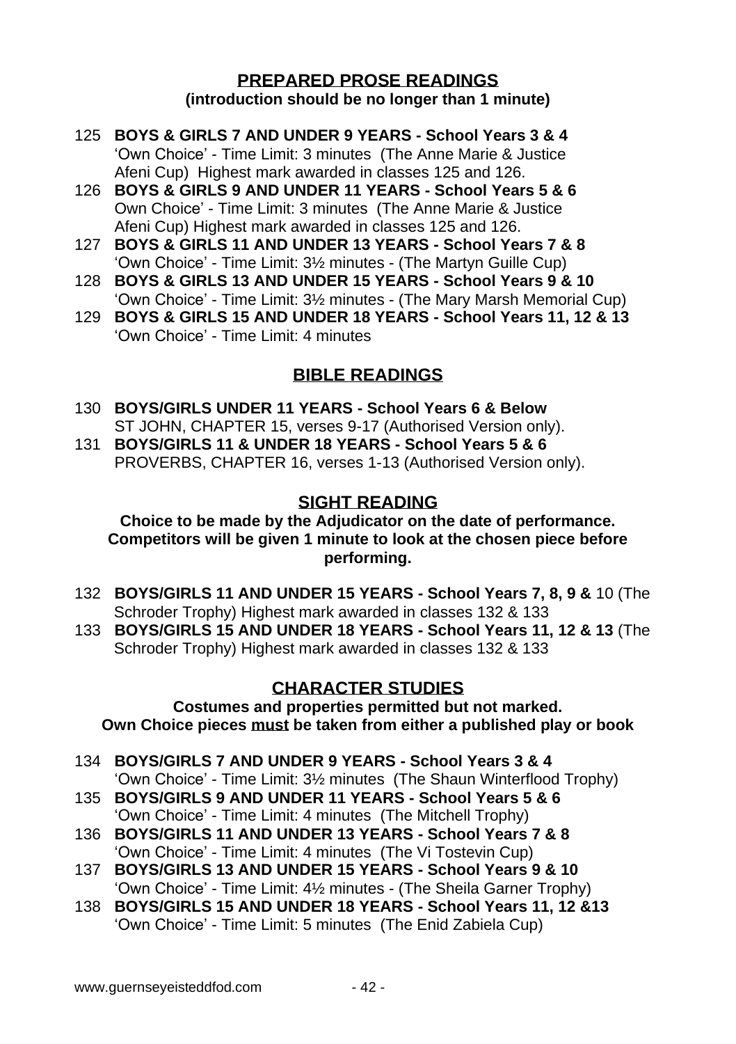## PREPARED PROSE READINGS

**(introduction should be no longer than 1 minute)**

125 **BOYS & GIRLS 7 AND UNDER 9 YEARS - School Years 3 & 4**
'Own Choice' - Time Limit: 3 minutes (The Anne Marie & Justice Afeni Cup) Highest mark awarded in classes 125 and 126.

126 **BOYS & GIRLS 9 AND UNDER 11 YEARS - School Years 5 & 6**
Own Choice' - Time Limit: 3 minutes (The Anne Marie & Justice Afeni Cup) Highest mark awarded in classes 125 and 126.

127 **BOYS & GIRLS 11 AND UNDER 13 YEARS - School Years 7 & 8**
'Own Choice' - Time Limit: 3½ minutes - (The Martyn Guille Cup)

128 **BOYS & GIRLS 13 AND UNDER 15 YEARS - School Years 9 & 10**
'Own Choice' - Time Limit: 3½ minutes - (The Mary Marsh Memorial Cup)

129 **BOYS & GIRLS 15 AND UNDER 18 YEARS - School Years 11, 12 & 13**
'Own Choice' - Time Limit: 4 minutes

## BIBLE READINGS

130 **BOYS/GIRLS UNDER 11 YEARS - School Years 6 & Below**
ST JOHN, CHAPTER 15, verses 9-17 (Authorised Version only).

131 **BOYS/GIRLS 11 & UNDER 18 YEARS - School Years 5 & 6**
PROVERBS, CHAPTER 16, verses 1-13 (Authorised Version only).

## SIGHT READING

**Choice to be made by the Adjudicator on the date of performance. Competitors will be given 1 minute to look at the chosen piece before performing.**

132 **BOYS/GIRLS 11 AND UNDER 15 YEARS - School Years 7, 8, 9 &** 10 (The Schroder Trophy) Highest mark awarded in classes 132 & 133

133 **BOYS/GIRLS 15 AND UNDER 18 YEARS - School Years 11, 12 & 13** (The Schroder Trophy) Highest mark awarded in classes 132 & 133

## CHARACTER STUDIES

**Costumes and properties permitted but not marked.**
**Own Choice pieces must be taken from either a published play or book**

134 **BOYS/GIRLS 7 AND UNDER 9 YEARS - School Years 3 & 4**
'Own Choice' - Time Limit: 3½ minutes (The Shaun Winterflood Trophy)

135 **BOYS/GIRLS 9 AND UNDER 11 YEARS - School Years 5 & 6**
'Own Choice' - Time Limit: 4 minutes (The Mitchell Trophy)

136 **BOYS/GIRLS 11 AND UNDER 13 YEARS - School Years 7 & 8**
'Own Choice' - Time Limit: 4 minutes (The Vi Tostevin Cup)

137 **BOYS/GIRLS 13 AND UNDER 15 YEARS - School Years 9 & 10**
'Own Choice' - Time Limit: 4½ minutes - (The Sheila Garner Trophy)

138 **BOYS/GIRLS 15 AND UNDER 18 YEARS - School Years 11, 12 &13**
'Own Choice' - Time Limit: 5 minutes (The Enid Zabiela Cup)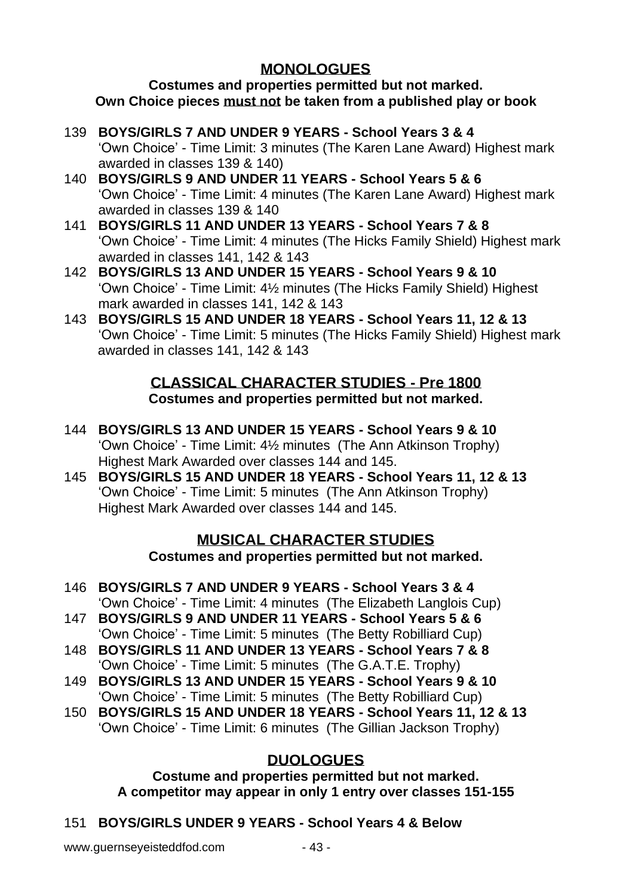## MONOLOGUES

**Costumes and properties permitted but not marked.**
**Own Choice pieces must not be taken from a published play or book**

139 **BOYS/GIRLS 7 AND UNDER 9 YEARS - School Years 3 & 4**
'Own Choice' - Time Limit: 3 minutes (The Karen Lane Award) Highest mark awarded in classes 139 & 140)

140 **BOYS/GIRLS 9 AND UNDER 11 YEARS - School Years 5 & 6**
'Own Choice' - Time Limit: 4 minutes (The Karen Lane Award) Highest mark awarded in classes 139 & 140

141 **BOYS/GIRLS 11 AND UNDER 13 YEARS - School Years 7 & 8**
'Own Choice' - Time Limit: 4 minutes (The Hicks Family Shield) Highest mark awarded in classes 141, 142 & 143

142 **BOYS/GIRLS 13 AND UNDER 15 YEARS - School Years 9 & 10**
'Own Choice' - Time Limit: 4½ minutes (The Hicks Family Shield) Highest mark awarded in classes 141, 142 & 143

143 **BOYS/GIRLS 15 AND UNDER 18 YEARS - School Years 11, 12 & 13**
'Own Choice' - Time Limit: 5 minutes (The Hicks Family Shield) Highest mark awarded in classes 141, 142 & 143

## CLASSICAL CHARACTER STUDIES - Pre 1800

**Costumes and properties permitted but not marked.**

144 **BOYS/GIRLS 13 AND UNDER 15 YEARS - School Years 9 & 10**
'Own Choice' - Time Limit: 4½ minutes (The Ann Atkinson Trophy) Highest Mark Awarded over classes 144 and 145.

145 **BOYS/GIRLS 15 AND UNDER 18 YEARS - School Years 11, 12 & 13**
'Own Choice' - Time Limit: 5 minutes (The Ann Atkinson Trophy) Highest Mark Awarded over classes 144 and 145.

## MUSICAL CHARACTER STUDIES

**Costumes and properties permitted but not marked.**

146 **BOYS/GIRLS 7 AND UNDER 9 YEARS - School Years 3 & 4**
'Own Choice' - Time Limit: 4 minutes (The Elizabeth Langlois Cup)

147 **BOYS/GIRLS 9 AND UNDER 11 YEARS - School Years 5 & 6**
'Own Choice' - Time Limit: 5 minutes (The Betty Robilliard Cup)

148 **BOYS/GIRLS 11 AND UNDER 13 YEARS - School Years 7 & 8**
'Own Choice' - Time Limit: 5 minutes (The G.A.T.E. Trophy)

149 **BOYS/GIRLS 13 AND UNDER 15 YEARS - School Years 9 & 10**
'Own Choice' - Time Limit: 5 minutes (The Betty Robilliard Cup)

150 **BOYS/GIRLS 15 AND UNDER 18 YEARS - School Years 11, 12 & 13**
'Own Choice' - Time Limit: 6 minutes (The Gillian Jackson Trophy)

## DUOLOGUES

**Costume and properties permitted but not marked.**
**A competitor may appear in only 1 entry over classes 151-155**

151 **BOYS/GIRLS UNDER 9 YEARS - School Years 4 & Below**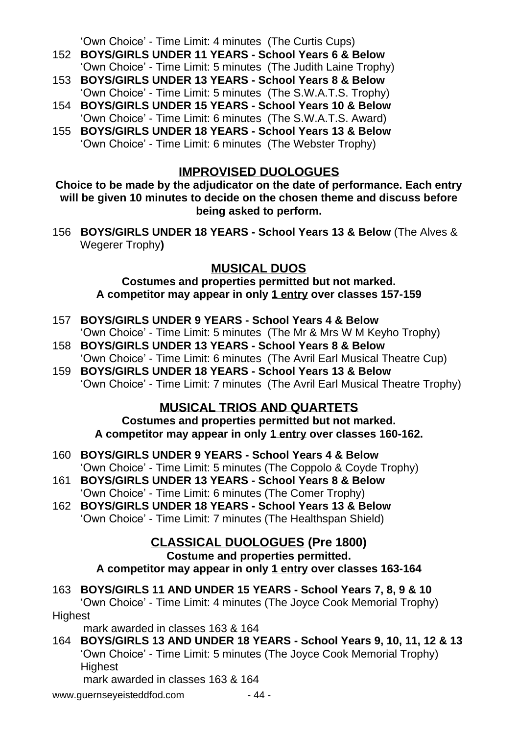'Own Choice' - Time Limit: 4 minutes (The Curtis Cups)

152 **BOYS/GIRLS UNDER 11 YEARS - School Years 6 & Below**
'Own Choice' - Time Limit: 5 minutes (The Judith Laine Trophy)

153 **BOYS/GIRLS UNDER 13 YEARS - School Years 8 & Below**
'Own Choice' - Time Limit: 5 minutes (The S.W.A.T.S. Trophy)

154 **BOYS/GIRLS UNDER 15 YEARS - School Years 10 & Below**
'Own Choice' - Time Limit: 6 minutes (The S.W.A.T.S. Award)

155 **BOYS/GIRLS UNDER 18 YEARS - School Years 13 & Below**
'Own Choice' - Time Limit: 6 minutes (The Webster Trophy)

## IMPROVISED DUOLOGUES

**Choice to be made by the adjudicator on the date of performance. Each entry will be given 10 minutes to decide on the chosen theme and discuss before being asked to perform.**

156 **BOYS/GIRLS UNDER 18 YEARS - School Years 13 & Below** (The Alves & Wegerer Trophy**)**

## MUSICAL DUOS

**Costumes and properties permitted but not marked.**
**A competitor may appear in only 1 entry over classes 157-159**

157 **BOYS/GIRLS UNDER 9 YEARS - School Years 4 & Below**
'Own Choice' - Time Limit: 5 minutes (The Mr & Mrs W M Keyho Trophy)

158 **BOYS/GIRLS UNDER 13 YEARS - School Years 8 & Below**
'Own Choice' - Time Limit: 6 minutes (The Avril Earl Musical Theatre Cup)

159 **BOYS/GIRLS UNDER 18 YEARS - School Years 13 & Below**
'Own Choice' - Time Limit: 7 minutes (The Avril Earl Musical Theatre Trophy)

## MUSICAL TRIOS AND QUARTETS

**Costumes and properties permitted but not marked.**
**A competitor may appear in only 1 entry over classes 160-162.**

160 **BOYS/GIRLS UNDER 9 YEARS - School Years 4 & Below**
'Own Choice' - Time Limit: 5 minutes (The Coppolo & Coyde Trophy)

161 **BOYS/GIRLS UNDER 13 YEARS - School Years 8 & Below**
'Own Choice' - Time Limit: 6 minutes (The Comer Trophy)

162 **BOYS/GIRLS UNDER 18 YEARS - School Years 13 & Below**
'Own Choice' - Time Limit: 7 minutes (The Healthspan Shield)

## CLASSICAL DUOLOGUES (Pre 1800)

**Costume and properties permitted.**
**A competitor may appear in only 1 entry over classes 163-164**

163 **BOYS/GIRLS 11 AND UNDER 15 YEARS - School Years 7, 8, 9 & 10**
'Own Choice' - Time Limit: 4 minutes (The Joyce Cook Memorial Trophy)
Highest mark awarded in classes 163 & 164

164 **BOYS/GIRLS 13 AND UNDER 18 YEARS - School Years 9, 10, 11, 12 & 13**
'Own Choice' - Time Limit: 5 minutes (The Joyce Cook Memorial Trophy)
Highest mark awarded in classes 163 & 164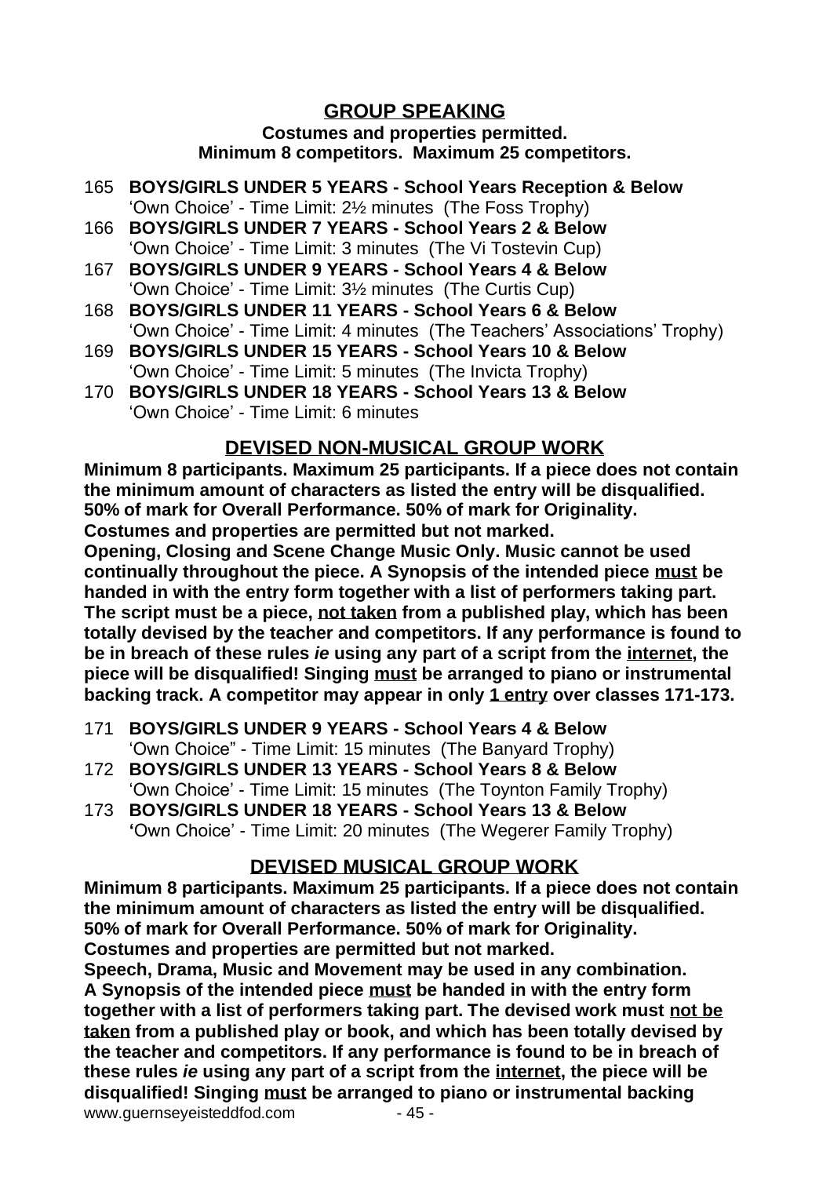## GROUP SPEAKING

**Costumes and properties permitted.**
**Minimum 8 competitors. Maximum 25 competitors.**

165 **BOYS/GIRLS UNDER 5 YEARS - School Years Reception & Below**
'Own Choice' - Time Limit: 2½ minutes (The Foss Trophy)

166 **BOYS/GIRLS UNDER 7 YEARS - School Years 2 & Below**
'Own Choice' - Time Limit: 3 minutes (The Vi Tostevin Cup)

167 **BOYS/GIRLS UNDER 9 YEARS - School Years 4 & Below**
'Own Choice' - Time Limit: 3½ minutes (The Curtis Cup)

168 **BOYS/GIRLS UNDER 11 YEARS - School Years 6 & Below**
'Own Choice' - Time Limit: 4 minutes (The Teachers' Associations' Trophy)

169 **BOYS/GIRLS UNDER 15 YEARS - School Years 10 & Below**
'Own Choice' - Time Limit: 5 minutes (The Invicta Trophy)

170 **BOYS/GIRLS UNDER 18 YEARS - School Years 13 & Below**
'Own Choice' - Time Limit: 6 minutes

## DEVISED NON-MUSICAL GROUP WORK

**Minimum 8 participants. Maximum 25 participants. If a piece does not contain the minimum amount of characters as listed the entry will be disqualified. 50% of mark for Overall Performance. 50% of mark for Originality. Costumes and properties are permitted but not marked.**
**Opening, Closing and Scene Change Music Only. Music cannot be used continually throughout the piece. A Synopsis of the intended piece must be handed in with the entry form together with a list of performers taking part. The script must be a piece, not taken from a published play, which has been totally devised by the teacher and competitors. If any performance is found to be in breach of these rules *ie* using any part of a script from the internet, the piece will be disqualified! Singing must be arranged to piano or instrumental backing track. A competitor may appear in only 1 entry over classes 171-173.**

171 **BOYS/GIRLS UNDER 9 YEARS - School Years 4 & Below**
'Own Choice" - Time Limit: 15 minutes (The Banyard Trophy)

172 **BOYS/GIRLS UNDER 13 YEARS - School Years 8 & Below**
'Own Choice' - Time Limit: 15 minutes (The Toynton Family Trophy)

173 **BOYS/GIRLS UNDER 18 YEARS - School Years 13 & Below**
'Own Choice' - Time Limit: 20 minutes (The Wegerer Family Trophy)

## DEVISED MUSICAL GROUP WORK

**Minimum 8 participants. Maximum 25 participants. If a piece does not contain the minimum amount of characters as listed the entry will be disqualified. 50% of mark for Overall Performance. 50% of mark for Originality. Costumes and properties are permitted but not marked.**
**Speech, Drama, Music and Movement may be used in any combination. A Synopsis of the intended piece must be handed in with the entry form together with a list of performers taking part. The devised work must not be taken from a published play or book, and which has been totally devised by the teacher and competitors. If any performance is found to be in breach of these rules *ie* using any part of a script from the internet, the piece will be disqualified! Singing must be arranged to piano or instrumental backing**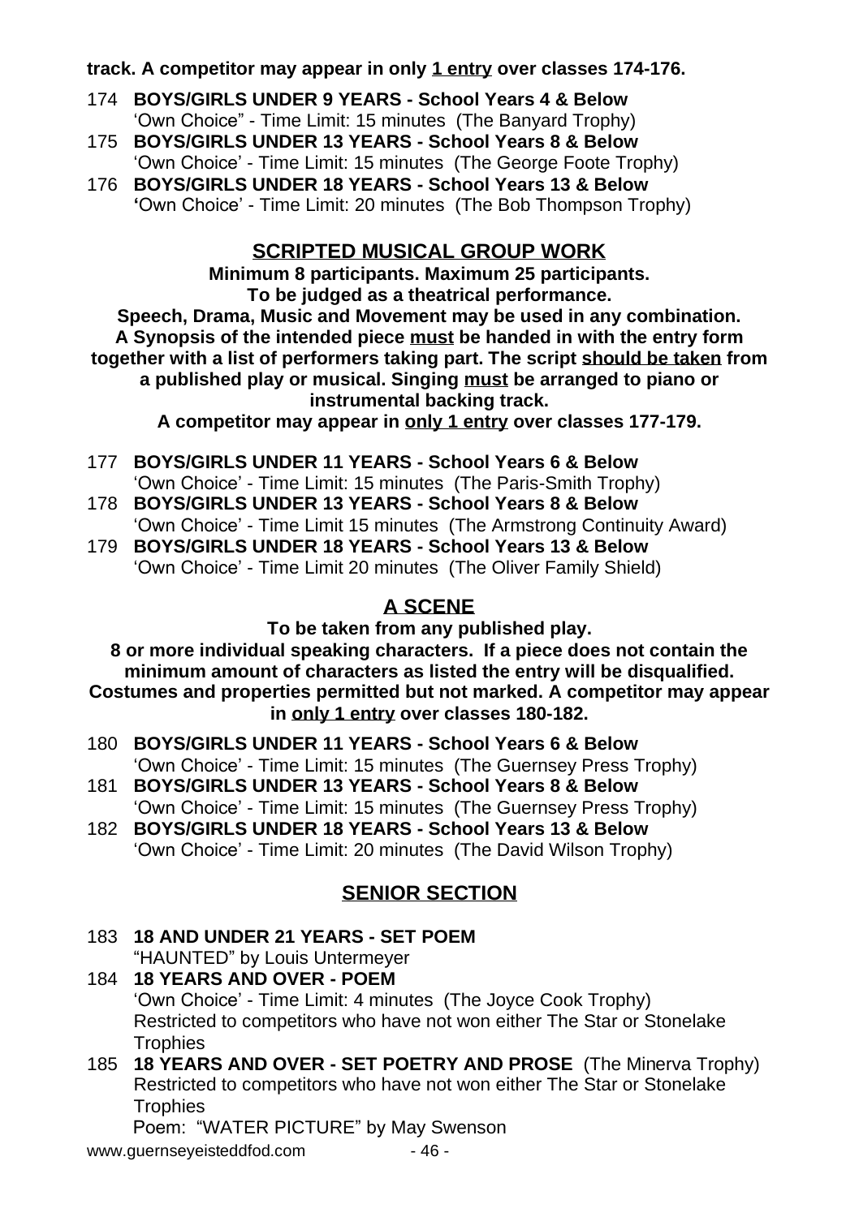**track. A competitor may appear in only 1 entry over classes 174-176.**

174 **BOYS/GIRLS UNDER 9 YEARS - School Years 4 & Below**
'Own Choice" - Time Limit: 15 minutes (The Banyard Trophy)

175 **BOYS/GIRLS UNDER 13 YEARS - School Years 8 & Below**
'Own Choice' - Time Limit: 15 minutes (The George Foote Trophy)

176 **BOYS/GIRLS UNDER 18 YEARS - School Years 13 & Below**
'Own Choice' - Time Limit: 20 minutes (The Bob Thompson Trophy)

## SCRIPTED MUSICAL GROUP WORK

**Minimum 8 participants. Maximum 25 participants.**
**To be judged as a theatrical performance.**
**Speech, Drama, Music and Movement may be used in any combination.**
**A Synopsis of the intended piece must be handed in with the entry form together with a list of performers taking part. The script should be taken from a published play or musical. Singing must be arranged to piano or instrumental backing track.**
**A competitor may appear in only 1 entry over classes 177-179.**

177 **BOYS/GIRLS UNDER 11 YEARS - School Years 6 & Below**
'Own Choice' - Time Limit: 15 minutes (The Paris-Smith Trophy)

178 **BOYS/GIRLS UNDER 13 YEARS - School Years 8 & Below**
'Own Choice' - Time Limit 15 minutes (The Armstrong Continuity Award)

179 **BOYS/GIRLS UNDER 18 YEARS - School Years 13 & Below**
'Own Choice' - Time Limit 20 minutes (The Oliver Family Shield)

## A SCENE

**To be taken from any published play.**
**8 or more individual speaking characters. If a piece does not contain the minimum amount of characters as listed the entry will be disqualified.**
**Costumes and properties permitted but not marked. A competitor may appear in only 1 entry over classes 180-182.**

180 **BOYS/GIRLS UNDER 11 YEARS - School Years 6 & Below**
'Own Choice' - Time Limit: 15 minutes (The Guernsey Press Trophy)

181 **BOYS/GIRLS UNDER 13 YEARS - School Years 8 & Below**
'Own Choice' - Time Limit: 15 minutes (The Guernsey Press Trophy)

182 **BOYS/GIRLS UNDER 18 YEARS - School Years 13 & Below**
'Own Choice' - Time Limit: 20 minutes (The David Wilson Trophy)

## SENIOR SECTION

183 **18 AND UNDER 21 YEARS - SET POEM**
"HAUNTED" by Louis Untermeyer

184 **18 YEARS AND OVER - POEM**
'Own Choice' - Time Limit: 4 minutes (The Joyce Cook Trophy)
Restricted to competitors who have not won either The Star or Stonelake Trophies

185 **18 YEARS AND OVER - SET POETRY AND PROSE** (The Minerva Trophy)
Restricted to competitors who have not won either The Star or Stonelake Trophies
Poem: "WATER PICTURE" by May Swenson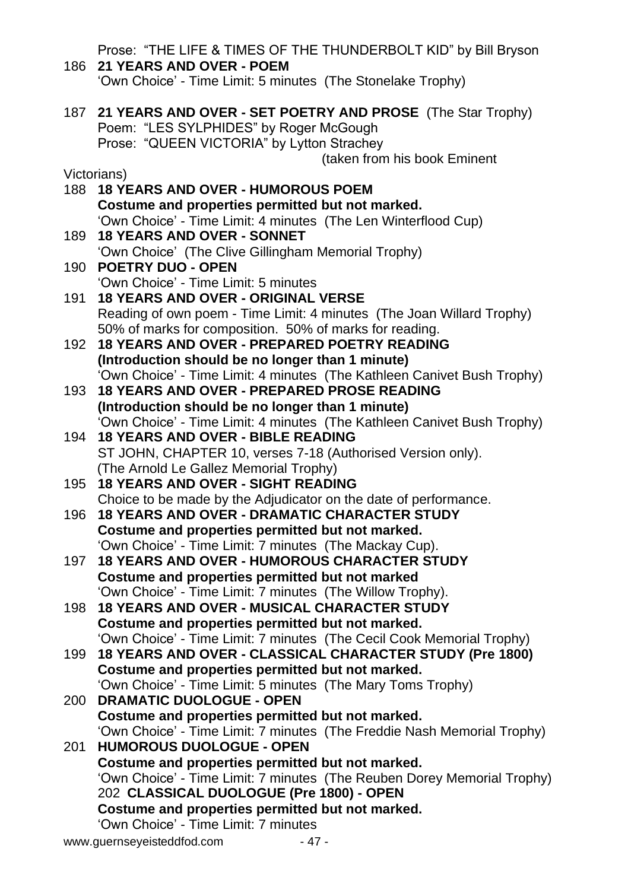Prose: "THE LIFE & TIMES OF THE THUNDERBOLT KID" by Bill Bryson

186 **21 YEARS AND OVER - POEM**
'Own Choice' - Time Limit: 5 minutes (The Stonelake Trophy)

187 **21 YEARS AND OVER - SET POETRY AND PROSE** (The Star Trophy)
Poem: "LES SYLPHIDES" by Roger McGough
Prose: "QUEEN VICTORIA" by Lytton Strachey
(taken from his book Eminent Victorians)

188 **18 YEARS AND OVER - HUMOROUS POEM**
**Costume and properties permitted but not marked.**
'Own Choice' - Time Limit: 4 minutes (The Len Winterflood Cup)

189 **18 YEARS AND OVER - SONNET**
'Own Choice' (The Clive Gillingham Memorial Trophy)

190 **POETRY DUO - OPEN**
'Own Choice' - Time Limit: 5 minutes

191 **18 YEARS AND OVER - ORIGINAL VERSE**
Reading of own poem - Time Limit: 4 minutes (The Joan Willard Trophy)
50% of marks for composition. 50% of marks for reading.

192 **18 YEARS AND OVER - PREPARED POETRY READING**
**(Introduction should be no longer than 1 minute)**
'Own Choice' - Time Limit: 4 minutes (The Kathleen Canivet Bush Trophy)

193 **18 YEARS AND OVER - PREPARED PROSE READING**
**(Introduction should be no longer than 1 minute)**
'Own Choice' - Time Limit: 4 minutes (The Kathleen Canivet Bush Trophy)

194 **18 YEARS AND OVER - BIBLE READING**
ST JOHN, CHAPTER 10, verses 7-18 (Authorised Version only).
(The Arnold Le Gallez Memorial Trophy)

195 **18 YEARS AND OVER - SIGHT READING**
Choice to be made by the Adjudicator on the date of performance.

196 **18 YEARS AND OVER - DRAMATIC CHARACTER STUDY**
**Costume and properties permitted but not marked.**
'Own Choice' - Time Limit: 7 minutes (The Mackay Cup).

197 **18 YEARS AND OVER - HUMOROUS CHARACTER STUDY**
**Costume and properties permitted but not marked**
'Own Choice' - Time Limit: 7 minutes (The Willow Trophy).

198 **18 YEARS AND OVER - MUSICAL CHARACTER STUDY**
**Costume and properties permitted but not marked.**
'Own Choice' - Time Limit: 7 minutes (The Cecil Cook Memorial Trophy)

199 **18 YEARS AND OVER - CLASSICAL CHARACTER STUDY (Pre 1800)**
**Costume and properties permitted but not marked.**
'Own Choice' - Time Limit: 5 minutes (The Mary Toms Trophy)

200 **DRAMATIC DUOLOGUE - OPEN**
**Costume and properties permitted but not marked.**
'Own Choice' - Time Limit: 7 minutes (The Freddie Nash Memorial Trophy)

201 **HUMOROUS DUOLOGUE - OPEN**
**Costume and properties permitted but not marked.**
'Own Choice' - Time Limit: 7 minutes (The Reuben Dorey Memorial Trophy)

202 **CLASSICAL DUOLOGUE (Pre 1800) - OPEN**
**Costume and properties permitted but not marked.**
'Own Choice' - Time Limit: 7 minutes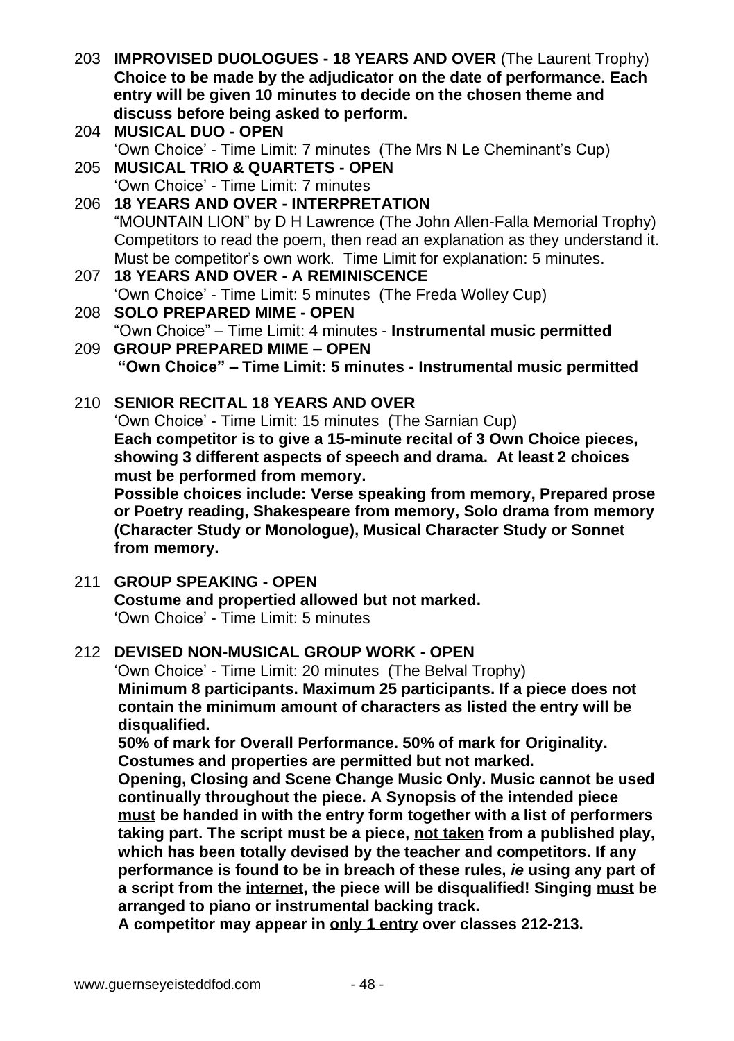203 **IMPROVISED DUOLOGUES - 18 YEARS AND OVER** (The Laurent Trophy)
**Choice to be made by the adjudicator on the date of performance. Each entry will be given 10 minutes to decide on the chosen theme and discuss before being asked to perform.**

204 **MUSICAL DUO - OPEN**
'Own Choice' - Time Limit: 7 minutes (The Mrs N Le Cheminant's Cup)

205 **MUSICAL TRIO & QUARTETS - OPEN**
'Own Choice' - Time Limit: 7 minutes

206 **18 YEARS AND OVER - INTERPRETATION**
"MOUNTAIN LION" by D H Lawrence (The John Allen-Falla Memorial Trophy)
Competitors to read the poem, then read an explanation as they understand it. Must be competitor's own work. Time Limit for explanation: 5 minutes.

207 **18 YEARS AND OVER - A REMINISCENCE**
'Own Choice' - Time Limit: 5 minutes (The Freda Wolley Cup)

208 **SOLO PREPARED MIME - OPEN**
"Own Choice" – Time Limit: 4 minutes - **Instrumental music permitted**

209 **GROUP PREPARED MIME – OPEN**
**"Own Choice" – Time Limit: 5 minutes - Instrumental music permitted**

210 **SENIOR RECITAL 18 YEARS AND OVER**
'Own Choice' - Time Limit: 15 minutes (The Sarnian Cup)
**Each competitor is to give a 15-minute recital of 3 Own Choice pieces, showing 3 different aspects of speech and drama. At least 2 choices must be performed from memory.**
**Possible choices include: Verse speaking from memory, Prepared prose or Poetry reading, Shakespeare from memory, Solo drama from memory (Character Study or Monologue), Musical Character Study or Sonnet from memory.**

211 **GROUP SPEAKING - OPEN**
**Costume and propertied allowed but not marked.**
'Own Choice' - Time Limit: 5 minutes

212 **DEVISED NON-MUSICAL GROUP WORK - OPEN**
'Own Choice' - Time Limit: 20 minutes (The Belval Trophy)
**Minimum 8 participants. Maximum 25 participants. If a piece does not contain the minimum amount of characters as listed the entry will be disqualified.**
**50% of mark for Overall Performance. 50% of mark for Originality. Costumes and properties are permitted but not marked.**
**Opening, Closing and Scene Change Music Only. Music cannot be used continually throughout the piece. A Synopsis of the intended piece <u>must</u> be handed in with the entry form together with a list of performers taking part. The script must be a piece, <u>not taken</u> from a published play, which has been totally devised by the teacher and competitors. If any performance is found to be in breach of these rules, *ie* using any part of a script from the <u>internet</u>, the piece will be disqualified! Singing <u>must</u> be arranged to piano or instrumental backing track.**
**A competitor may appear in <u>only 1 entry</u> over classes 212-213.**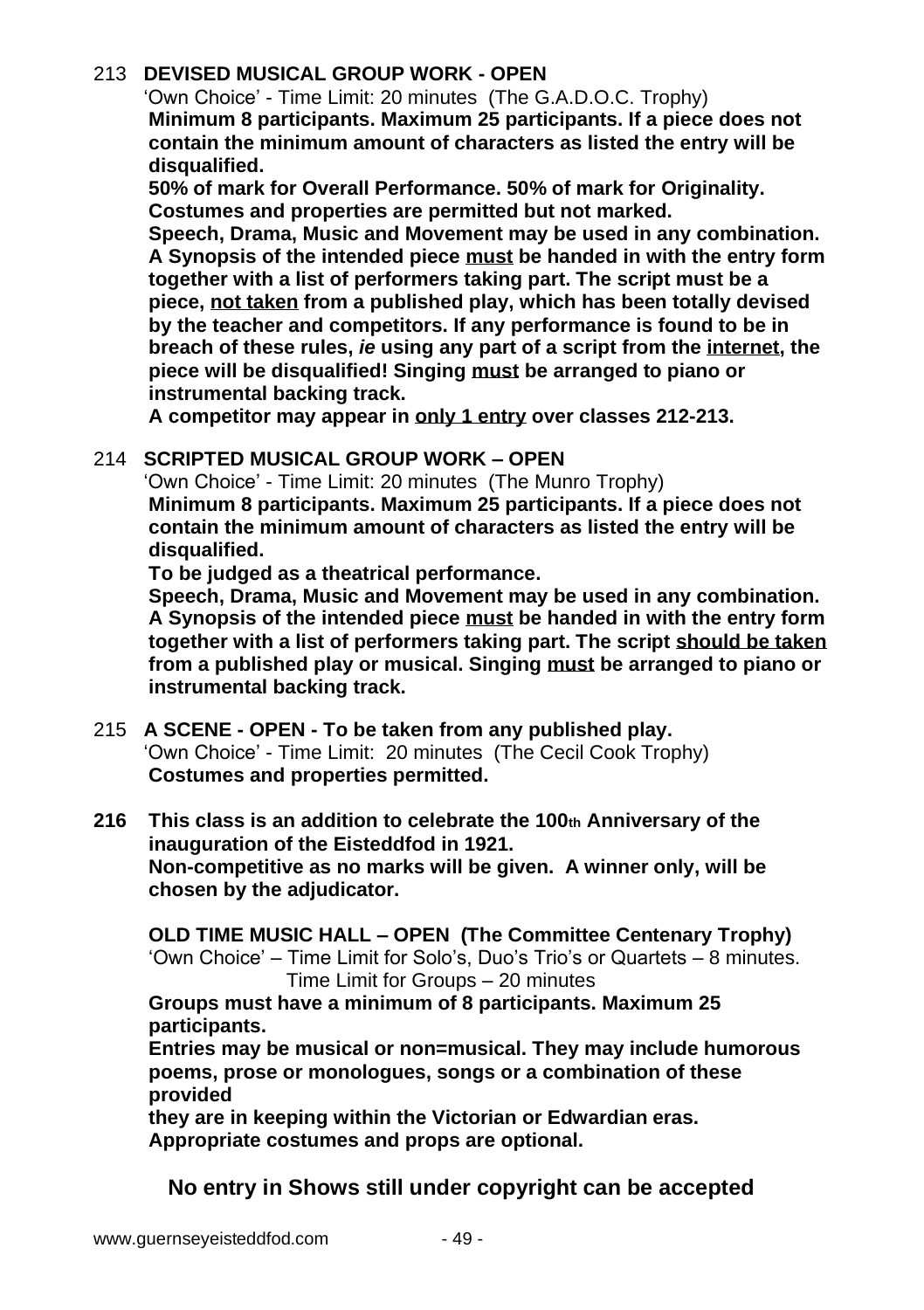213 **DEVISED MUSICAL GROUP WORK - OPEN**

'Own Choice' - Time Limit: 20 minutes (The G.A.D.O.C. Trophy)

**Minimum 8 participants. Maximum 25 participants. If a piece does not contain the minimum amount of characters as listed the entry will be disqualified.**

**50% of mark for Overall Performance. 50% of mark for Originality. Costumes and properties are permitted but not marked.**

**Speech, Drama, Music and Movement may be used in any combination. A Synopsis of the intended piece must be handed in with the entry form together with a list of performers taking part. The script must be a piece, not taken from a published play, which has been totally devised by the teacher and competitors. If any performance is found to be in breach of these rules, *ie* using any part of a script from the internet, the piece will be disqualified! Singing must be arranged to piano or instrumental backing track.**

**A competitor may appear in only 1 entry over classes 212-213.**

214 **SCRIPTED MUSICAL GROUP WORK – OPEN**

'Own Choice' - Time Limit: 20 minutes (The Munro Trophy)

**Minimum 8 participants. Maximum 25 participants. If a piece does not contain the minimum amount of characters as listed the entry will be disqualified.**

**To be judged as a theatrical performance.**

**Speech, Drama, Music and Movement may be used in any combination. A Synopsis of the intended piece must be handed in with the entry form together with a list of performers taking part. The script should be taken from a published play or musical. Singing must be arranged to piano or instrumental backing track.**

215 **A SCENE - OPEN - To be taken from any published play.**

'Own Choice' - Time Limit: 20 minutes (The Cecil Cook Trophy)

**Costumes and properties permitted.**

**216 This class is an addition to celebrate the 100th Anniversary of the inauguration of the Eisteddfod in 1921.**

**Non-competitive as no marks will be given. A winner only, will be chosen by the adjudicator.**

**OLD TIME MUSIC HALL – OPEN (The Committee Centenary Trophy)**

'Own Choice' – Time Limit for Solo's, Duo's Trio's or Quartets – 8 minutes.
Time Limit for Groups – 20 minutes

**Groups must have a minimum of 8 participants. Maximum 25 participants.**

**Entries may be musical or non=musical. They may include humorous poems, prose or monologues, songs or a combination of these provided**

**they are in keeping within the Victorian or Edwardian eras.**

**Appropriate costumes and props are optional.**

**No entry in Shows still under copyright can be accepted**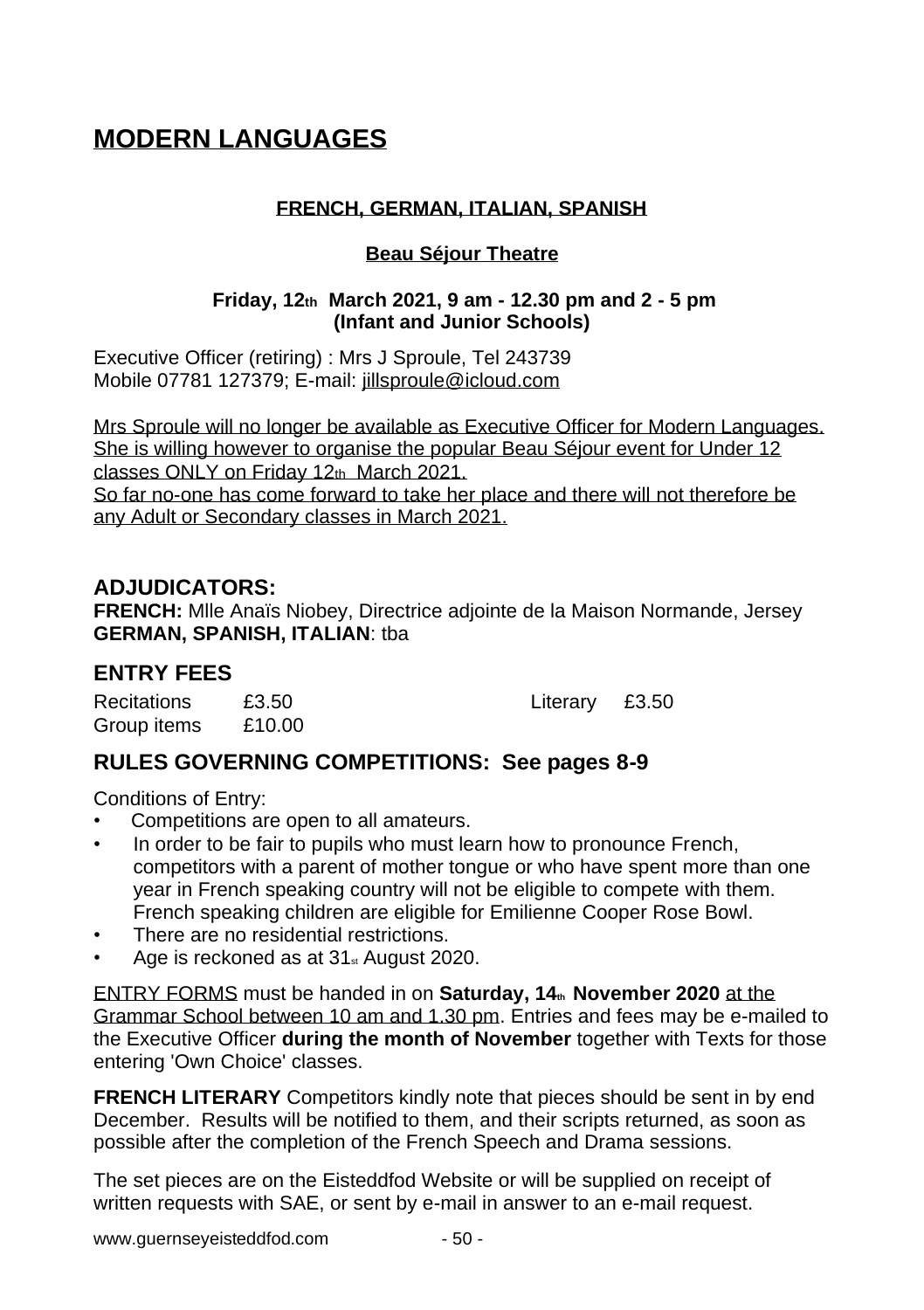# MODERN LANGUAGES

### FRENCH, GERMAN, ITALIAN, SPANISH

### Beau Séjour Theatre

**Friday, 12th March 2021, 9 am - 12.30 pm and 2 - 5 pm**
**(Infant and Junior Schools)**

Executive Officer (retiring) : Mrs J Sproule, Tel 243739
Mobile 07781 127379; E-mail: jillsproule@icloud.com

Mrs Sproule will no longer be available as Executive Officer for Modern Languages. She is willing however to organise the popular Beau Séjour event for Under 12 classes ONLY on Friday 12th March 2021.
So far no-one has come forward to take her place and there will not therefore be any Adult or Secondary classes in March 2021.

## ADJUDICATORS:

**FRENCH:** Mlle Anaïs Niobey, Directrice adjointe de la Maison Normande, Jersey
**GERMAN, SPANISH, ITALIAN**: tba

## ENTRY FEES

| | | | |
|---|---|---|---|
| Recitations | £3.50 | Literary | £3.50 |
| Group items | £10.00 | | |

## RULES GOVERNING COMPETITIONS: See pages 8-9

Conditions of Entry:

- Competitions are open to all amateurs.
- In order to be fair to pupils who must learn how to pronounce French, competitors with a parent of mother tongue or who have spent more than one year in French speaking country will not be eligible to compete with them. French speaking children are eligible for Emilienne Cooper Rose Bowl.
- There are no residential restrictions.
- Age is reckoned as at 31st August 2020.

ENTRY FORMS must be handed in on **Saturday, 14th November 2020** at the Grammar School between 10 am and 1.30 pm. Entries and fees may be e-mailed to the Executive Officer **during the month of November** together with Texts for those entering 'Own Choice' classes.

**FRENCH LITERARY** Competitors kindly note that pieces should be sent in by end December. Results will be notified to them, and their scripts returned, as soon as possible after the completion of the French Speech and Drama sessions.

The set pieces are on the Eisteddfod Website or will be supplied on receipt of written requests with SAE, or sent by e-mail in answer to an e-mail request.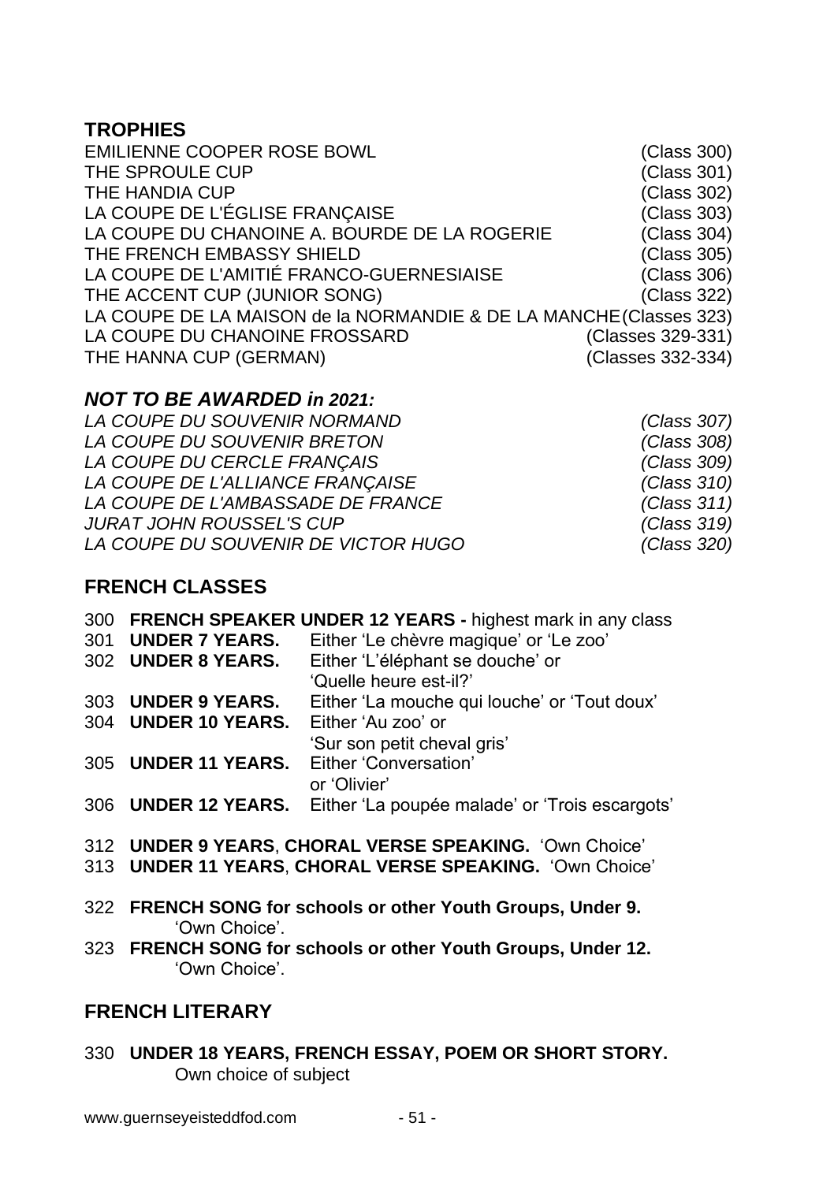## TROPHIES

| | |
|---|---|
| EMILIENNE COOPER ROSE BOWL | (Class 300) |
| THE SPROULE CUP | (Class 301) |
| THE HANDIA CUP | (Class 302) |
| LA COUPE DE L'ÉGLISE FRANÇAISE | (Class 303) |
| LA COUPE DU CHANOINE A. BOURDE DE LA ROGERIE | (Class 304) |
| THE FRENCH EMBASSY SHIELD | (Class 305) |
| LA COUPE DE L'AMITIÉ FRANCO-GUERNESIAISE | (Class 306) |
| THE ACCENT CUP (JUNIOR SONG) | (Class 322) |
| LA COUPE DE LA MAISON de la NORMANDIE & DE LA MANCHE | (Classes 323) |
| LA COUPE DU CHANOINE FROSSARD | (Classes 329-331) |
| THE HANNA CUP (GERMAN) | (Classes 332-334) |

### *NOT TO BE AWARDED in 2021:*

| | |
|---|---|
| *LA COUPE DU SOUVENIR NORMAND* | *(Class 307)* |
| *LA COUPE DU SOUVENIR BRETON* | *(Class 308)* |
| *LA COUPE DU CERCLE FRANÇAIS* | *(Class 309)* |
| *LA COUPE DE L'ALLIANCE FRANÇAISE* | *(Class 310)* |
| *LA COUPE DE L'AMBASSADE DE FRANCE* | *(Class 311)* |
| *JURAT JOHN ROUSSEL'S CUP* | *(Class 319)* |
| *LA COUPE DU SOUVENIR DE VICTOR HUGO* | *(Class 320)* |

## FRENCH CLASSES

300 **FRENCH SPEAKER UNDER 12 YEARS -** highest mark in any class
301 **UNDER 7 YEARS.** Either 'Le chèvre magique' or 'Le zoo'
302 **UNDER 8 YEARS.** Either 'L'éléphant se douche' or 'Quelle heure est-il?'
303 **UNDER 9 YEARS.** Either 'La mouche qui louche' or 'Tout doux'
304 **UNDER 10 YEARS.** Either 'Au zoo' or 'Sur son petit cheval gris'
305 **UNDER 11 YEARS.** Either 'Conversation' or 'Olivier'
306 **UNDER 12 YEARS.** Either 'La poupée malade' or 'Trois escargots'

312 **UNDER 9 YEARS**, **CHORAL VERSE SPEAKING.** 'Own Choice'
313 **UNDER 11 YEARS**, **CHORAL VERSE SPEAKING.** 'Own Choice'

322 **FRENCH SONG for schools or other Youth Groups, Under 9.** 'Own Choice'.
323 **FRENCH SONG for schools or other Youth Groups, Under 12.** 'Own Choice'.

## FRENCH LITERARY

330 **UNDER 18 YEARS, FRENCH ESSAY, POEM OR SHORT STORY.** Own choice of subject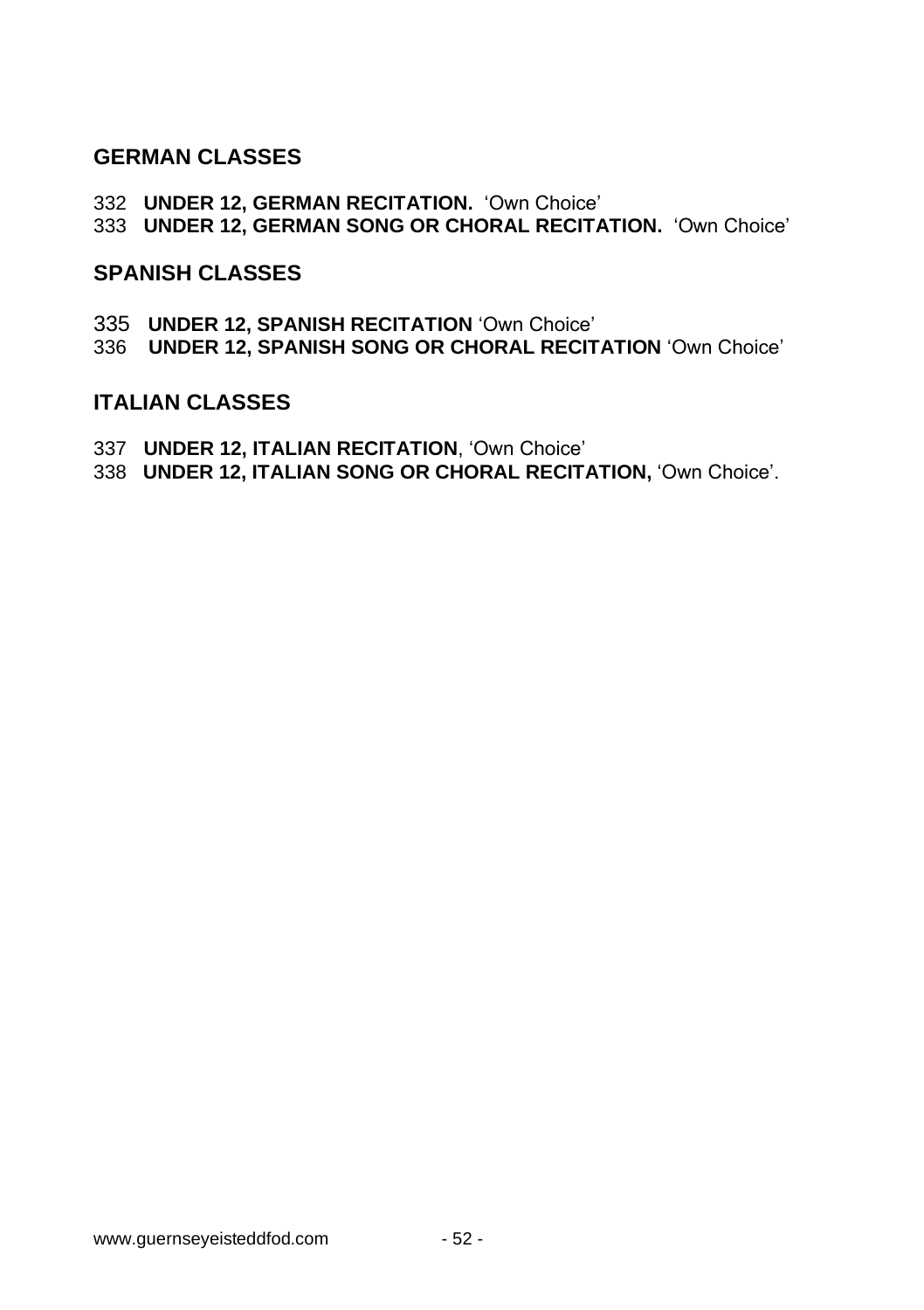## GERMAN CLASSES

332 **UNDER 12, GERMAN RECITATION.** 'Own Choice'

333 **UNDER 12, GERMAN SONG OR CHORAL RECITATION.** 'Own Choice'

## SPANISH CLASSES

335 **UNDER 12, SPANISH RECITATION** 'Own Choice'

336 **UNDER 12, SPANISH SONG OR CHORAL RECITATION** 'Own Choice'

## ITALIAN CLASSES

337 **UNDER 12, ITALIAN RECITATION**, 'Own Choice'

338 **UNDER 12, ITALIAN SONG OR CHORAL RECITATION,** 'Own Choice'.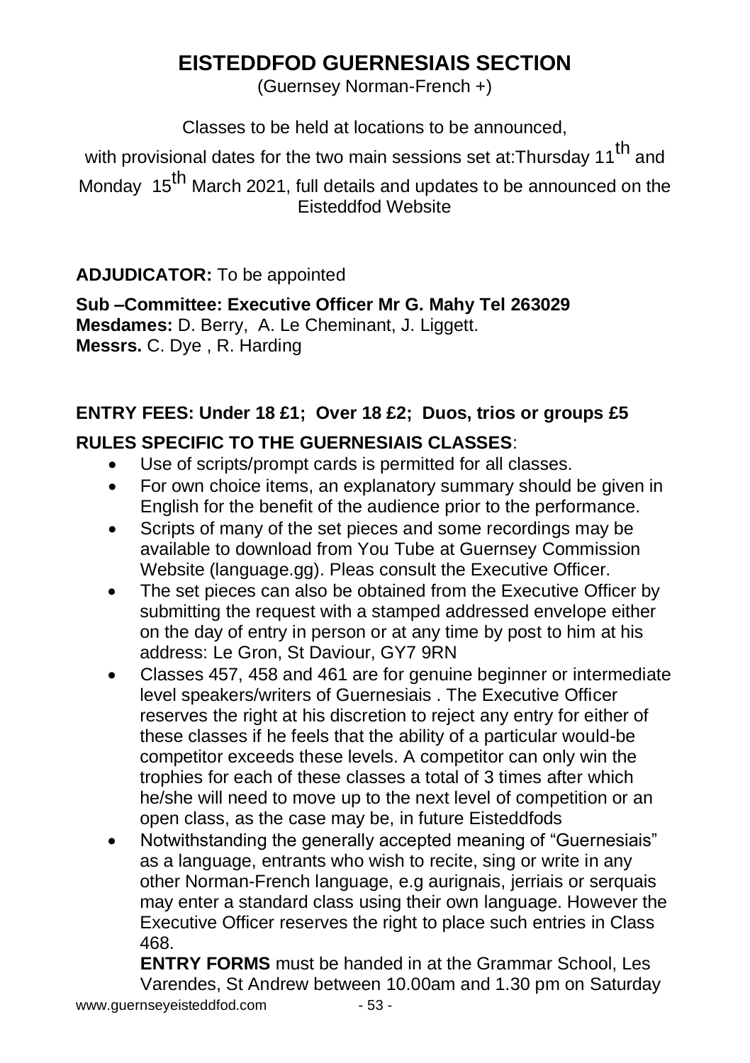# EISTEDDFOD GUERNESIAIS SECTION

(Guernsey Norman-French +)

Classes to be held at locations to be announced,

with provisional dates for the two main sessions set at:Thursday 11th and Monday 15th March 2021, full details and updates to be announced on the Eisteddfod Website

**ADJUDICATOR:** To be appointed

**Sub –Committee: Executive Officer Mr G. Mahy Tel 263029**
**Mesdames:** D. Berry, A. Le Cheminant, J. Liggett.
**Messrs.** C. Dye , R. Harding

**ENTRY FEES: Under 18 £1; Over 18 £2; Duos, trios or groups £5**

**RULES SPECIFIC TO THE GUERNESIAIS CLASSES**:

- Use of scripts/prompt cards is permitted for all classes.
- For own choice items, an explanatory summary should be given in English for the benefit of the audience prior to the performance.
- Scripts of many of the set pieces and some recordings may be available to download from You Tube at Guernsey Commission Website (language.gg). Pleas consult the Executive Officer.
- The set pieces can also be obtained from the Executive Officer by submitting the request with a stamped addressed envelope either on the day of entry in person or at any time by post to him at his address: Le Gron, St Daviour, GY7 9RN
- Classes 457, 458 and 461 are for genuine beginner or intermediate level speakers/writers of Guernesiais . The Executive Officer reserves the right at his discretion to reject any entry for either of these classes if he feels that the ability of a particular would-be competitor exceeds these levels. A competitor can only win the trophies for each of these classes a total of 3 times after which he/she will need to move up to the next level of competition or an open class, as the case may be, in future Eisteddfods
- Notwithstanding the generally accepted meaning of "Guernesiais" as a language, entrants who wish to recite, sing or write in any other Norman-French language, e.g aurignais, jerriais or serquais may enter a standard class using their own language. However the Executive Officer reserves the right to place such entries in Class 468.

  **ENTRY FORMS** must be handed in at the Grammar School, Les Varendes, St Andrew between 10.00am and 1.30 pm on Saturday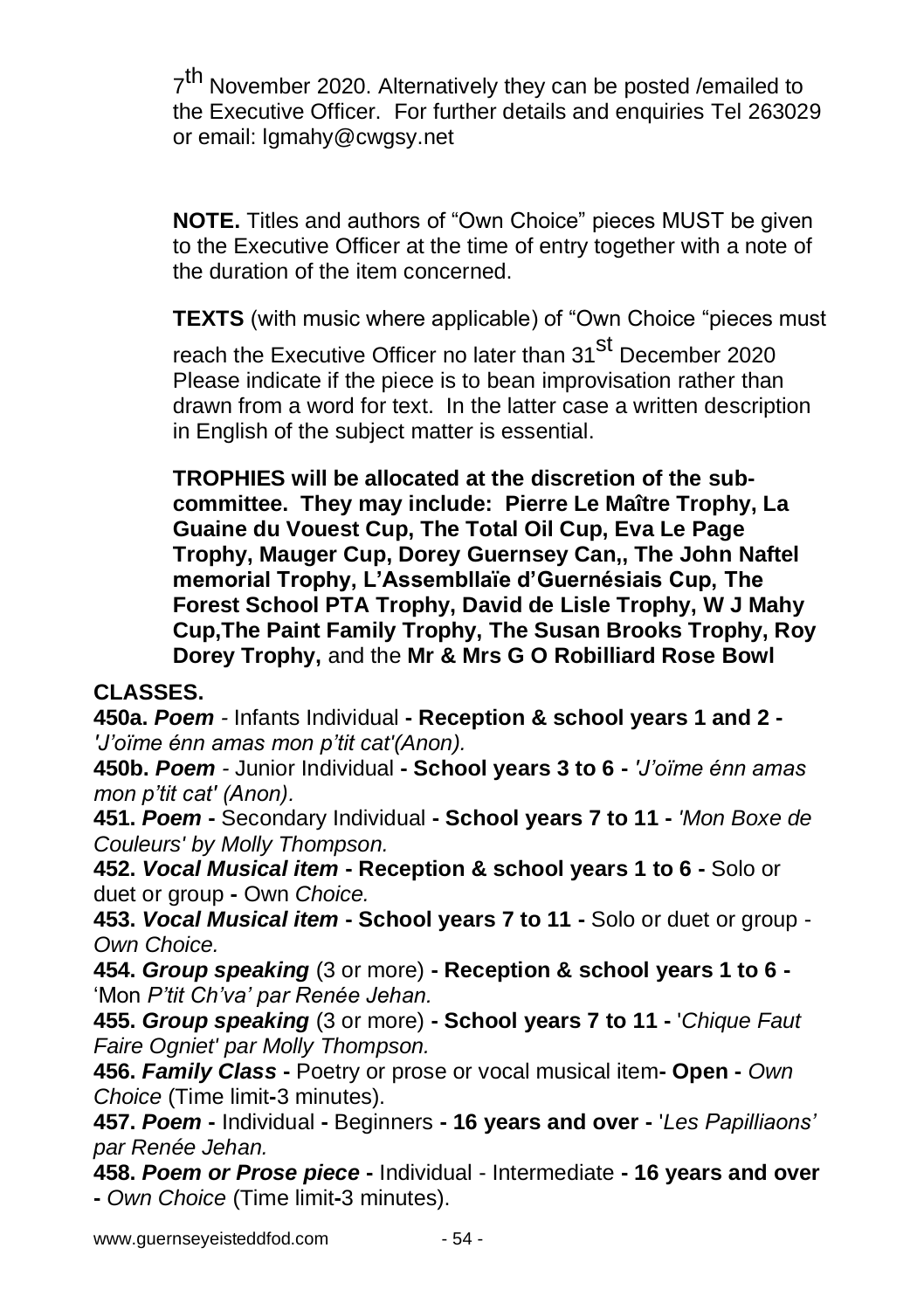7th November 2020. Alternatively they can be posted /emailed to the Executive Officer. For further details and enquiries Tel 263029 or email: lgmahy@cwgsy.net

**NOTE.** Titles and authors of "Own Choice" pieces MUST be given to the Executive Officer at the time of entry together with a note of the duration of the item concerned.

**TEXTS** (with music where applicable) of "Own Choice "pieces must reach the Executive Officer no later than 31st December 2020 Please indicate if the piece is to bean improvisation rather than drawn from a word for text. In the latter case a written description in English of the subject matter is essential.

**TROPHIES will be allocated at the discretion of the sub-committee. They may include: Pierre Le Maître Trophy, La Guaine du Vouest Cup, The Total Oil Cup, Eva Le Page Trophy, Mauger Cup, Dorey Guernsey Can,, The John Naftel memorial Trophy, L'Assembllaïe d'Guernésiais Cup, The Forest School PTA Trophy, David de Lisle Trophy, W J Mahy Cup,The Paint Family Trophy, The Susan Brooks Trophy, Roy Dorey Trophy,** and the **Mr & Mrs G O Robilliard Rose Bowl**

**CLASSES.**

**450a.** ***Poem*** - Infants Individual **- Reception & school years 1 and 2 -** *'J'oïme énn amas mon p'tit cat'(Anon).*

**450b.** ***Poem*** - Junior Individual **- School years 3 to 6 -** *'J'oïme énn amas mon p'tit cat' (Anon).*

**451.** ***Poem*** **-** Secondary Individual **- School years 7 to 11 -** *'Mon Boxe de Couleurs' by Molly Thompson.*

**452.** ***Vocal Musical item*** **- Reception & school years 1 to 6 -** Solo or duet or group **-** Own *Choice.*

**453.** ***Vocal Musical item*** **- School years 7 to 11 -** Solo or duet or group - *Own Choice.*

**454.** ***Group speaking*** (3 or more) **- Reception & school years 1 to 6 -** 'Mon *P'tit Ch'va' par Renée Jehan.*

**455.** ***Group speaking*** (3 or more) **- School years 7 to 11 -** '*Chique Faut Faire Ogniet' par Molly Thompson.*

**456.** ***Family Class*** **-** Poetry or prose or vocal musical item**- Open -** *Own Choice* (Time limit**-**3 minutes).

**457.** ***Poem*** **-** Individual **-** Beginners **- 16 years and over -** '*Les Papilliaons' par Renée Jehan.*

**458.** ***Poem or Prose piece*** **-** Individual - Intermediate **- 16 years and over -** *Own Choice* (Time limit**-**3 minutes).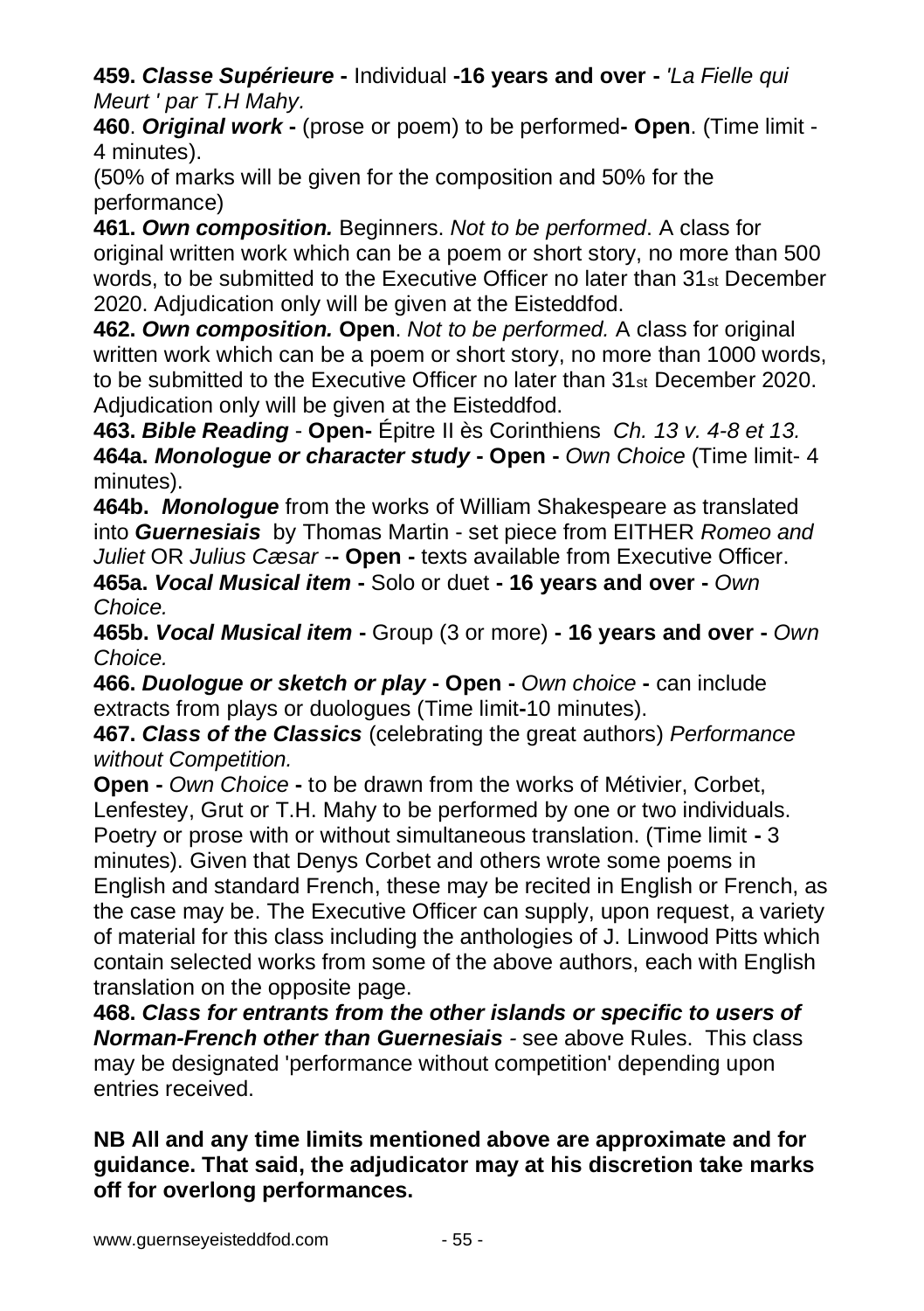**459. *Classe Supérieure* -** Individual **-16 years and over -** *'La Fielle qui Meurt ' par T.H Mahy.*

**460**. ***Original work* -** (prose or poem) to be performed**- Open**. (Time limit - 4 minutes).

(50% of marks will be given for the composition and 50% for the performance)

**461. *Own composition.*** Beginners. *Not to be performed*. A class for original written work which can be a poem or short story, no more than 500 words, to be submitted to the Executive Officer no later than 31st December 2020. Adjudication only will be given at the Eisteddfod.

**462. *Own composition.* Open**. *Not to be performed.* A class for original written work which can be a poem or short story, no more than 1000 words, to be submitted to the Executive Officer no later than 31st December 2020. Adjudication only will be given at the Eisteddfod.

**463. *Bible Reading*** - **Open-** Épitre II ès Corinthiens *Ch. 13 v. 4-8 et 13.*

**464a. *Monologue or character study* - Open -** *Own Choice* (Time limit- 4 minutes).

**464b. *Monologue*** from the works of William Shakespeare as translated into ***Guernesiais*** by Thomas Martin - set piece from EITHER *Romeo and Juliet* OR *Julius Cæsar* -**- Open -** texts available from Executive Officer.

**465a. *Vocal Musical item* -** Solo or duet **- 16 years and over -** *Own Choice.*

**465b. *Vocal Musical item* -** Group (3 or more) **- 16 years and over -** *Own Choice.*

**466. *Duologue or sketch or play* - Open -** *Own choice* **-** can include extracts from plays or duologues (Time limit**-**10 minutes).

**467. *Class of the Classics*** (celebrating the great authors) *Performance without Competition.*

**Open -** *Own Choice* **-** to be drawn from the works of Métivier, Corbet, Lenfestey, Grut or T.H. Mahy to be performed by one or two individuals. Poetry or prose with or without simultaneous translation. (Time limit **-** 3 minutes). Given that Denys Corbet and others wrote some poems in English and standard French, these may be recited in English or French, as the case may be. The Executive Officer can supply, upon request, a variety of material for this class including the anthologies of J. Linwood Pitts which contain selected works from some of the above authors, each with English translation on the opposite page.

**468. *Class for entrants from the other islands or specific to users of Norman-French other than Guernesiais*** - see above Rules. This class may be designated 'performance without competition' depending upon entries received.

**NB All and any time limits mentioned above are approximate and for guidance. That said, the adjudicator may at his discretion take marks off for overlong performances.**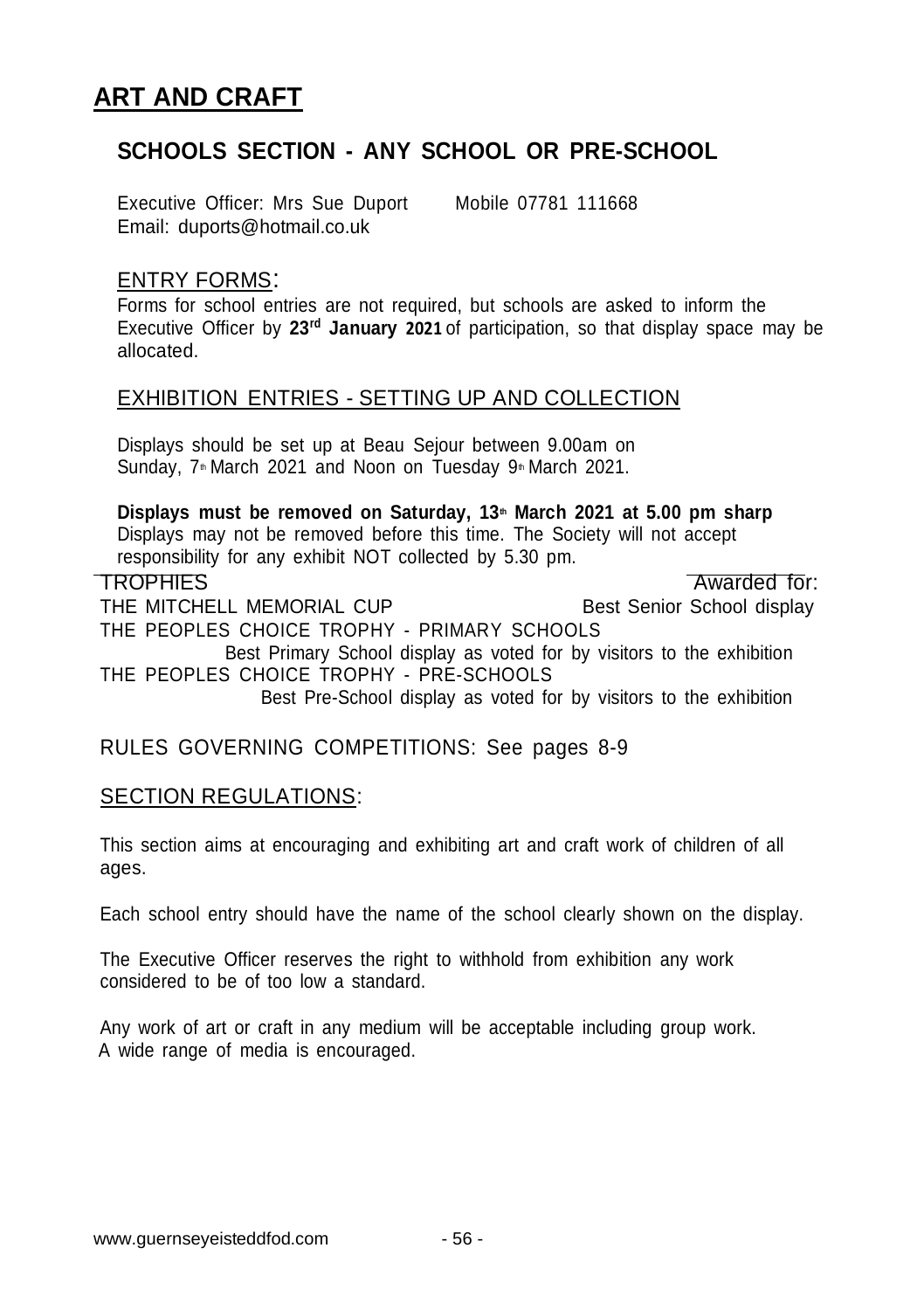# ART AND CRAFT

## SCHOOLS SECTION - ANY SCHOOL OR PRE-SCHOOL

Executive Officer: Mrs Sue Duport      Mobile 07781 111668
Email: duports@hotmail.co.uk

### ENTRY FORMS:

Forms for school entries are not required, but schools are asked to inform the Executive Officer by **23rd January 2021** of participation, so that display space may be allocated.

### EXHIBITION ENTRIES - SETTING UP AND COLLECTION

Displays should be set up at Beau Sejour between 9.00am on Sunday, 7th March 2021 and Noon on Tuesday 9th March 2021.

**Displays must be removed on Saturday, 13th March 2021 at 5.00 pm sharp**
Displays may not be removed before this time. The Society will not accept responsibility for any exhibit NOT collected by 5.30 pm.

| TROPHIES | Awarded for: |
| --- | --- |
| THE MITCHELL MEMORIAL CUP | Best Senior School display |
| THE PEOPLES CHOICE TROPHY - PRIMARY SCHOOLS | Best Primary School display as voted for by visitors to the exhibition |
| THE PEOPLES CHOICE TROPHY - PRE-SCHOOLS | Best Pre-School display as voted for by visitors to the exhibition |

### RULES GOVERNING COMPETITIONS: See pages 8-9

### SECTION REGULATIONS:

This section aims at encouraging and exhibiting art and craft work of children of all ages.

Each school entry should have the name of the school clearly shown on the display.

The Executive Officer reserves the right to withhold from exhibition any work considered to be of too low a standard.

Any work of art or craft in any medium will be acceptable including group work.
A wide range of media is encouraged.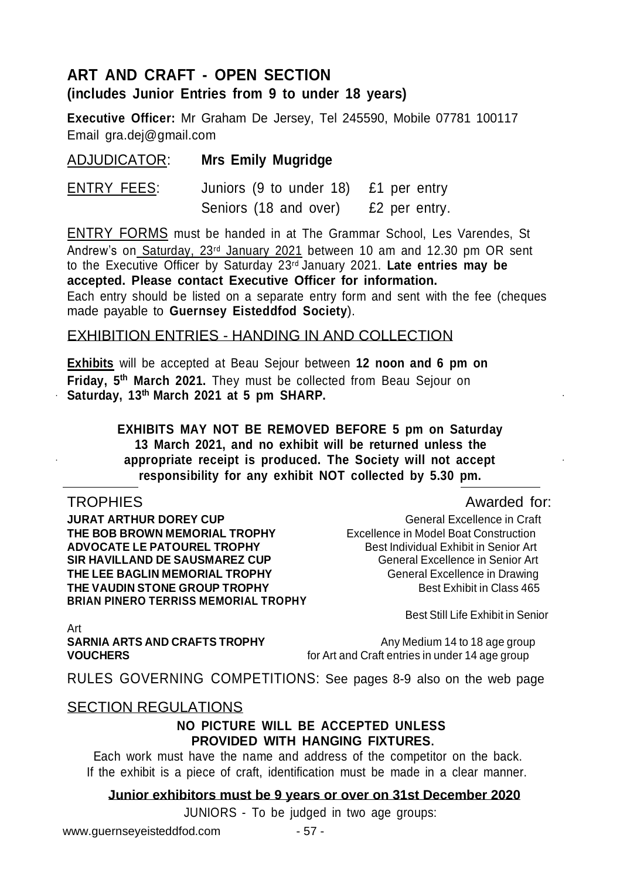## ART AND CRAFT - OPEN SECTION

### (includes Junior Entries from 9 to under 18 years)

**Executive Officer:** Mr Graham De Jersey, Tel 245590, Mobile 07781 100117 Email gra.dej@gmail.com

ADJUDICATOR: **Mrs Emily Mugridge**

ENTRY FEES: Juniors (9 to under 18) £1 per entry
Seniors (18 and over) £2 per entry.

ENTRY FORMS must be handed in at The Grammar School, Les Varendes, St Andrew's on Saturday, 23rd January 2021 between 10 am and 12.30 pm OR sent to the Executive Officer by Saturday 23rd January 2021. **Late entries may be accepted. Please contact Executive Officer for information.**

Each entry should be listed on a separate entry form and sent with the fee (cheques made payable to **Guernsey Eisteddfod Society**).

EXHIBITION ENTRIES - HANDING IN AND COLLECTION

**Exhibits** will be accepted at Beau Sejour between **12 noon and 6 pm on Friday, 5th March 2021.** They must be collected from Beau Sejour on **Saturday, 13th March 2021 at 5 pm SHARP.**

**EXHIBITS MAY NOT BE REMOVED BEFORE 5 pm on Saturday 13 March 2021, and no exhibit will be returned unless the appropriate receipt is produced. The Society will not accept responsibility for any exhibit NOT collected by 5.30 pm.**

| TROPHIES | Awarded for: |
|---|---|
| **JURAT ARTHUR DOREY CUP** | General Excellence in Craft |
| **THE BOB BROWN MEMORIAL TROPHY** | Excellence in Model Boat Construction |
| **ADVOCATE LE PATOUREL TROPHY** | Best Individual Exhibit in Senior Art |
| **SIR HAVILLAND DE SAUSMAREZ CUP** | General Excellence in Senior Art |
| **THE LEE BAGLIN MEMORIAL TROPHY** | General Excellence in Drawing |
| **THE VAUDIN STONE GROUP TROPHY** | Best Exhibit in Class 465 |
| **BRIAN PINERO TERRISS MEMORIAL TROPHY** | Best Still Life Exhibit in Senior Art |
| **SARNIA ARTS AND CRAFTS TROPHY** | Any Medium 14 to 18 age group |
| **VOUCHERS** | for Art and Craft entries in under 14 age group |

RULES GOVERNING COMPETITIONS: See pages 8-9 also on the web page

SECTION REGULATIONS

**NO PICTURE WILL BE ACCEPTED UNLESS PROVIDED WITH HANGING FIXTURES.**

Each work must have the name and address of the competitor on the back. If the exhibit is a piece of craft, identification must be made in a clear manner.

**Junior exhibitors must be 9 years or over on 31st December 2020**

JUNIORS - To be judged in two age groups: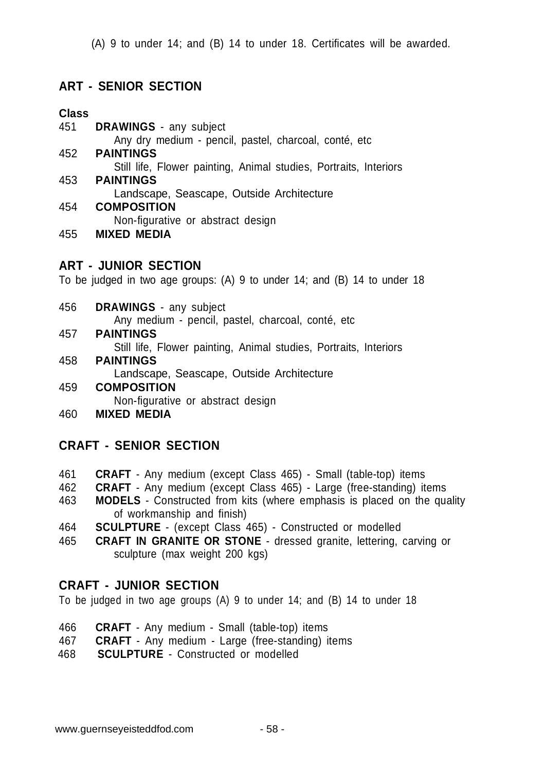(A) 9 to under 14; and (B) 14 to under 18. Certificates will be awarded.

## ART - SENIOR SECTION

**Class**

451 **DRAWINGS** - any subject
Any dry medium - pencil, pastel, charcoal, conté, etc

452 **PAINTINGS**
Still life, Flower painting, Animal studies, Portraits, Interiors

453 **PAINTINGS**
Landscape, Seascape, Outside Architecture

454 **COMPOSITION**
Non-figurative or abstract design

455 **MIXED MEDIA**

## ART - JUNIOR SECTION

To be judged in two age groups: (A) 9 to under 14; and (B) 14 to under 18

456 **DRAWINGS** - any subject
Any medium - pencil, pastel, charcoal, conté, etc

457 **PAINTINGS**
Still life, Flower painting, Animal studies, Portraits, Interiors

458 **PAINTINGS**
Landscape, Seascape, Outside Architecture

459 **COMPOSITION**
Non-figurative or abstract design

460 **MIXED MEDIA**

## CRAFT - SENIOR SECTION

461 **CRAFT** - Any medium (except Class 465) - Small (table-top) items

462 **CRAFT** - Any medium (except Class 465) - Large (free-standing) items

463 **MODELS** - Constructed from kits (where emphasis is placed on the quality of workmanship and finish)

464 **SCULPTURE** - (except Class 465) - Constructed or modelled

465 **CRAFT IN GRANITE OR STONE** - dressed granite, lettering, carving or sculpture (max weight 200 kgs)

## CRAFT - JUNIOR SECTION

To be judged in two age groups (A) 9 to under 14; and (B) 14 to under 18

466 **CRAFT** - Any medium - Small (table-top) items

467 **CRAFT** - Any medium - Large (free-standing) items

468 **SCULPTURE** - Constructed or modelled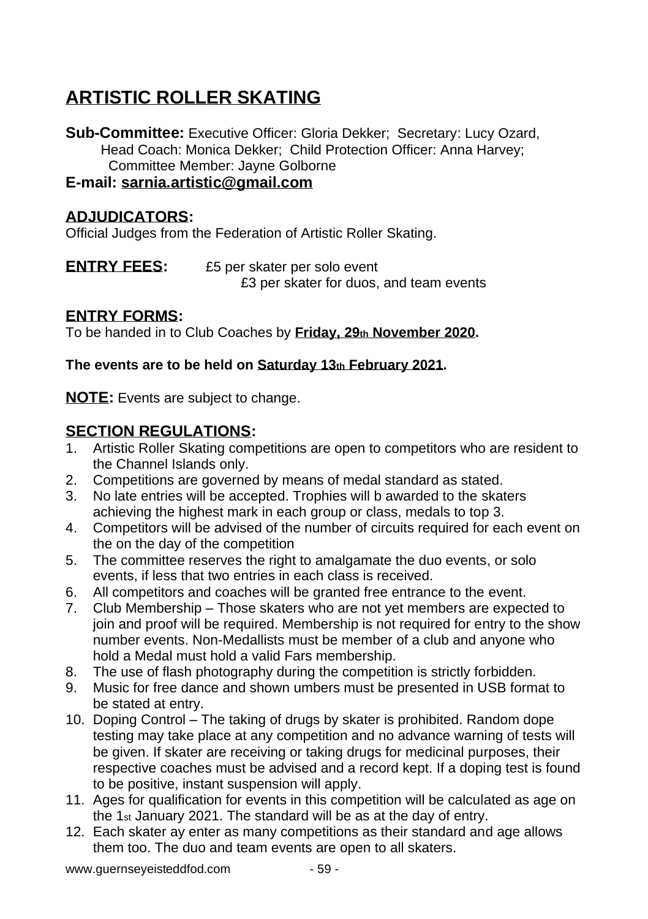# ARTISTIC ROLLER SKATING

**Sub-Committee:** Executive Officer: Gloria Dekker; Secretary: Lucy Ozard, Head Coach: Monica Dekker; Child Protection Officer: Anna Harvey; Committee Member: Jayne Golborne

**E-mail: sarnia.artistic@gmail.com**

## ADJUDICATORS:

Official Judges from the Federation of Artistic Roller Skating.

**ENTRY FEES:** £5 per skater per solo event
£3 per skater for duos, and team events

## ENTRY FORMS:

To be handed in to Club Coaches by **Friday, 29th November 2020.**

**The events are to be held on Saturday 13th February 2021.**

**NOTE:** Events are subject to change.

## SECTION REGULATIONS:

1. Artistic Roller Skating competitions are open to competitors who are resident to the Channel Islands only.
2. Competitions are governed by means of medal standard as stated.
3. No late entries will be accepted. Trophies will b awarded to the skaters achieving the highest mark in each group or class, medals to top 3.
4. Competitors will be advised of the number of circuits required for each event on the on the day of the competition
5. The committee reserves the right to amalgamate the duo events, or solo events, if less that two entries in each class is received.
6. All competitors and coaches will be granted free entrance to the event.
7. Club Membership – Those skaters who are not yet members are expected to join and proof will be required. Membership is not required for entry to the show number events. Non-Medallists must be member of a club and anyone who hold a Medal must hold a valid Fars membership.
8. The use of flash photography during the competition is strictly forbidden.
9. Music for free dance and shown umbers must be presented in USB format to be stated at entry.
10. Doping Control – The taking of drugs by skater is prohibited. Random dope testing may take place at any competition and no advance warning of tests will be given. If skater are receiving or taking drugs for medicinal purposes, their respective coaches must be advised and a record kept. If a doping test is found to be positive, instant suspension will apply.
11. Ages for qualification for events in this competition will be calculated as age on the 1st January 2021. The standard will be as at the day of entry.
12. Each skater ay enter as many competitions as their standard and age allows them too. The duo and team events are open to all skaters.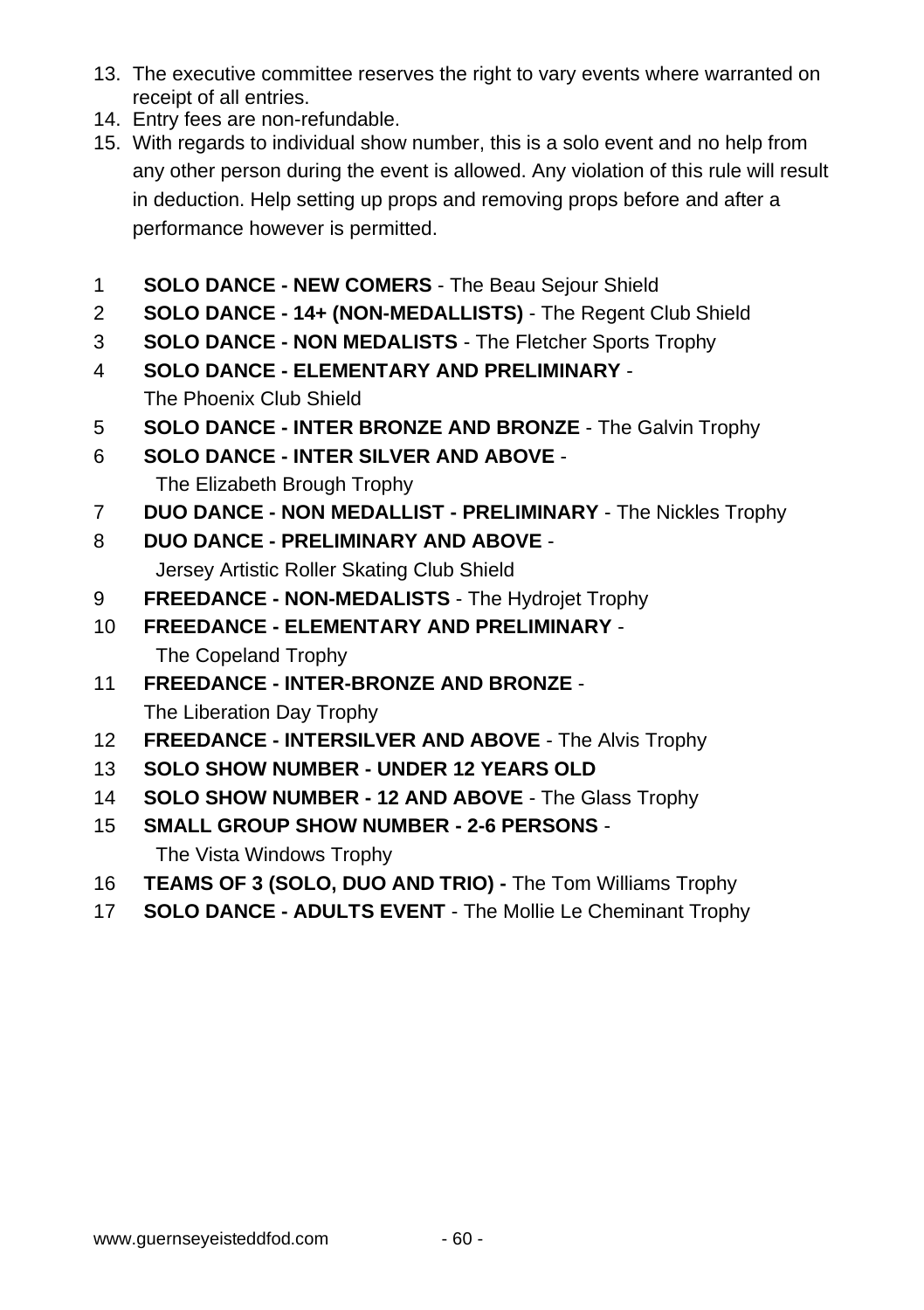13. The executive committee reserves the right to vary events where warranted on receipt of all entries.
14. Entry fees are non-refundable.
15. With regards to individual show number, this is a solo event and no help from any other person during the event is allowed. Any violation of this rule will result in deduction. Help setting up props and removing props before and after a performance however is permitted.

1 **SOLO DANCE - NEW COMERS** - The Beau Sejour Shield

2 **SOLO DANCE - 14+ (NON-MEDALLISTS)** - The Regent Club Shield

3 **SOLO DANCE - NON MEDALISTS** - The Fletcher Sports Trophy

4 **SOLO DANCE - ELEMENTARY AND PRELIMINARY** - The Phoenix Club Shield

5 **SOLO DANCE - INTER BRONZE AND BRONZE** - The Galvin Trophy

6 **SOLO DANCE - INTER SILVER AND ABOVE** - The Elizabeth Brough Trophy

7 **DUO DANCE - NON MEDALLIST - PRELIMINARY** - The Nickles Trophy

8 **DUO DANCE - PRELIMINARY AND ABOVE** - Jersey Artistic Roller Skating Club Shield

9 **FREEDANCE - NON-MEDALISTS** - The Hydrojet Trophy

10 **FREEDANCE - ELEMENTARY AND PRELIMINARY** - The Copeland Trophy

11 **FREEDANCE - INTER-BRONZE AND BRONZE** - The Liberation Day Trophy

12 **FREEDANCE - INTERSILVER AND ABOVE** - The Alvis Trophy

13 **SOLO SHOW NUMBER - UNDER 12 YEARS OLD**

14 **SOLO SHOW NUMBER - 12 AND ABOVE** - The Glass Trophy

15 **SMALL GROUP SHOW NUMBER - 2-6 PERSONS** - The Vista Windows Trophy

16 **TEAMS OF 3 (SOLO, DUO AND TRIO) -** The Tom Williams Trophy

17 **SOLO DANCE - ADULTS EVENT** - The Mollie Le Cheminant Trophy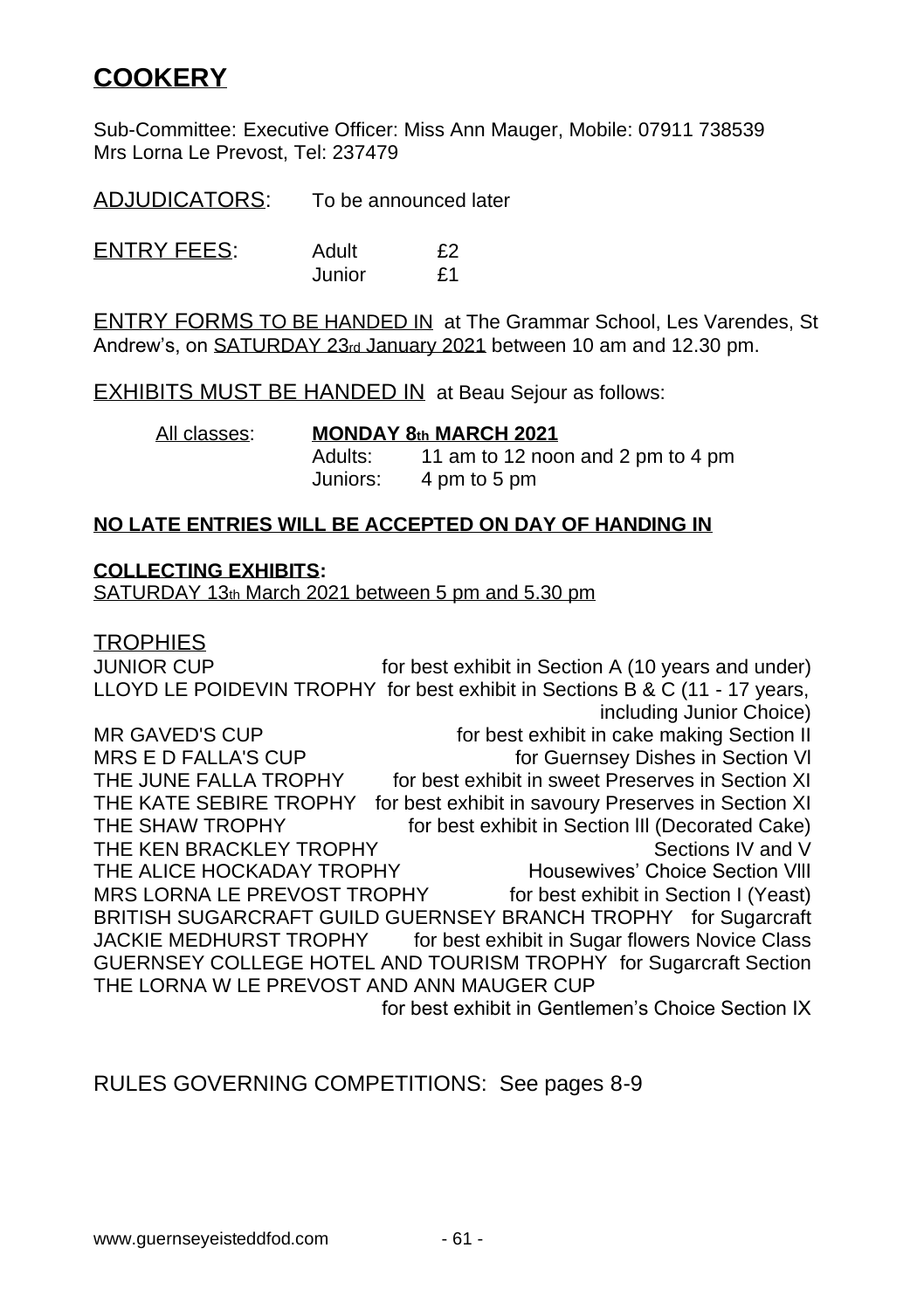# COOKERY

Sub-Committee: Executive Officer: Miss Ann Mauger, Mobile: 07911 738539
Mrs Lorna Le Prevost, Tel: 237479

ADJUDICATORS: To be announced later

ENTRY FEES:

| | |
|---|---|
| Adult | £2 |
| Junior | £1 |

ENTRY FORMS TO BE HANDED IN at The Grammar School, Les Varendes, St Andrew's, on SATURDAY 23rd January 2021 between 10 am and 12.30 pm.

EXHIBITS MUST BE HANDED IN at Beau Sejour as follows:

All classes: **MONDAY 8th MARCH 2021**

| | |
|---|---|
| Adults: | 11 am to 12 noon and 2 pm to 4 pm |
| Juniors: | 4 pm to 5 pm |

**NO LATE ENTRIES WILL BE ACCEPTED ON DAY OF HANDING IN**

**COLLECTING EXHIBITS:**
SATURDAY 13th March 2021 between 5 pm and 5.30 pm

## TROPHIES

| | |
|---|---|
| JUNIOR CUP | for best exhibit in Section A (10 years and under) |
| LLOYD LE POIDEVIN TROPHY | for best exhibit in Sections B & C (11 - 17 years, including Junior Choice) |
| MR GAVED'S CUP | for best exhibit in cake making Section II |
| MRS E D FALLA'S CUP | for Guernsey Dishes in Section VI |
| THE JUNE FALLA TROPHY | for best exhibit in sweet Preserves in Section XI |
| THE KATE SEBIRE TROPHY | for best exhibit in savoury Preserves in Section XI |
| THE SHAW TROPHY | for best exhibit in Section III (Decorated Cake) |
| THE KEN BRACKLEY TROPHY | Sections IV and V |
| THE ALICE HOCKADAY TROPHY | Housewives' Choice Section VIII |
| MRS LORNA LE PREVOST TROPHY | for best exhibit in Section I (Yeast) |
| BRITISH SUGARCRAFT GUILD GUERNSEY BRANCH TROPHY | for Sugarcraft |
| JACKIE MEDHURST TROPHY | for best exhibit in Sugar flowers Novice Class |
| GUERNSEY COLLEGE HOTEL AND TOURISM TROPHY | for Sugarcraft Section |
| THE LORNA W LE PREVOST AND ANN MAUGER CUP | for best exhibit in Gentlemen's Choice Section IX |

RULES GOVERNING COMPETITIONS: See pages 8-9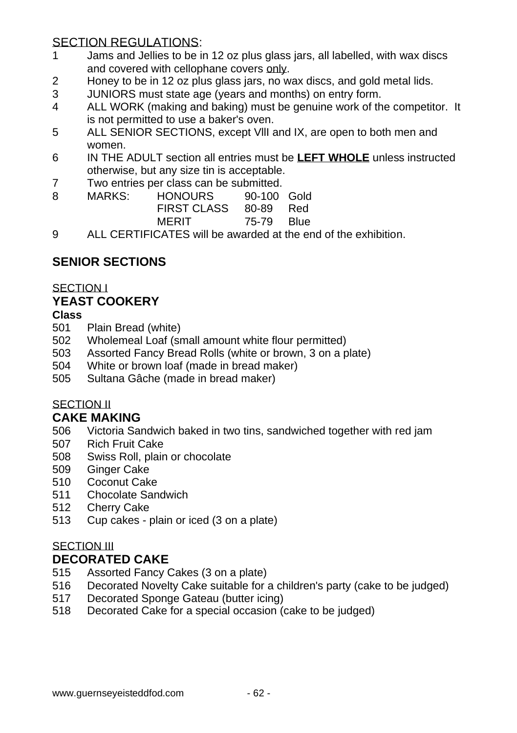<u>SECTION REGULATIONS</u>:

1. Jams and Jellies to be in 12 oz plus glass jars, all labelled, with wax discs and covered with cellophane covers <u>only</u>.
2. Honey to be in 12 oz plus glass jars, no wax discs, and gold metal lids.
3. JUNIORS must state age (years and months) on entry form.
4. ALL WORK (making and baking) must be genuine work of the competitor. It is not permitted to use a baker's oven.
5. ALL SENIOR SECTIONS, except VllI and IX, are open to both men and women.
6. IN THE ADULT section all entries must be **<u>LEFT WHOLE</u>** unless instructed otherwise, but any size tin is acceptable.
7. Two entries per class can be submitted.
8. MARKS:

| | | |
|---|---|---|
| HONOURS | 90-100 | Gold |
| FIRST CLASS | 80-89 | Red |
| MERIT | 75-79 | Blue |

9. ALL CERTIFICATES will be awarded at the end of the exhibition.

## SENIOR SECTIONS

<u>SECTION I</u>

### YEAST COOKERY

**Class**

501 Plain Bread (white)
502 Wholemeal Loaf (small amount white flour permitted)
503 Assorted Fancy Bread Rolls (white or brown, 3 on a plate)
504 White or brown loaf (made in bread maker)
505 Sultana Gâche (made in bread maker)

<u>SECTION II</u>

### CAKE MAKING

506 Victoria Sandwich baked in two tins, sandwiched together with red jam
507 Rich Fruit Cake
508 Swiss Roll, plain or chocolate
509 Ginger Cake
510 Coconut Cake
511 Chocolate Sandwich
512 Cherry Cake
513 Cup cakes - plain or iced (3 on a plate)

<u>SECTION III</u>

### DECORATED CAKE

515 Assorted Fancy Cakes (3 on a plate)
516 Decorated Novelty Cake suitable for a children's party (cake to be judged)
517 Decorated Sponge Gateau (butter icing)
518 Decorated Cake for a special occasion (cake to be judged)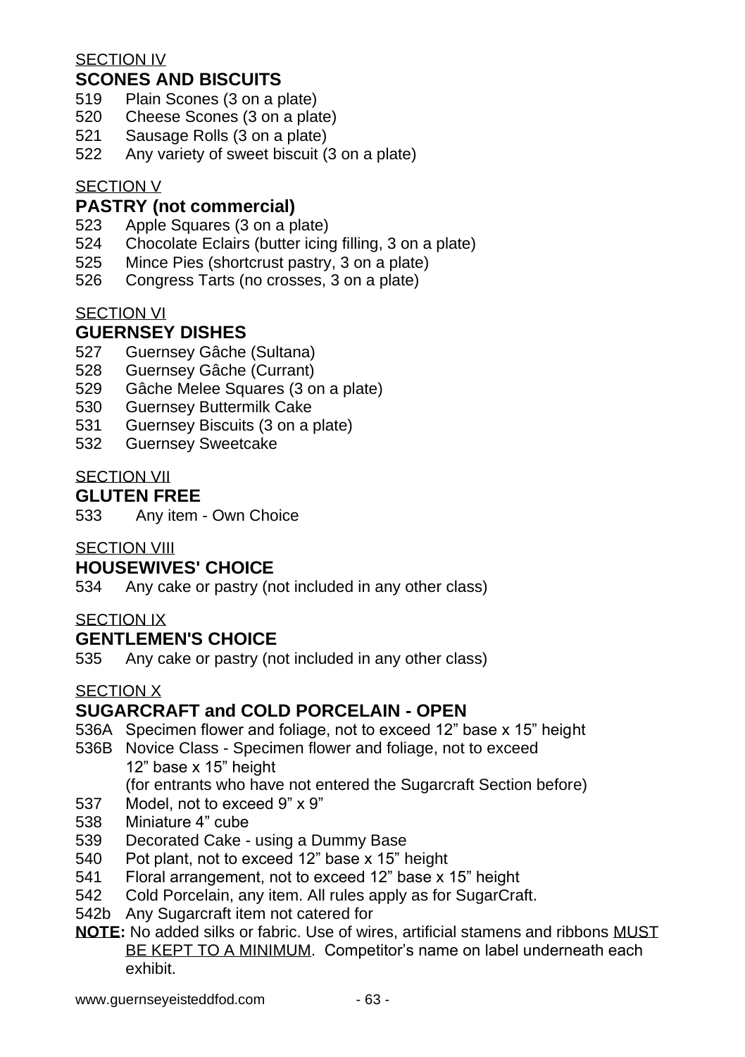SECTION IV

## SCONES AND BISCUITS

519 Plain Scones (3 on a plate)
520 Cheese Scones (3 on a plate)
521 Sausage Rolls (3 on a plate)
522 Any variety of sweet biscuit (3 on a plate)

SECTION V

## PASTRY (not commercial)

523 Apple Squares (3 on a plate)
524 Chocolate Eclairs (butter icing filling, 3 on a plate)
525 Mince Pies (shortcrust pastry, 3 on a plate)
526 Congress Tarts (no crosses, 3 on a plate)

SECTION VI

## GUERNSEY DISHES

527 Guernsey Gâche (Sultana)
528 Guernsey Gâche (Currant)
529 Gâche Melee Squares (3 on a plate)
530 Guernsey Buttermilk Cake
531 Guernsey Biscuits (3 on a plate)
532 Guernsey Sweetcake

SECTION VII

## GLUTEN FREE

533 Any item - Own Choice

SECTION VIII

## HOUSEWIVES' CHOICE

534 Any cake or pastry (not included in any other class)

SECTION IX

## GENTLEMEN'S CHOICE

535 Any cake or pastry (not included in any other class)

SECTION X

## SUGARCRAFT and COLD PORCELAIN - OPEN

536A Specimen flower and foliage, not to exceed 12" base x 15" height
536B Novice Class - Specimen flower and foliage, not to exceed 12" base x 15" height
(for entrants who have not entered the Sugarcraft Section before)
537 Model, not to exceed 9" x 9"
538 Miniature 4" cube
539 Decorated Cake - using a Dummy Base
540 Pot plant, not to exceed 12" base x 15" height
541 Floral arrangement, not to exceed 12" base x 15" height
542 Cold Porcelain, any item. All rules apply as for SugarCraft.
542b Any Sugarcraft item not catered for

**NOTE:** No added silks or fabric. Use of wires, artificial stamens and ribbons MUST BE KEPT TO A MINIMUM. Competitor's name on label underneath each exhibit.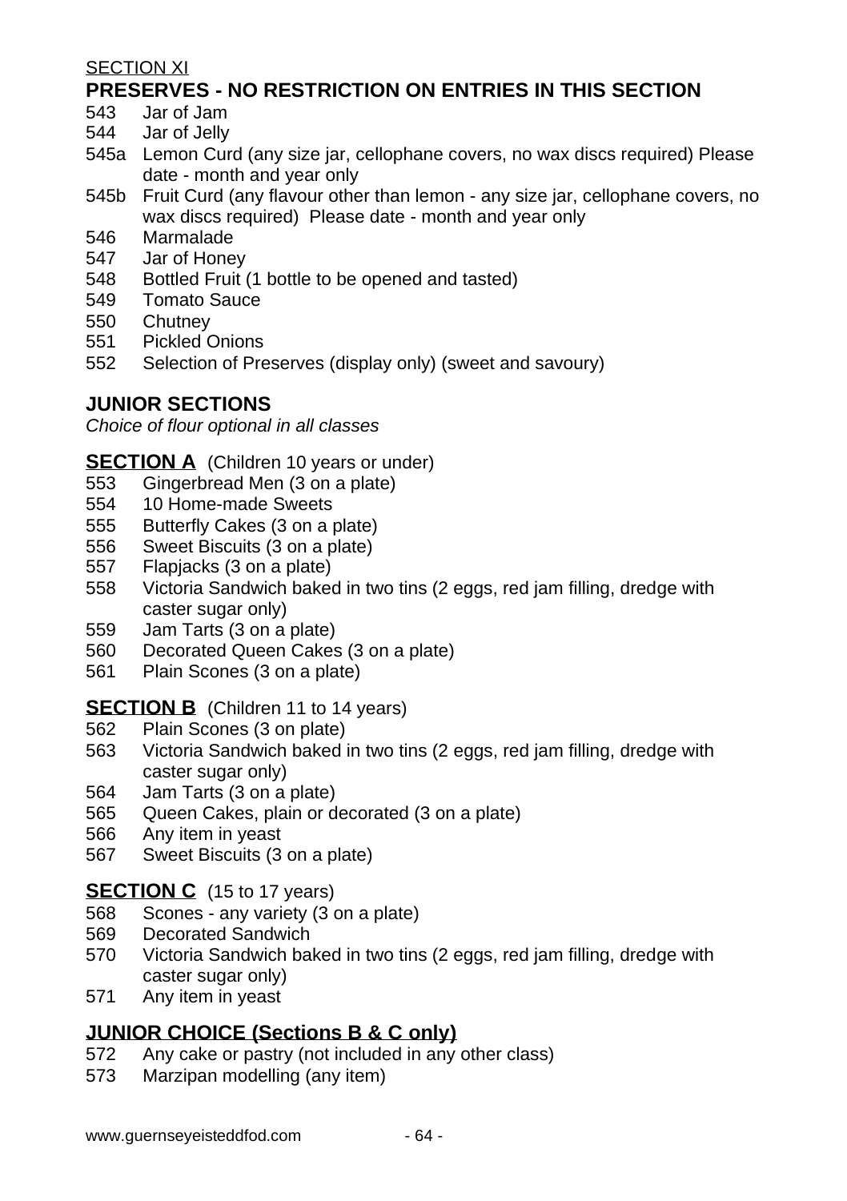SECTION XI

## PRESERVES - NO RESTRICTION ON ENTRIES IN THIS SECTION

543 Jar of Jam
544 Jar of Jelly
545a Lemon Curd (any size jar, cellophane covers, no wax discs required) Please date - month and year only
545b Fruit Curd (any flavour other than lemon - any size jar, cellophane covers, no wax discs required) Please date - month and year only
546 Marmalade
547 Jar of Honey
548 Bottled Fruit (1 bottle to be opened and tasted)
549 Tomato Sauce
550 Chutney
551 Pickled Onions
552 Selection of Preserves (display only) (sweet and savoury)

## JUNIOR SECTIONS

*Choice of flour optional in all classes*

### SECTION A (Children 10 years or under)

553 Gingerbread Men (3 on a plate)
554 10 Home-made Sweets
555 Butterfly Cakes (3 on a plate)
556 Sweet Biscuits (3 on a plate)
557 Flapjacks (3 on a plate)
558 Victoria Sandwich baked in two tins (2 eggs, red jam filling, dredge with caster sugar only)
559 Jam Tarts (3 on a plate)
560 Decorated Queen Cakes (3 on a plate)
561 Plain Scones (3 on a plate)

### SECTION B (Children 11 to 14 years)

562 Plain Scones (3 on plate)
563 Victoria Sandwich baked in two tins (2 eggs, red jam filling, dredge with caster sugar only)
564 Jam Tarts (3 on a plate)
565 Queen Cakes, plain or decorated (3 on a plate)
566 Any item in yeast
567 Sweet Biscuits (3 on a plate)

### SECTION C (15 to 17 years)

568 Scones - any variety (3 on a plate)
569 Decorated Sandwich
570 Victoria Sandwich baked in two tins (2 eggs, red jam filling, dredge with caster sugar only)
571 Any item in yeast

### JUNIOR CHOICE (Sections B & C only)

572 Any cake or pastry (not included in any other class)
573 Marzipan modelling (any item)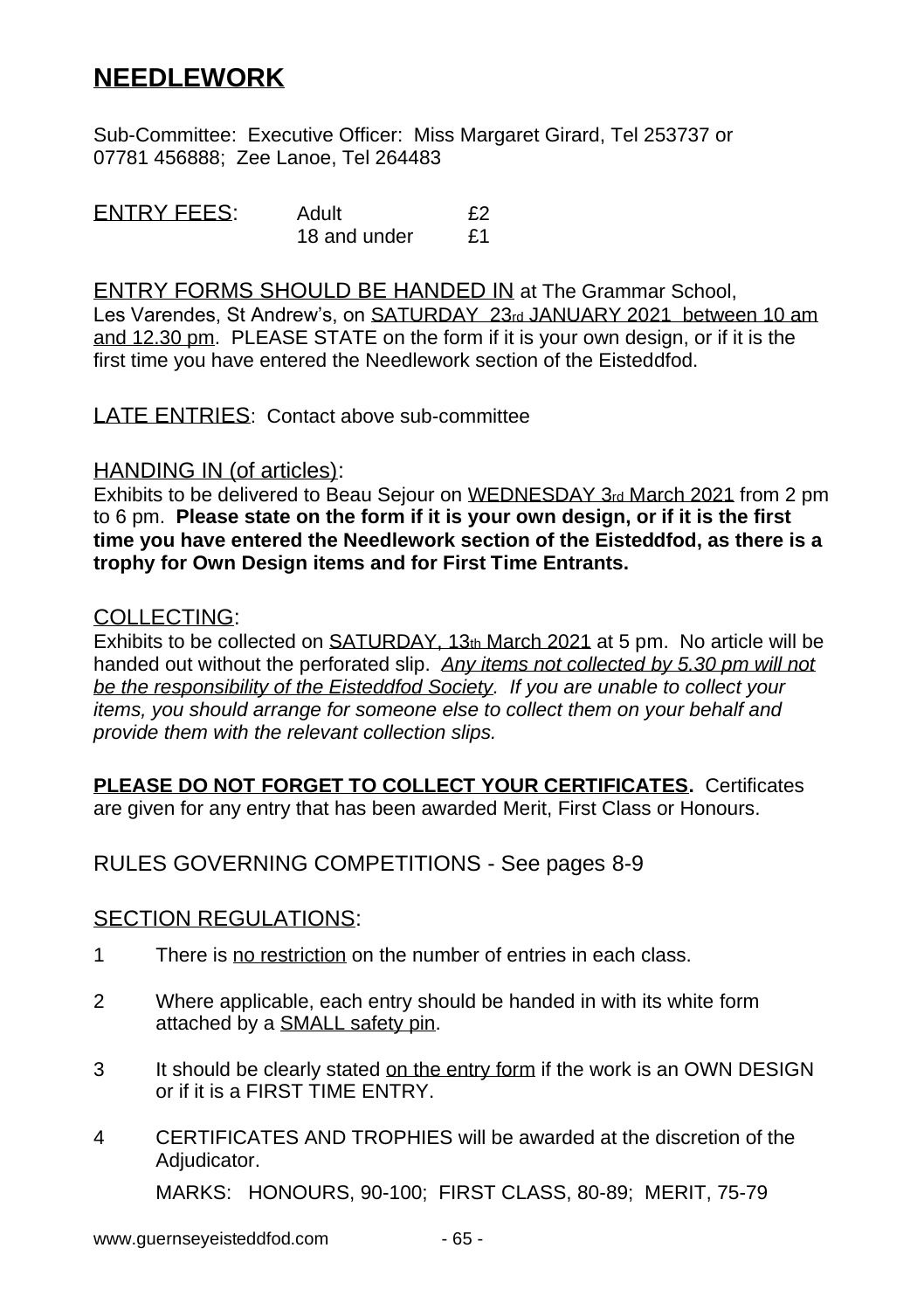# NEEDLEWORK

Sub-Committee: Executive Officer: Miss Margaret Girard, Tel 253737 or 07781 456888; Zee Lanoe, Tel 264483

| ENTRY FEES: | Adult | £2 |
|---|---|---|
| | 18 and under | £1 |

ENTRY FORMS SHOULD BE HANDED IN at The Grammar School, Les Varendes, St Andrew's, on SATURDAY 23rd JANUARY 2021 between 10 am and 12.30 pm. PLEASE STATE on the form if it is your own design, or if it is the first time you have entered the Needlework section of the Eisteddfod.

LATE ENTRIES: Contact above sub-committee

HANDING IN (of articles):

Exhibits to be delivered to Beau Sejour on WEDNESDAY 3rd March 2021 from 2 pm to 6 pm. **Please state on the form if it is your own design, or if it is the first time you have entered the Needlework section of the Eisteddfod, as there is a trophy for Own Design items and for First Time Entrants.**

COLLECTING:

Exhibits to be collected on SATURDAY, 13th March 2021 at 5 pm. No article will be handed out without the perforated slip. *Any items not collected by 5.30 pm will not be the responsibility of the Eisteddfod Society. If you are unable to collect your items, you should arrange for someone else to collect them on your behalf and provide them with the relevant collection slips.*

**PLEASE DO NOT FORGET TO COLLECT YOUR CERTIFICATES.** Certificates are given for any entry that has been awarded Merit, First Class or Honours.

RULES GOVERNING COMPETITIONS - See pages 8-9

SECTION REGULATIONS:

1. There is no restriction on the number of entries in each class.
2. Where applicable, each entry should be handed in with its white form attached by a SMALL safety pin.
3. It should be clearly stated on the entry form if the work is an OWN DESIGN or if it is a FIRST TIME ENTRY.
4. CERTIFICATES AND TROPHIES will be awarded at the discretion of the Adjudicator.

   MARKS: HONOURS, 90-100; FIRST CLASS, 80-89; MERIT, 75-79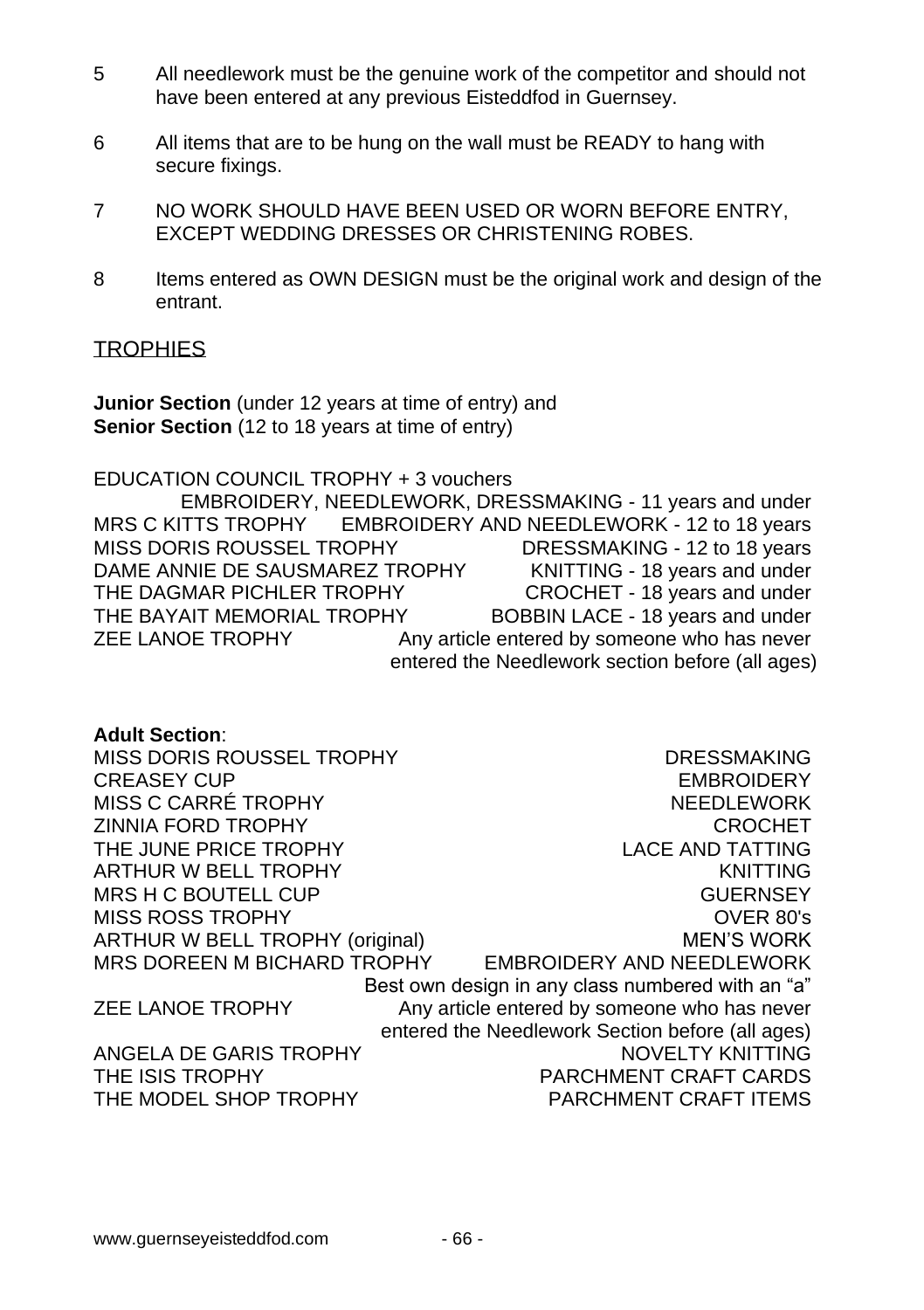5 All needlework must be the genuine work of the competitor and should not have been entered at any previous Eisteddfod in Guernsey.

6 All items that are to be hung on the wall must be READY to hang with secure fixings.

7 NO WORK SHOULD HAVE BEEN USED OR WORN BEFORE ENTRY, EXCEPT WEDDING DRESSES OR CHRISTENING ROBES.

8 Items entered as OWN DESIGN must be the original work and design of the entrant.

## TROPHIES

**Junior Section** (under 12 years at time of entry) and
**Senior Section** (12 to 18 years at time of entry)

| Trophy | Category |
|---|---|
| EDUCATION COUNCIL TROPHY + 3 vouchers | EMBROIDERY, NEEDLEWORK, DRESSMAKING - 11 years and under |
| MRS C KITTS TROPHY | EMBROIDERY AND NEEDLEWORK - 12 to 18 years |
| MISS DORIS ROUSSEL TROPHY | DRESSMAKING - 12 to 18 years |
| DAME ANNIE DE SAUSMAREZ TROPHY | KNITTING - 18 years and under |
| THE DAGMAR PICHLER TROPHY | CROCHET - 18 years and under |
| THE BAYAIT MEMORIAL TROPHY | BOBBIN LACE - 18 years and under |
| ZEE LANOE TROPHY | Any article entered by someone who has never entered the Needlework section before (all ages) |

**Adult Section**:

| Trophy | Category |
|---|---|
| MISS DORIS ROUSSEL TROPHY | DRESSMAKING |
| CREASEY CUP | EMBROIDERY |
| MISS C CARRÉ TROPHY | NEEDLEWORK |
| ZINNIA FORD TROPHY | CROCHET |
| THE JUNE PRICE TROPHY | LACE AND TATTING |
| ARTHUR W BELL TROPHY | KNITTING |
| MRS H C BOUTELL CUP | GUERNSEY |
| MISS ROSS TROPHY | OVER 80's |
| ARTHUR W BELL TROPHY (original) | MEN'S WORK |
| MRS DOREEN M BICHARD TROPHY | EMBROIDERY AND NEEDLEWORK Best own design in any class numbered with an "a" |
| ZEE LANOE TROPHY | Any article entered by someone who has never entered the Needlework Section before (all ages) |
| ANGELA DE GARIS TROPHY | NOVELTY KNITTING |
| THE ISIS TROPHY | PARCHMENT CRAFT CARDS |
| THE MODEL SHOP TROPHY | PARCHMENT CRAFT ITEMS |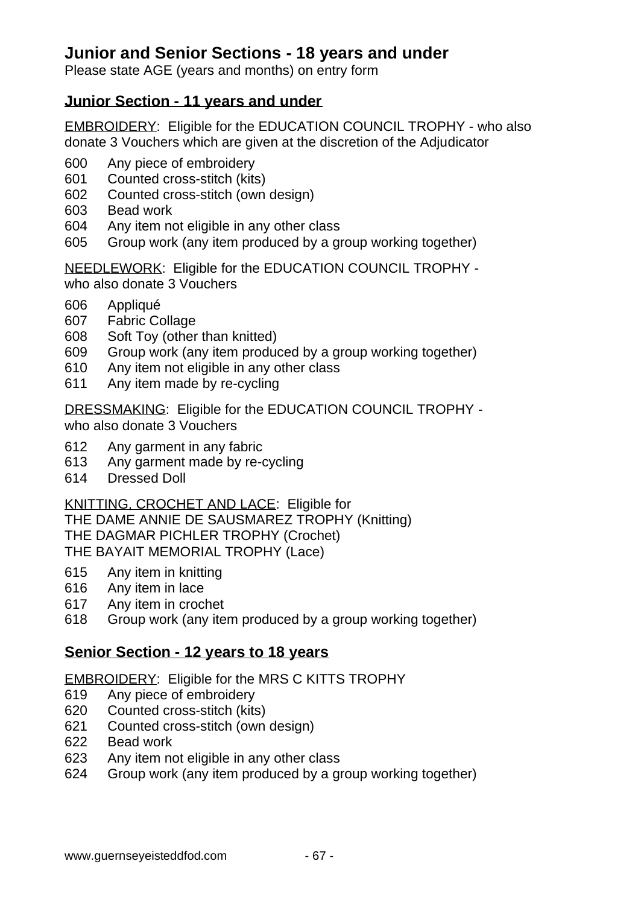## Junior and Senior Sections - 18 years and under

Please state AGE (years and months) on entry form

### Junior Section - 11 years and under

EMBROIDERY: Eligible for the EDUCATION COUNCIL TROPHY - who also donate 3 Vouchers which are given at the discretion of the Adjudicator

- 600 Any piece of embroidery
- 601 Counted cross-stitch (kits)
- 602 Counted cross-stitch (own design)
- 603 Bead work
- 604 Any item not eligible in any other class
- 605 Group work (any item produced by a group working together)

NEEDLEWORK: Eligible for the EDUCATION COUNCIL TROPHY - who also donate 3 Vouchers

- 606 Appliqué
- 607 Fabric Collage
- 608 Soft Toy (other than knitted)
- 609 Group work (any item produced by a group working together)
- 610 Any item not eligible in any other class
- 611 Any item made by re-cycling

DRESSMAKING: Eligible for the EDUCATION COUNCIL TROPHY - who also donate 3 Vouchers

- 612 Any garment in any fabric
- 613 Any garment made by re-cycling
- 614 Dressed Doll

KNITTING, CROCHET AND LACE: Eligible for
THE DAME ANNIE DE SAUSMAREZ TROPHY (Knitting)
THE DAGMAR PICHLER TROPHY (Crochet)
THE BAYAIT MEMORIAL TROPHY (Lace)

- 615 Any item in knitting
- 616 Any item in lace
- 617 Any item in crochet
- 618 Group work (any item produced by a group working together)

### Senior Section - 12 years to 18 years

EMBROIDERY: Eligible for the MRS C KITTS TROPHY

- 619 Any piece of embroidery
- 620 Counted cross-stitch (kits)
- 621 Counted cross-stitch (own design)
- 622 Bead work
- 623 Any item not eligible in any other class
- 624 Group work (any item produced by a group working together)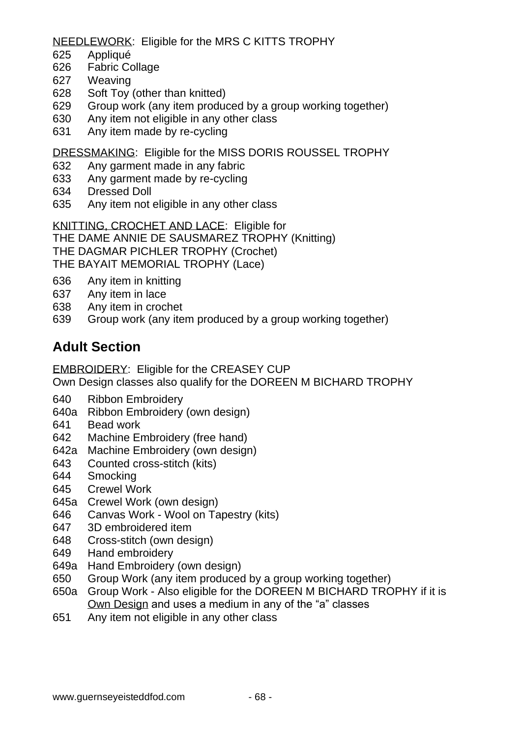<u>NEEDLEWORK</u>: Eligible for the MRS C KITTS TROPHY

625 Appliqué
626 Fabric Collage
627 Weaving
628 Soft Toy (other than knitted)
629 Group work (any item produced by a group working together)
630 Any item not eligible in any other class
631 Any item made by re-cycling

<u>DRESSMAKING</u>: Eligible for the MISS DORIS ROUSSEL TROPHY

632 Any garment made in any fabric
633 Any garment made by re-cycling
634 Dressed Doll
635 Any item not eligible in any other class

<u>KNITTING, CROCHET AND LACE</u>: Eligible for
THE DAME ANNIE DE SAUSMAREZ TROPHY (Knitting)
THE DAGMAR PICHLER TROPHY (Crochet)
THE BAYAIT MEMORIAL TROPHY (Lace)

636 Any item in knitting
637 Any item in lace
638 Any item in crochet
639 Group work (any item produced by a group working together)

## Adult Section

<u>EMBROIDERY</u>: Eligible for the CREASEY CUP
Own Design classes also qualify for the DOREEN M BICHARD TROPHY

640 Ribbon Embroidery
640a Ribbon Embroidery (own design)
641 Bead work
642 Machine Embroidery (free hand)
642a Machine Embroidery (own design)
643 Counted cross-stitch (kits)
644 Smocking
645 Crewel Work
645a Crewel Work (own design)
646 Canvas Work - Wool on Tapestry (kits)
647 3D embroidered item
648 Cross-stitch (own design)
649 Hand embroidery
649a Hand Embroidery (own design)
650 Group Work (any item produced by a group working together)
650a Group Work - Also eligible for the DOREEN M BICHARD TROPHY if it is <u>Own Design</u> and uses a medium in any of the “a” classes
651 Any item not eligible in any other class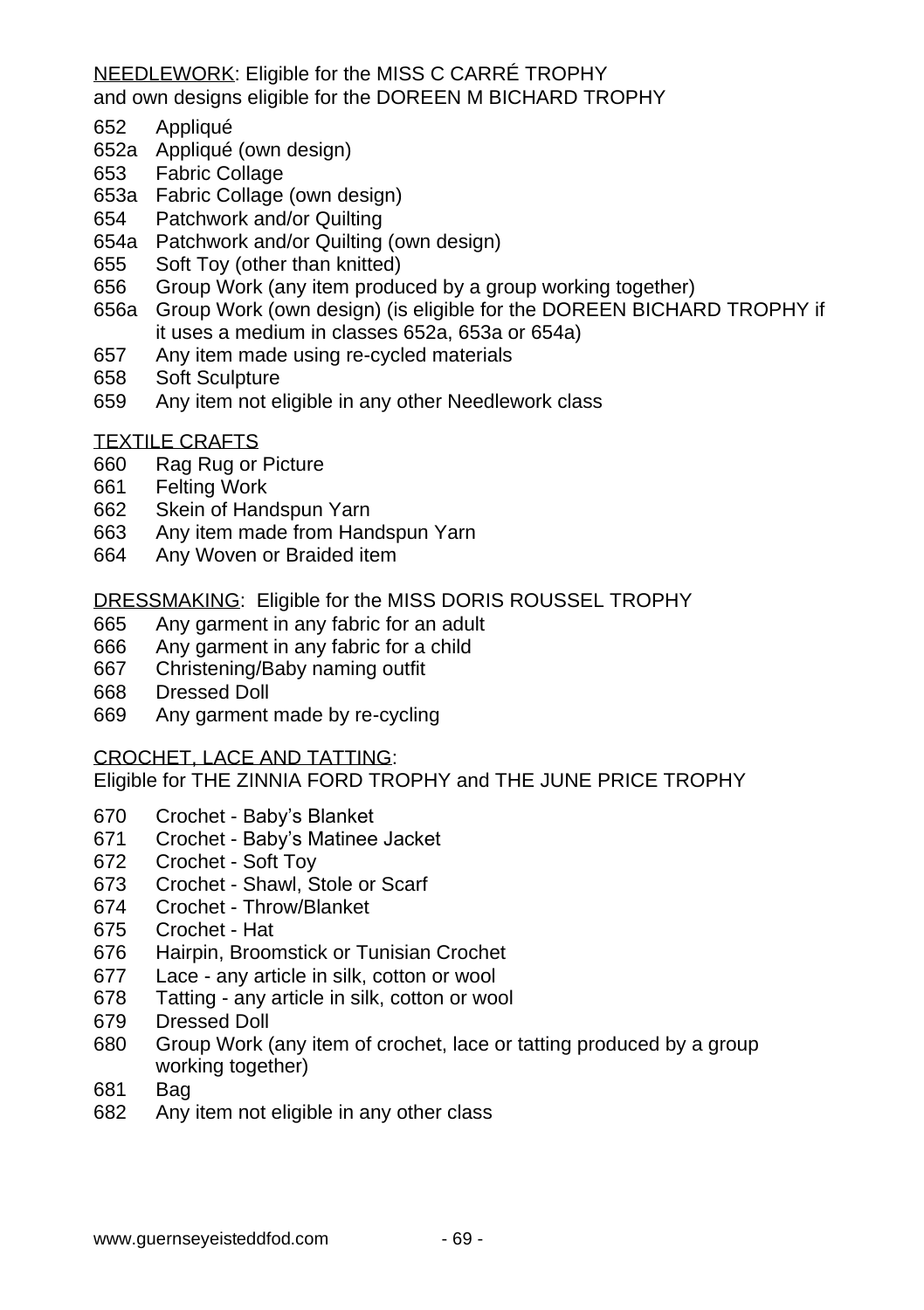<u>NEEDLEWORK</u>: Eligible for the MISS C CARRÉ TROPHY
and own designs eligible for the DOREEN M BICHARD TROPHY

652 Appliqué
652a Appliqué (own design)
653 Fabric Collage
653a Fabric Collage (own design)
654 Patchwork and/or Quilting
654a Patchwork and/or Quilting (own design)
655 Soft Toy (other than knitted)
656 Group Work (any item produced by a group working together)
656a Group Work (own design) (is eligible for the DOREEN BICHARD TROPHY if it uses a medium in classes 652a, 653a or 654a)
657 Any item made using re-cycled materials
658 Soft Sculpture
659 Any item not eligible in any other Needlework class

<u>TEXTILE CRAFTS</u>

660 Rag Rug or Picture
661 Felting Work
662 Skein of Handspun Yarn
663 Any item made from Handspun Yarn
664 Any Woven or Braided item

<u>DRESSMAKING</u>: Eligible for the MISS DORIS ROUSSEL TROPHY

665 Any garment in any fabric for an adult
666 Any garment in any fabric for a child
667 Christening/Baby naming outfit
668 Dressed Doll
669 Any garment made by re-cycling

<u>CROCHET, LACE AND TATTING</u>:
Eligible for THE ZINNIA FORD TROPHY and THE JUNE PRICE TROPHY

670 Crochet - Baby's Blanket
671 Crochet - Baby's Matinee Jacket
672 Crochet - Soft Toy
673 Crochet - Shawl, Stole or Scarf
674 Crochet - Throw/Blanket
675 Crochet - Hat
676 Hairpin, Broomstick or Tunisian Crochet
677 Lace - any article in silk, cotton or wool
678 Tatting - any article in silk, cotton or wool
679 Dressed Doll
680 Group Work (any item of crochet, lace or tatting produced by a group working together)
681 Bag
682 Any item not eligible in any other class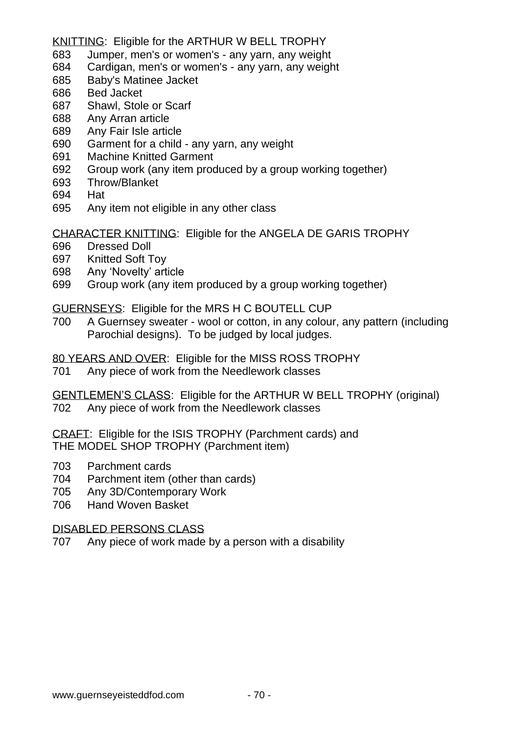KNITTING: Eligible for the ARTHUR W BELL TROPHY

683 Jumper, men's or women's - any yarn, any weight
684 Cardigan, men's or women's - any yarn, any weight
685 Baby's Matinee Jacket
686 Bed Jacket
687 Shawl, Stole or Scarf
688 Any Arran article
689 Any Fair Isle article
690 Garment for a child - any yarn, any weight
691 Machine Knitted Garment
692 Group work (any item produced by a group working together)
693 Throw/Blanket
694 Hat
695 Any item not eligible in any other class

CHARACTER KNITTING: Eligible for the ANGELA DE GARIS TROPHY

696 Dressed Doll
697 Knitted Soft Toy
698 Any 'Novelty' article
699 Group work (any item produced by a group working together)

GUERNSEYS: Eligible for the MRS H C BOUTELL CUP

700 A Guernsey sweater - wool or cotton, in any colour, any pattern (including Parochial designs). To be judged by local judges.

80 YEARS AND OVER: Eligible for the MISS ROSS TROPHY

701 Any piece of work from the Needlework classes

GENTLEMEN'S CLASS: Eligible for the ARTHUR W BELL TROPHY (original)

702 Any piece of work from the Needlework classes

CRAFT: Eligible for the ISIS TROPHY (Parchment cards) and
THE MODEL SHOP TROPHY (Parchment item)

703 Parchment cards
704 Parchment item (other than cards)
705 Any 3D/Contemporary Work
706 Hand Woven Basket

DISABLED PERSONS CLASS

707 Any piece of work made by a person with a disability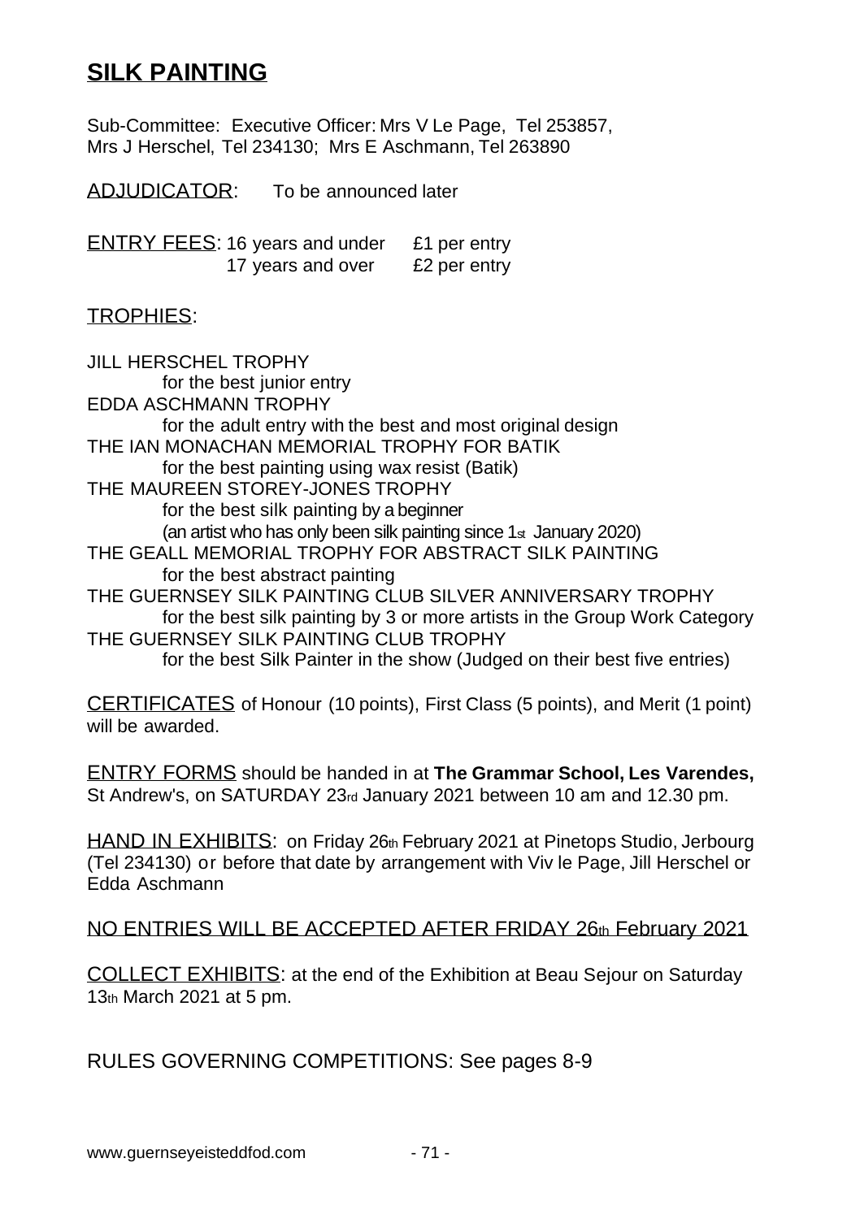# SILK PAINTING

Sub-Committee: Executive Officer: Mrs V Le Page, Tel 253857,
Mrs J Herschel, Tel 234130; Mrs E Aschmann, Tel 263890

ADJUDICATOR: To be announced later

ENTRY FEES: 16 years and under £1 per entry
17 years and over £2 per entry

TROPHIES:

JILL HERSCHEL TROPHY
for the best junior entry

EDDA ASCHMANN TROPHY
for the adult entry with the best and most original design

THE IAN MONACHAN MEMORIAL TROPHY FOR BATIK
for the best painting using wax resist (Batik)

THE MAUREEN STOREY-JONES TROPHY
for the best silk painting by a beginner
(an artist who has only been silk painting since 1st January 2020)

THE GEALL MEMORIAL TROPHY FOR ABSTRACT SILK PAINTING
for the best abstract painting

THE GUERNSEY SILK PAINTING CLUB SILVER ANNIVERSARY TROPHY
for the best silk painting by 3 or more artists in the Group Work Category

THE GUERNSEY SILK PAINTING CLUB TROPHY
for the best Silk Painter in the show (Judged on their best five entries)

CERTIFICATES of Honour (10 points), First Class (5 points), and Merit (1 point) will be awarded.

ENTRY FORMS should be handed in at **The Grammar School, Les Varendes,** St Andrew's, on SATURDAY 23rd January 2021 between 10 am and 12.30 pm.

HAND IN EXHIBITS: on Friday 26th February 2021 at Pinetops Studio, Jerbourg (Tel 234130) or before that date by arrangement with Viv le Page, Jill Herschel or Edda Aschmann

NO ENTRIES WILL BE ACCEPTED AFTER FRIDAY 26th February 2021

COLLECT EXHIBITS: at the end of the Exhibition at Beau Sejour on Saturday 13th March 2021 at 5 pm.

RULES GOVERNING COMPETITIONS: See pages 8-9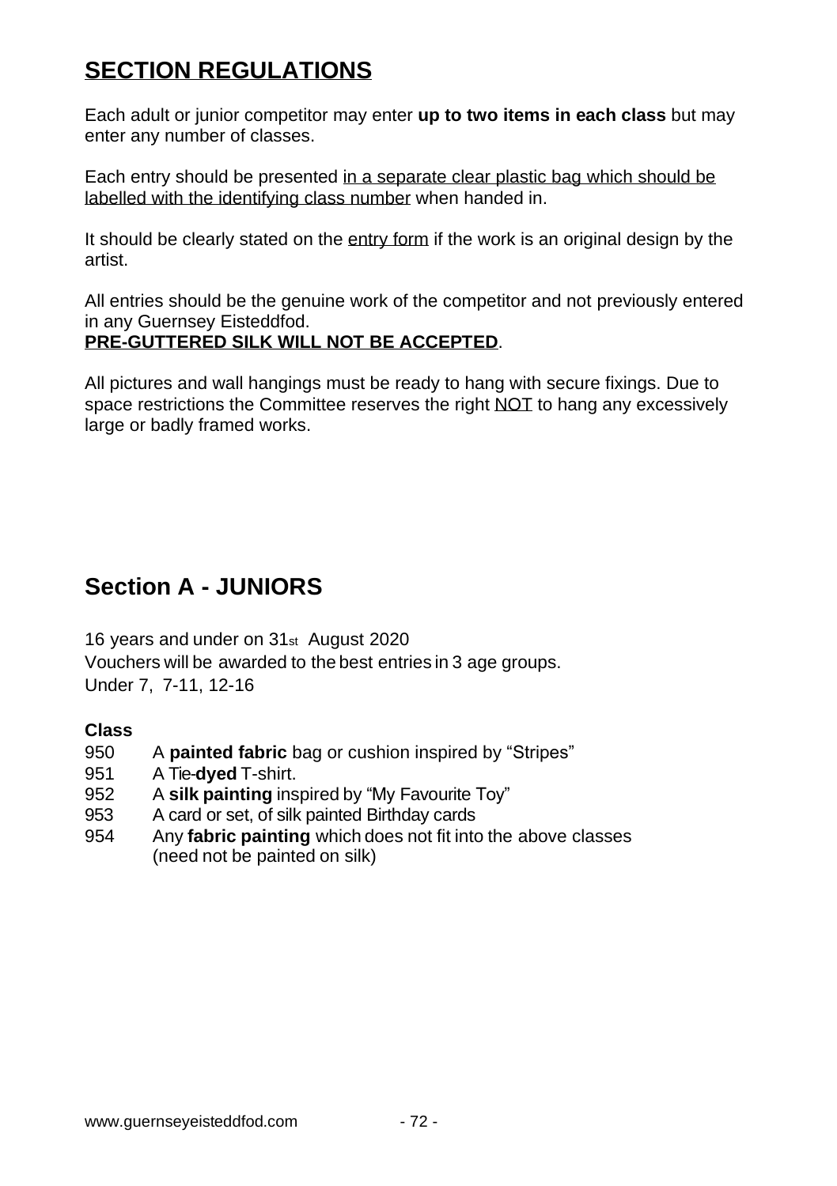## SECTION REGULATIONS

Each adult or junior competitor may enter **up to two items in each class** but may enter any number of classes.

Each entry should be presented in a separate clear plastic bag which should be labelled with the identifying class number when handed in.

It should be clearly stated on the entry form if the work is an original design by the artist.

All entries should be the genuine work of the competitor and not previously entered in any Guernsey Eisteddfod.
**PRE-GUTTERED SILK WILL NOT BE ACCEPTED**.

All pictures and wall hangings must be ready to hang with secure fixings. Due to space restrictions the Committee reserves the right NOT to hang any excessively large or badly framed works.

## Section A - JUNIORS

16 years and under on 31st August 2020
Vouchers will be awarded to the best entries in 3 age groups.
Under 7, 7-11, 12-16

**Class**

950 A **painted fabric** bag or cushion inspired by "Stripes"
951 A Tie-**dyed** T-shirt.
952 A **silk painting** inspired by "My Favourite Toy"
953 A card or set, of silk painted Birthday cards
954 Any **fabric painting** which does not fit into the above classes (need not be painted on silk)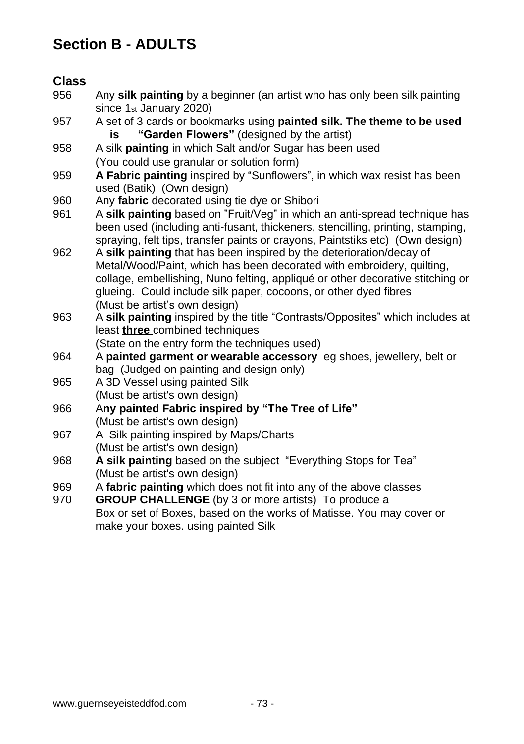# Section B - ADULTS

**Class**

956 Any **silk painting** by a beginner (an artist who has only been silk painting since 1st January 2020)

957 A set of 3 cards or bookmarks using **painted silk. The theme to be used is "Garden Flowers"** (designed by the artist)

958 A silk **painting** in which Salt and/or Sugar has been used (You could use granular or solution form)

959 **A Fabric painting** inspired by "Sunflowers", in which wax resist has been used (Batik) (Own design)

960 Any **fabric** decorated using tie dye or Shibori

961 A **silk painting** based on "Fruit/Veg" in which an anti-spread technique has been used (including anti-fusant, thickeners, stencilling, printing, stamping, spraying, felt tips, transfer paints or crayons, Paintstiks etc) (Own design)

962 A **silk painting** that has been inspired by the deterioration/decay of Metal/Wood/Paint, which has been decorated with embroidery, quilting, collage, embellishing, Nuno felting, appliqué or other decorative stitching or glueing. Could include silk paper, cocoons, or other dyed fibres (Must be artist's own design)

963 A **silk painting** inspired by the title "Contrasts/Opposites" which includes at least **three** combined techniques (State on the entry form the techniques used)

964 A **painted garment or wearable accessory** eg shoes, jewellery, belt or bag (Judged on painting and design only)

965 A 3D Vessel using painted Silk (Must be artist's own design)

966 A**ny painted Fabric inspired by "The Tree of Life"** (Must be artist's own design)

967 A Silk painting inspired by Maps/Charts (Must be artist's own design)

968 **A silk painting** based on the subject "Everything Stops for Tea" (Must be artist's own design)

969 A **fabric painting** which does not fit into any of the above classes

970 **GROUP CHALLENGE** (by 3 or more artists) To produce a Box or set of Boxes, based on the works of Matisse. You may cover or make your boxes. using painted Silk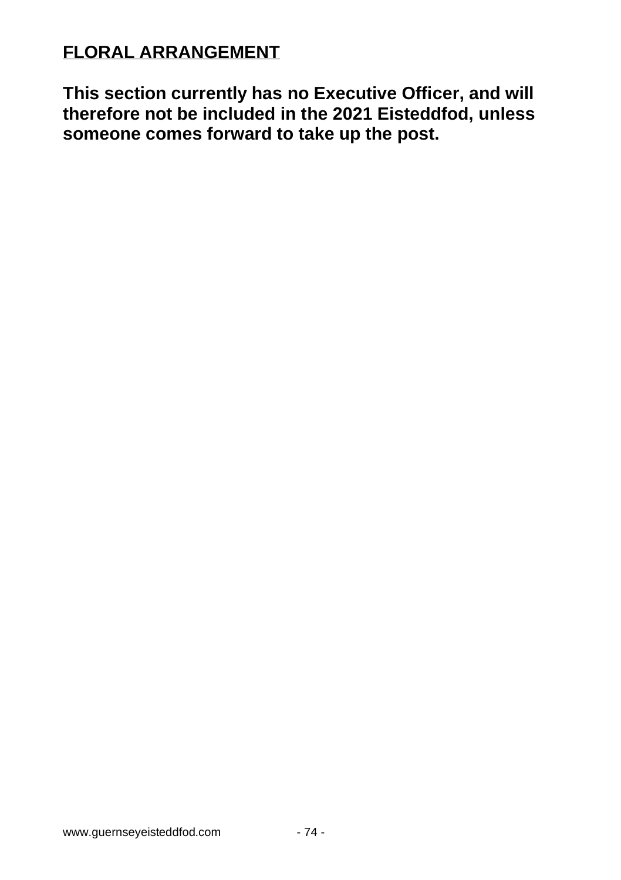## FLORAL ARRANGEMENT

**This section currently has no Executive Officer, and will therefore not be included in the 2021 Eisteddfod, unless someone comes forward to take up the post.**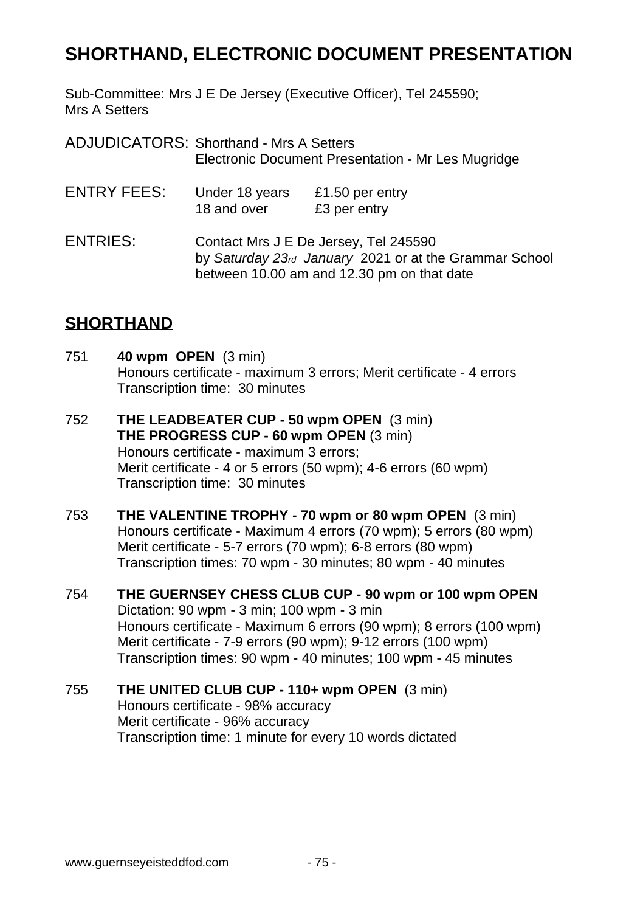# SHORTHAND, ELECTRONIC DOCUMENT PRESENTATION

Sub-Committee: Mrs J E De Jersey (Executive Officer), Tel 245590;
Mrs A Setters

ADJUDICATORS: Shorthand - Mrs A Setters
Electronic Document Presentation - Mr Les Mugridge

ENTRY FEES: Under 18 years £1.50 per entry
18 and over £3 per entry

ENTRIES: Contact Mrs J E De Jersey, Tel 245590
by *Saturday 23rd January* 2021 or at the Grammar School
between 10.00 am and 12.30 pm on that date

## SHORTHAND

751 **40 wpm OPEN** (3 min)
Honours certificate - maximum 3 errors; Merit certificate - 4 errors
Transcription time: 30 minutes

752 **THE LEADBEATER CUP - 50 wpm OPEN** (3 min)
**THE PROGRESS CUP - 60 wpm OPEN** (3 min)
Honours certificate - maximum 3 errors;
Merit certificate - 4 or 5 errors (50 wpm); 4-6 errors (60 wpm)
Transcription time: 30 minutes

753 **THE VALENTINE TROPHY - 70 wpm or 80 wpm OPEN** (3 min)
Honours certificate - Maximum 4 errors (70 wpm); 5 errors (80 wpm)
Merit certificate - 5-7 errors (70 wpm); 6-8 errors (80 wpm)
Transcription times: 70 wpm - 30 minutes; 80 wpm - 40 minutes

754 **THE GUERNSEY CHESS CLUB CUP - 90 wpm or 100 wpm OPEN**
Dictation: 90 wpm - 3 min; 100 wpm - 3 min
Honours certificate - Maximum 6 errors (90 wpm); 8 errors (100 wpm)
Merit certificate - 7-9 errors (90 wpm); 9-12 errors (100 wpm)
Transcription times: 90 wpm - 40 minutes; 100 wpm - 45 minutes

755 **THE UNITED CLUB CUP - 110+ wpm OPEN** (3 min)
Honours certificate - 98% accuracy
Merit certificate - 96% accuracy
Transcription time: 1 minute for every 10 words dictated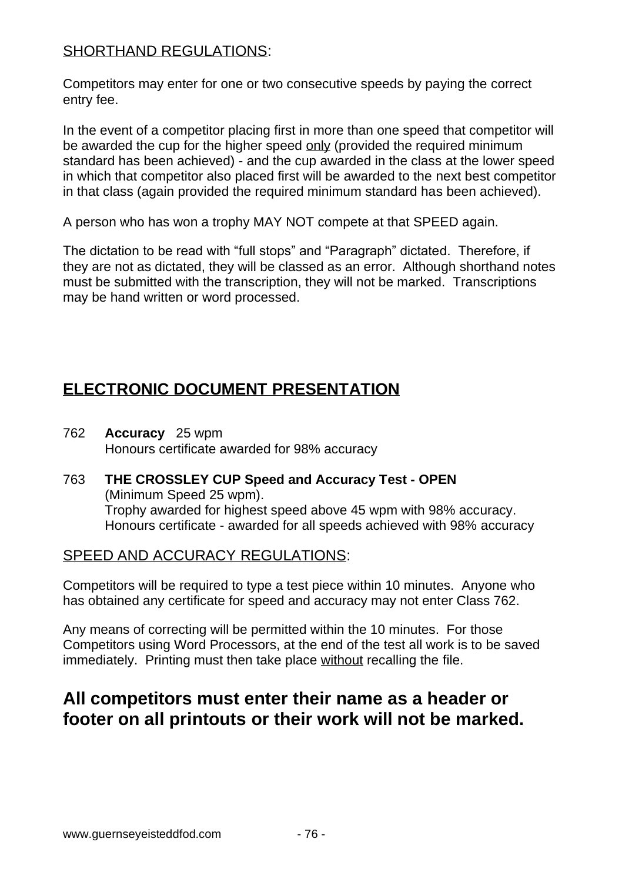SHORTHAND REGULATIONS:

Competitors may enter for one or two consecutive speeds by paying the correct entry fee.

In the event of a competitor placing first in more than one speed that competitor will be awarded the cup for the higher speed only (provided the required minimum standard has been achieved) - and the cup awarded in the class at the lower speed in which that competitor also placed first will be awarded to the next best competitor in that class (again provided the required minimum standard has been achieved).

A person who has won a trophy MAY NOT compete at that SPEED again.

The dictation to be read with "full stops" and "Paragraph" dictated. Therefore, if they are not as dictated, they will be classed as an error. Although shorthand notes must be submitted with the transcription, they will not be marked. Transcriptions may be hand written or word processed.

## ELECTRONIC DOCUMENT PRESENTATION

762 **Accuracy** 25 wpm
Honours certificate awarded for 98% accuracy

763 **THE CROSSLEY CUP Speed and Accuracy Test - OPEN**
(Minimum Speed 25 wpm).
Trophy awarded for highest speed above 45 wpm with 98% accuracy.
Honours certificate - awarded for all speeds achieved with 98% accuracy

SPEED AND ACCURACY REGULATIONS:

Competitors will be required to type a test piece within 10 minutes. Anyone who has obtained any certificate for speed and accuracy may not enter Class 762.

Any means of correcting will be permitted within the 10 minutes. For those Competitors using Word Processors, at the end of the test all work is to be saved immediately. Printing must then take place without recalling the file.

## All competitors must enter their name as a header or footer on all printouts or their work will not be marked.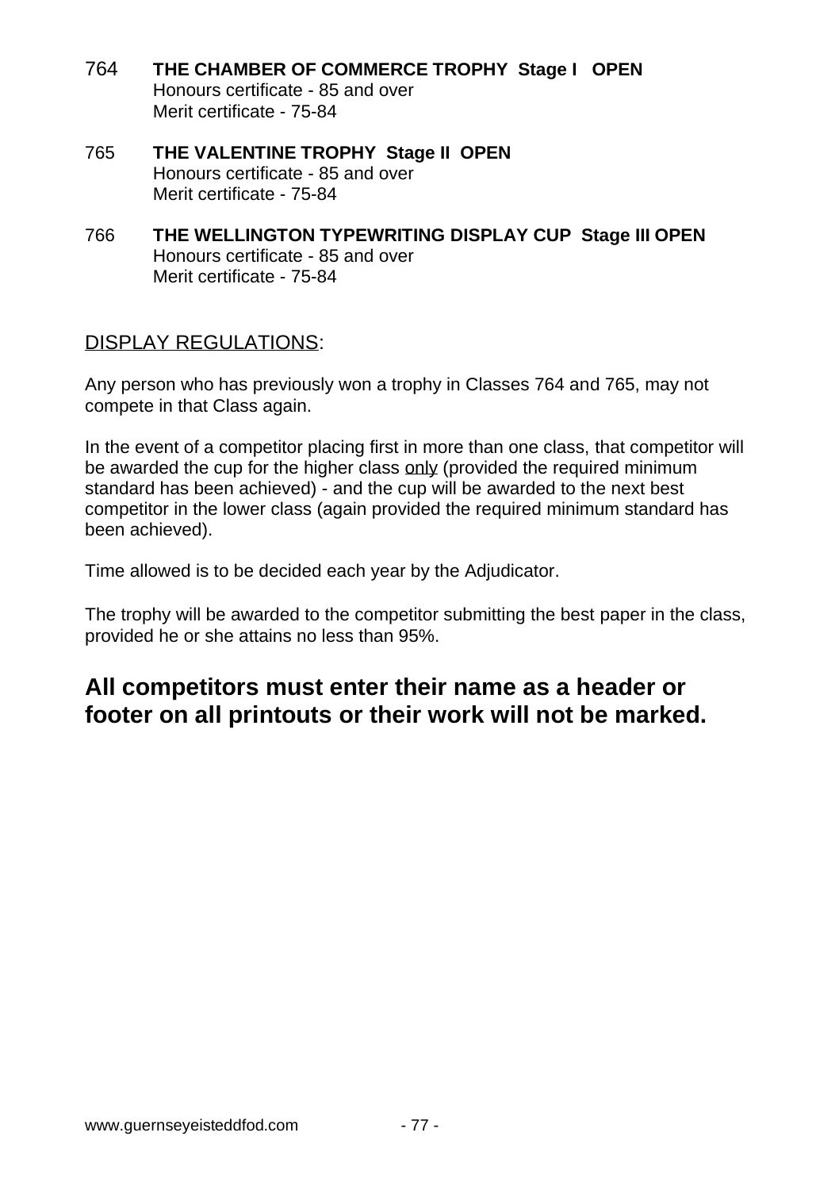764 **THE CHAMBER OF COMMERCE TROPHY Stage I OPEN**
Honours certificate - 85 and over
Merit certificate - 75-84

765 **THE VALENTINE TROPHY Stage II OPEN**
Honours certificate - 85 and over
Merit certificate - 75-84

766 **THE WELLINGTON TYPEWRITING DISPLAY CUP Stage III OPEN**
Honours certificate - 85 and over
Merit certificate - 75-84

<u>DISPLAY REGULATIONS</u>:

Any person who has previously won a trophy in Classes 764 and 765, may not compete in that Class again.

In the event of a competitor placing first in more than one class, that competitor will be awarded the cup for the higher class <u>only</u> (provided the required minimum standard has been achieved) - and the cup will be awarded to the next best competitor in the lower class (again provided the required minimum standard has been achieved).

Time allowed is to be decided each year by the Adjudicator.

The trophy will be awarded to the competitor submitting the best paper in the class, provided he or she attains no less than 95%.

## All competitors must enter their name as a header or footer on all printouts or their work will not be marked.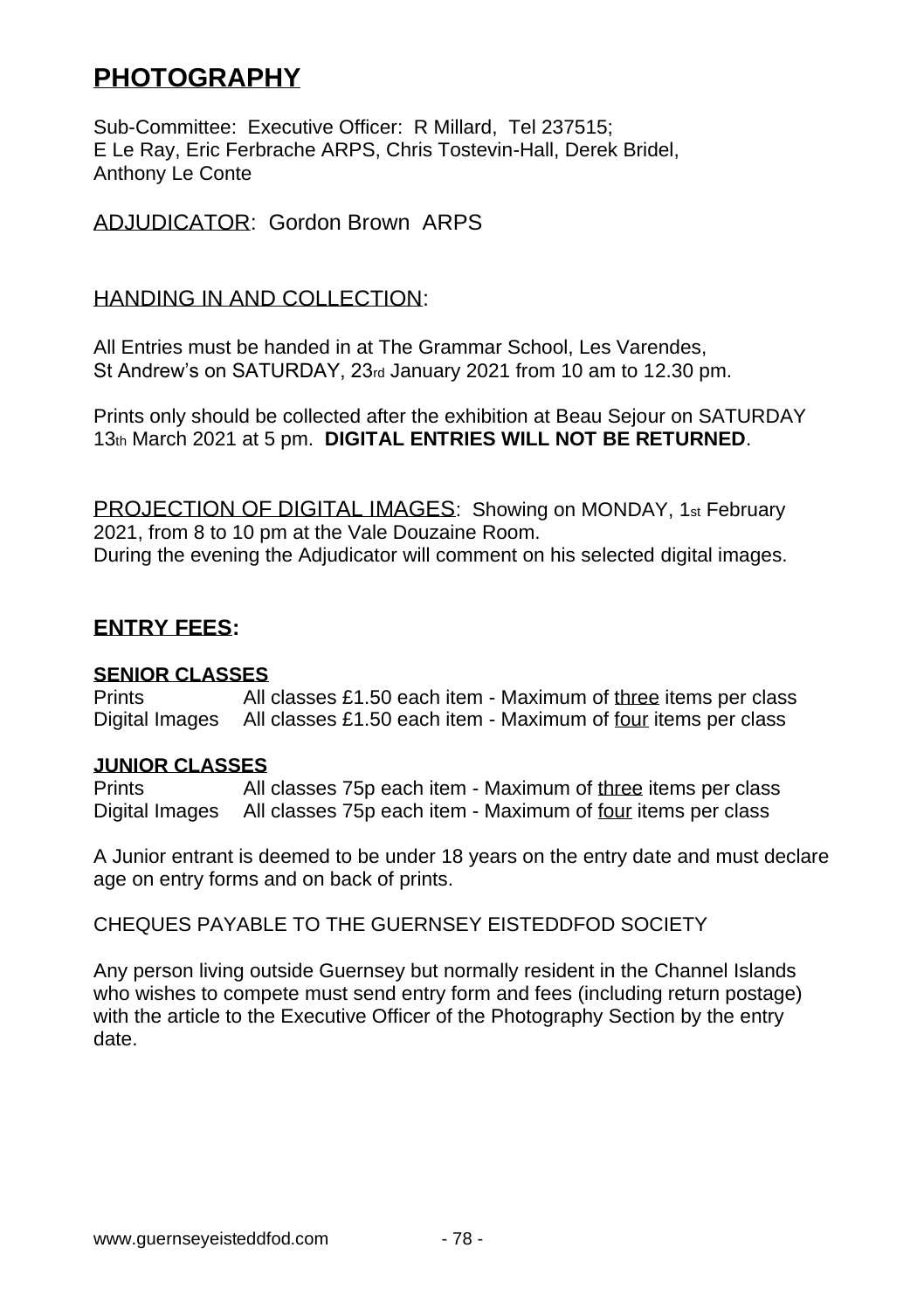# PHOTOGRAPHY

Sub-Committee: Executive Officer: R Millard, Tel 237515;
E Le Ray, Eric Ferbrache ARPS, Chris Tostevin-Hall, Derek Bridel, Anthony Le Conte

ADJUDICATOR: Gordon Brown ARPS

## HANDING IN AND COLLECTION:

All Entries must be handed in at The Grammar School, Les Varendes, St Andrew's on SATURDAY, 23rd January 2021 from 10 am to 12.30 pm.

Prints only should be collected after the exhibition at Beau Sejour on SATURDAY 13th March 2021 at 5 pm. **DIGITAL ENTRIES WILL NOT BE RETURNED**.

PROJECTION OF DIGITAL IMAGES: Showing on MONDAY, 1st February 2021, from 8 to 10 pm at the Vale Douzaine Room.
During the evening the Adjudicator will comment on his selected digital images.

## ENTRY FEES:

**SENIOR CLASSES**

| | |
|---|---|
| Prints | All classes £1.50 each item - Maximum of three items per class |
| Digital Images | All classes £1.50 each item - Maximum of four items per class |

**JUNIOR CLASSES**

| | |
|---|---|
| Prints | All classes 75p each item - Maximum of three items per class |
| Digital Images | All classes 75p each item - Maximum of four items per class |

A Junior entrant is deemed to be under 18 years on the entry date and must declare age on entry forms and on back of prints.

CHEQUES PAYABLE TO THE GUERNSEY EISTEDDFOD SOCIETY

Any person living outside Guernsey but normally resident in the Channel Islands who wishes to compete must send entry form and fees (including return postage) with the article to the Executive Officer of the Photography Section by the entry date.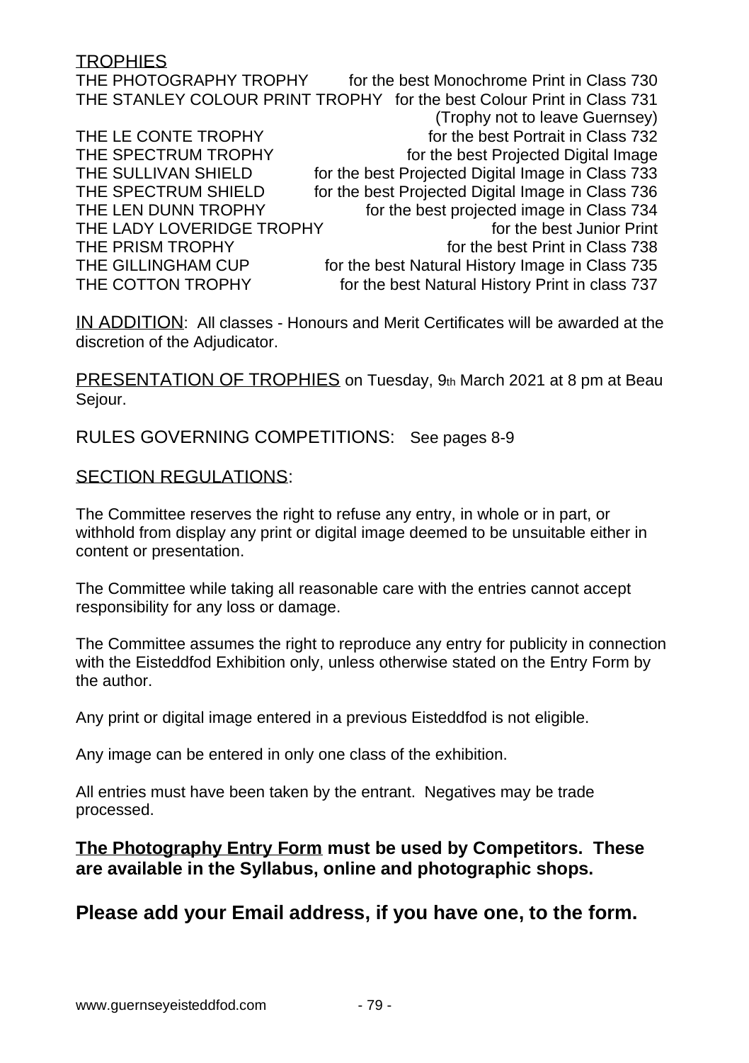## TROPHIES

| | |
|---|---|
| THE PHOTOGRAPHY TROPHY | for the best Monochrome Print in Class 730 |
| THE STANLEY COLOUR PRINT TROPHY | for the best Colour Print in Class 731 (Trophy not to leave Guernsey) |
| THE LE CONTE TROPHY | for the best Portrait in Class 732 |
| THE SPECTRUM TROPHY | for the best Projected Digital Image |
| THE SULLIVAN SHIELD | for the best Projected Digital Image in Class 733 |
| THE SPECTRUM SHIELD | for the best Projected Digital Image in Class 736 |
| THE LEN DUNN TROPHY | for the best projected image in Class 734 |
| THE LADY LOVERIDGE TROPHY | for the best Junior Print |
| THE PRISM TROPHY | for the best Print in Class 738 |
| THE GILLINGHAM CUP | for the best Natural History Image in Class 735 |
| THE COTTON TROPHY | for the best Natural History Print in class 737 |

IN ADDITION: All classes - Honours and Merit Certificates will be awarded at the discretion of the Adjudicator.

PRESENTATION OF TROPHIES on Tuesday, 9th March 2021 at 8 pm at Beau Sejour.

RULES GOVERNING COMPETITIONS: See pages 8-9

SECTION REGULATIONS:

The Committee reserves the right to refuse any entry, in whole or in part, or withhold from display any print or digital image deemed to be unsuitable either in content or presentation.

The Committee while taking all reasonable care with the entries cannot accept responsibility for any loss or damage.

The Committee assumes the right to reproduce any entry for publicity in connection with the Eisteddfod Exhibition only, unless otherwise stated on the Entry Form by the author.

Any print or digital image entered in a previous Eisteddfod is not eligible.

Any image can be entered in only one class of the exhibition.

All entries must have been taken by the entrant. Negatives may be trade processed.

**The Photography Entry Form must be used by Competitors. These are available in the Syllabus, online and photographic shops.**

**Please add your Email address, if you have one, to the form.**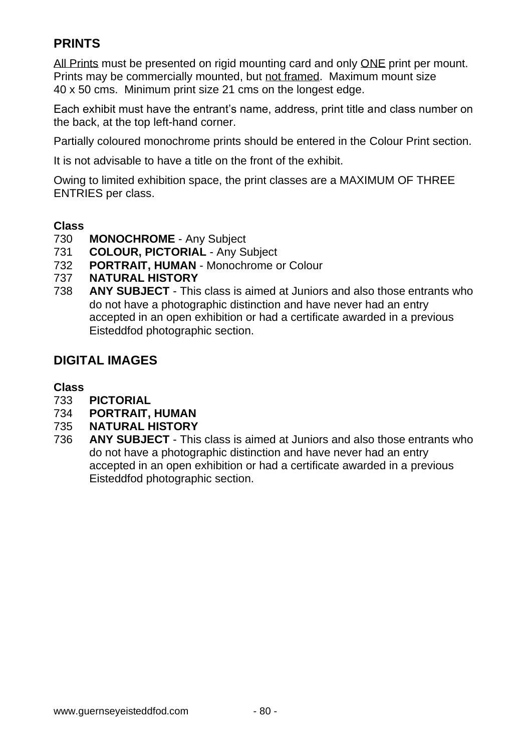## PRINTS

<u>All Prints</u> must be presented on rigid mounting card and only <u>ONE</u> print per mount. Prints may be commercially mounted, but <u>not framed</u>. Maximum mount size 40 x 50 cms. Minimum print size 21 cms on the longest edge.

Each exhibit must have the entrant's name, address, print title and class number on the back, at the top left-hand corner.

Partially coloured monochrome prints should be entered in the Colour Print section.

It is not advisable to have a title on the front of the exhibit.

Owing to limited exhibition space, the print classes are a MAXIMUM OF THREE ENTRIES per class.

**Class**

730 **MONOCHROME** - Any Subject
731 **COLOUR, PICTORIAL** - Any Subject
732 **PORTRAIT, HUMAN** - Monochrome or Colour
737 **NATURAL HISTORY**
738 **ANY SUBJECT** - This class is aimed at Juniors and also those entrants who do not have a photographic distinction and have never had an entry accepted in an open exhibition or had a certificate awarded in a previous Eisteddfod photographic section.

## DIGITAL IMAGES

**Class**

733 **PICTORIAL**
734 **PORTRAIT, HUMAN**
735 **NATURAL HISTORY**
736 **ANY SUBJECT** - This class is aimed at Juniors and also those entrants who do not have a photographic distinction and have never had an entry accepted in an open exhibition or had a certificate awarded in a previous Eisteddfod photographic section.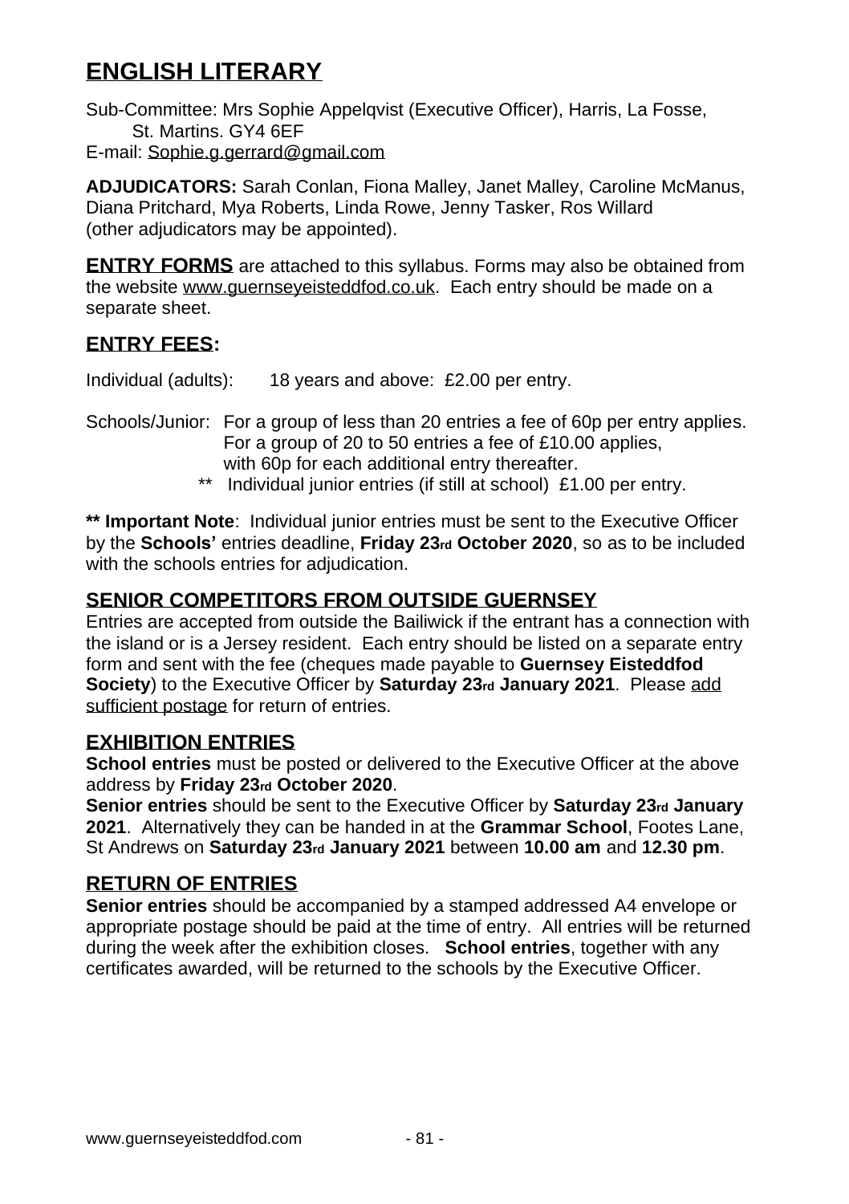# ENGLISH LITERARY

Sub-Committee: Mrs Sophie Appelqvist (Executive Officer), Harris, La Fosse, St. Martins. GY4 6EF
E-mail: Sophie.g.gerrard@gmail.com

**ADJUDICATORS:** Sarah Conlan, Fiona Malley, Janet Malley, Caroline McManus, Diana Pritchard, Mya Roberts, Linda Rowe, Jenny Tasker, Ros Willard (other adjudicators may be appointed).

**ENTRY FORMS** are attached to this syllabus. Forms may also be obtained from the website www.guernseyeisteddfod.co.uk. Each entry should be made on a separate sheet.

## ENTRY FEES:

Individual (adults): 18 years and above: £2.00 per entry.

Schools/Junior: For a group of less than 20 entries a fee of 60p per entry applies. For a group of 20 to 50 entries a fee of £10.00 applies, with 60p for each additional entry thereafter.
** Individual junior entries (if still at school) £1.00 per entry.

**** Important Note**: Individual junior entries must be sent to the Executive Officer by the **Schools'** entries deadline, **Friday 23rd October 2020**, so as to be included with the schools entries for adjudication.

## SENIOR COMPETITORS FROM OUTSIDE GUERNSEY

Entries are accepted from outside the Bailiwick if the entrant has a connection with the island or is a Jersey resident. Each entry should be listed on a separate entry form and sent with the fee (cheques made payable to **Guernsey Eisteddfod Society**) to the Executive Officer by **Saturday 23rd January 2021**. Please add sufficient postage for return of entries.

## EXHIBITION ENTRIES

**School entries** must be posted or delivered to the Executive Officer at the above address by **Friday 23rd October 2020**.
**Senior entries** should be sent to the Executive Officer by **Saturday 23rd January 2021**. Alternatively they can be handed in at the **Grammar School**, Footes Lane, St Andrews on **Saturday 23rd January 2021** between **10.00 am** and **12.30 pm**.

## RETURN OF ENTRIES

**Senior entries** should be accompanied by a stamped addressed A4 envelope or appropriate postage should be paid at the time of entry. All entries will be returned during the week after the exhibition closes. **School entries**, together with any certificates awarded, will be returned to the schools by the Executive Officer.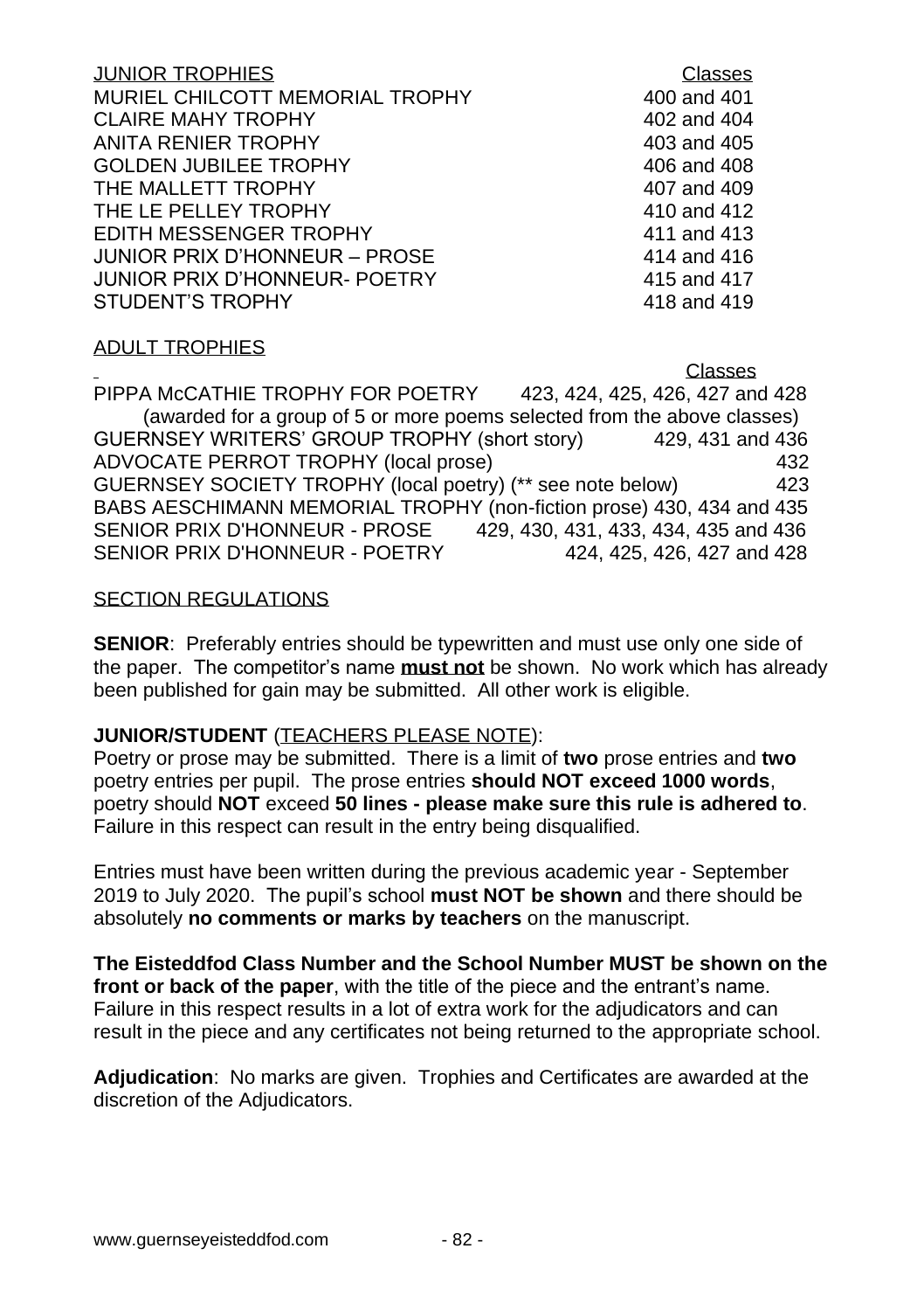## JUNIOR TROPHIES

| JUNIOR TROPHIES | Classes |
|---|---|
| MURIEL CHILCOTT MEMORIAL TROPHY | 400 and 401 |
| CLAIRE MAHY TROPHY | 402 and 404 |
| ANITA RENIER TROPHY | 403 and 405 |
| GOLDEN JUBILEE TROPHY | 406 and 408 |
| THE MALLETT TROPHY | 407 and 409 |
| THE LE PELLEY TROPHY | 410 and 412 |
| EDITH MESSENGER TROPHY | 411 and 413 |
| JUNIOR PRIX D'HONNEUR – PROSE | 414 and 416 |
| JUNIOR PRIX D'HONNEUR- POETRY | 415 and 417 |
| STUDENT'S TROPHY | 418 and 419 |

## ADULT TROPHIES

| | Classes |
|---|---|
| PIPPA McCATHIE TROPHY FOR POETRY (awarded for a group of 5 or more poems selected from the above classes) | 423, 424, 425, 426, 427 and 428 |
| GUERNSEY WRITERS' GROUP TROPHY (short story) | 429, 431 and 436 |
| ADVOCATE PERROT TROPHY (local prose) | 432 |
| GUERNSEY SOCIETY TROPHY (local poetry) (** see note below) | 423 |
| BABS AESCHIMANN MEMORIAL TROPHY (non-fiction prose) | 430, 434 and 435 |
| SENIOR PRIX D'HONNEUR - PROSE | 429, 430, 431, 433, 434, 435 and 436 |
| SENIOR PRIX D'HONNEUR - POETRY | 424, 425, 426, 427 and 428 |

## SECTION REGULATIONS

**SENIOR**: Preferably entries should be typewritten and must use only one side of the paper. The competitor's name **must not** be shown. No work which has already been published for gain may be submitted. All other work is eligible.

**JUNIOR/STUDENT** (TEACHERS PLEASE NOTE):
Poetry or prose may be submitted. There is a limit of **two** prose entries and **two** poetry entries per pupil. The prose entries **should NOT exceed 1000 words**, poetry should **NOT** exceed **50 lines - please make sure this rule is adhered to**. Failure in this respect can result in the entry being disqualified.

Entries must have been written during the previous academic year - September 2019 to July 2020. The pupil's school **must NOT be shown** and there should be absolutely **no comments or marks by teachers** on the manuscript.

**The Eisteddfod Class Number and the School Number MUST be shown on the front or back of the paper**, with the title of the piece and the entrant's name. Failure in this respect results in a lot of extra work for the adjudicators and can result in the piece and any certificates not being returned to the appropriate school.

**Adjudication**: No marks are given. Trophies and Certificates are awarded at the discretion of the Adjudicators.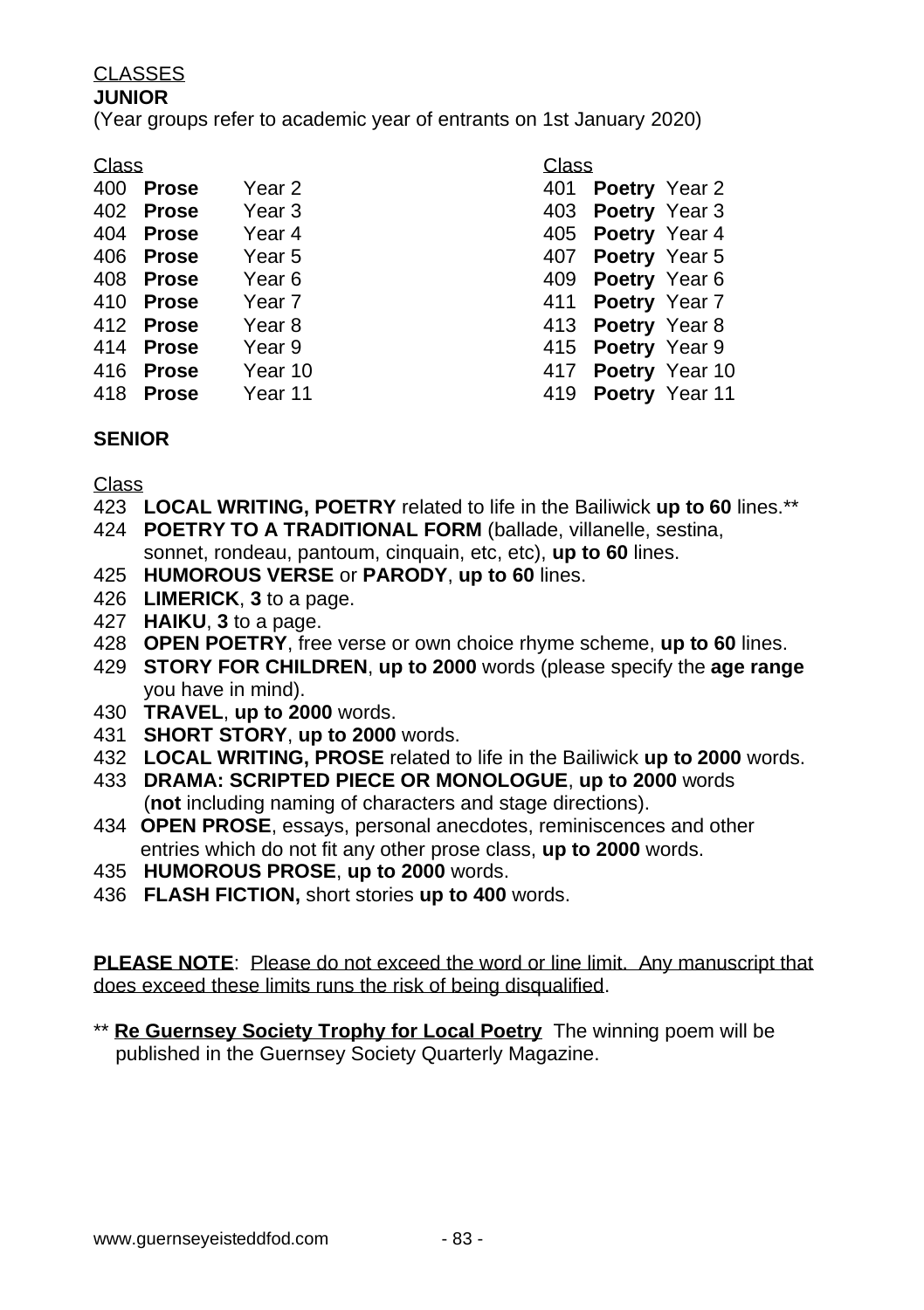CLASSES

**JUNIOR**

(Year groups refer to academic year of entrants on 1st January 2020)

| Class | | | Class | | |
|---|---|---|---|---|---|
| 400 | **Prose** | Year 2 | 401 | **Poetry** | Year 2 |
| 402 | **Prose** | Year 3 | 403 | **Poetry** | Year 3 |
| 404 | **Prose** | Year 4 | 405 | **Poetry** | Year 4 |
| 406 | **Prose** | Year 5 | 407 | **Poetry** | Year 5 |
| 408 | **Prose** | Year 6 | 409 | **Poetry** | Year 6 |
| 410 | **Prose** | Year 7 | 411 | **Poetry** | Year 7 |
| 412 | **Prose** | Year 8 | 413 | **Poetry** | Year 8 |
| 414 | **Prose** | Year 9 | 415 | **Poetry** | Year 9 |
| 416 | **Prose** | Year 10 | 417 | **Poetry** | Year 10 |
| 418 | **Prose** | Year 11 | 419 | **Poetry** | Year 11 |

**SENIOR**

Class

423 **LOCAL WRITING, POETRY** related to life in the Bailiwick **up to 60** lines.**

424 **POETRY TO A TRADITIONAL FORM** (ballade, villanelle, sestina, sonnet, rondeau, pantoum, cinquain, etc, etc), **up to 60** lines.

425 **HUMOROUS VERSE** or **PARODY**, **up to 60** lines.

426 **LIMERICK**, **3** to a page.

427 **HAIKU**, **3** to a page.

428 **OPEN POETRY**, free verse or own choice rhyme scheme, **up to 60** lines.

429 **STORY FOR CHILDREN**, **up to 2000** words (please specify the **age range** you have in mind).

430 **TRAVEL**, **up to 2000** words.

431 **SHORT STORY**, **up to 2000** words.

432 **LOCAL WRITING, PROSE** related to life in the Bailiwick **up to 2000** words.

433 **DRAMA: SCRIPTED PIECE OR MONOLOGUE**, **up to 2000** words (**not** including naming of characters and stage directions).

434 **OPEN PROSE**, essays, personal anecdotes, reminiscences and other entries which do not fit any other prose class, **up to 2000** words.

435 **HUMOROUS PROSE**, **up to 2000** words.

436 **FLASH FICTION,** short stories **up to 400** words.

**PLEASE NOTE**: Please do not exceed the word or line limit. Any manuscript that does exceed these limits runs the risk of being disqualified.

** **Re Guernsey Society Trophy for Local Poetry** The winning poem will be published in the Guernsey Society Quarterly Magazine.